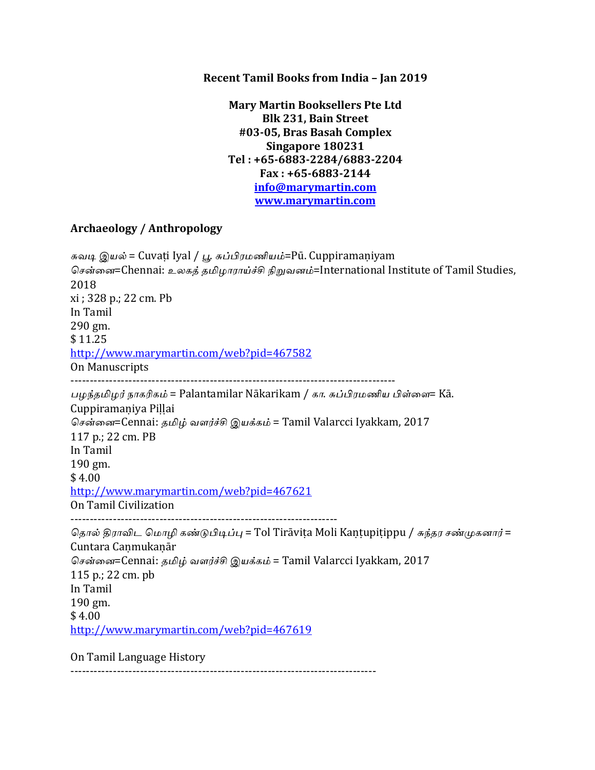**Recent Tamil Books from India – Jan 2019**

**Mary Martin Booksellers Pte Ltd**
**Blk 231, Bain Street**
**#03-05, Bras Basah Complex**
**Singapore 180231**
**Tel : +65-6883-2284/6883-2204**
**Fax : +65-6883-2144**
**[info@marymartin.com](mailto:info@marymartin.com)**
**[www.marymartin.com](http://www.marymartin.com)**

## Archaeology / Anthropology

*சுவடி இயல்* = Cuvaṭi Iyal / *பூ. சுப்பிரமணியம்*=Pū. Cuppiramaṇiyam
*சென்னை*=Chennai: *உலகத் தமிழாராய்ச்சி நிறுவனம்*=International Institute of Tamil Studies, 2018
xi ; 328 p.; 22 cm. Pb
In Tamil
290 gm.
$ 11.25
http://www.marymartin.com/web?pid=467582
On Manuscripts

--------------------------------------------------------------------------------

*பழந்தமிழர் நாகரிகம்* = Palantamilar Nākarikam / *கா. சுப்பிரமணிய பிள்ளை*= Kā. Cuppiramaṇiya Piḷḷai
*சென்னை*=Cennai: *தமிழ் வளர்ச்சி இயக்கம்* = Tamil Valarcci Iyakkam, 2017
117 p.; 22 cm. PB
In Tamil
190 gm.
$ 4.00
http://www.marymartin.com/web?pid=467621
On Tamil Civilization

--------------------------------------------------------------------

*தொல் திராவிட மொழி கண்டுபிடிப்பு* = Tol Tirāviṭa Moli Kaṇṭupiṭippu / *சுந்தர சண்முகனார்* = Cuntara Caṇmukaṇār
*சென்னை*=Cennai: *தமிழ் வளர்ச்சி இயக்கம்* = Tamil Valarcci Iyakkam, 2017
115 p.; 22 cm. pb
In Tamil
190 gm.
$ 4.00
http://www.marymartin.com/web?pid=467619

On Tamil Language History

-----------------------------------------------------------------------------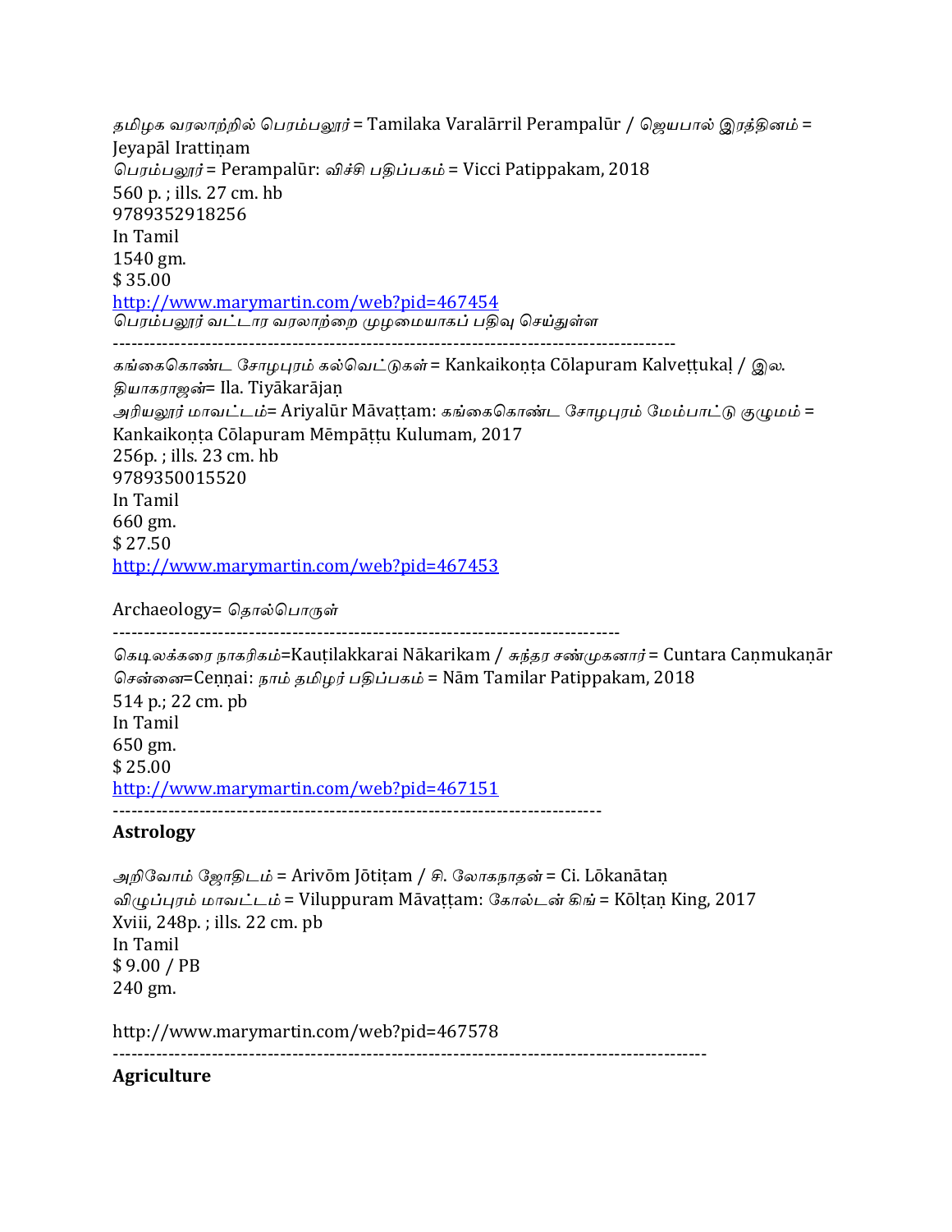*தமிழக வரலாற்றில் பெரம்பலூர்* = Tamilaka Varalārril Perampalūr / *ஜெயபால் இரத்தினம்* = Jeyapāl Irattiṇam
*பெரம்பலூர்* = Perampalūr: *விச்சி பதிப்பகம்* = Vicci Patippakam, 2018
560 p. ; ills. 27 cm. hb
9789352918256
In Tamil
1540 gm.
$ 35.00
http://www.marymartin.com/web?pid=467454
*பெரம்பலூர் வட்டார வரலாற்றை முழமையாகப் பதிவு செய்துள்ள*

------------------------------------------------------------------------------------------

*கங்கைகொண்ட சோழபுரம் கல்வெட்டுகள்* = Kankaikoṇṭa Cōlapuram Kalveṭṭukaḷ / *இல. தியாகராஜன்*= Ila. Tiyākarājaṇ
*அரியலூர் மாவட்டம்*= Ariyalūr Māvaṭṭam: *கங்கைகொண்ட சோழபுரம் மேம்பாட்டு குழுமம்* = Kankaikoṇṭa Cōlapuram Mēmpāṭṭu Kulumam, 2017
256p. ; ills. 23 cm. hb
9789350015520
In Tamil
660 gm.
$ 27.50
http://www.marymartin.com/web?pid=467453

Archaeology= *தொல்பொருள்*

--------------------------------------------------------------------------------

*கெடிலக்கரை நாகரிகம்*=Kauṭilakkarai Nākarikam / *சுந்தர சண்முகனார்* = Cuntara Caṇmukaṇār
*சென்னை*=Ceṇṇai: *நாம் தமிழர் பதிப்பகம்* = Nām Tamilar Patippakam, 2018
514 p.; 22 cm. pb
In Tamil
650 gm.
$ 25.00
http://www.marymartin.com/web?pid=467151

-----------------------------------------------------------------------------

**Astrology**

*அறிவோம் ஜோதிடம்* = Arivōm Jōtiṭam / *சி. லோகநாதன்* = Ci. Lōkanātaṇ
*விழுப்புரம் மாவட்டம்* = Viluppuram Māvaṭṭam: *கோல்டன் கிங்* = Kōlṭaṇ King, 2017
Xviii, 248p. ; ills. 22 cm. pb
In Tamil
$ 9.00 / PB
240 gm.

http://www.marymartin.com/web?pid=467578

---------------------------------------------------------------------------------------------

**Agriculture**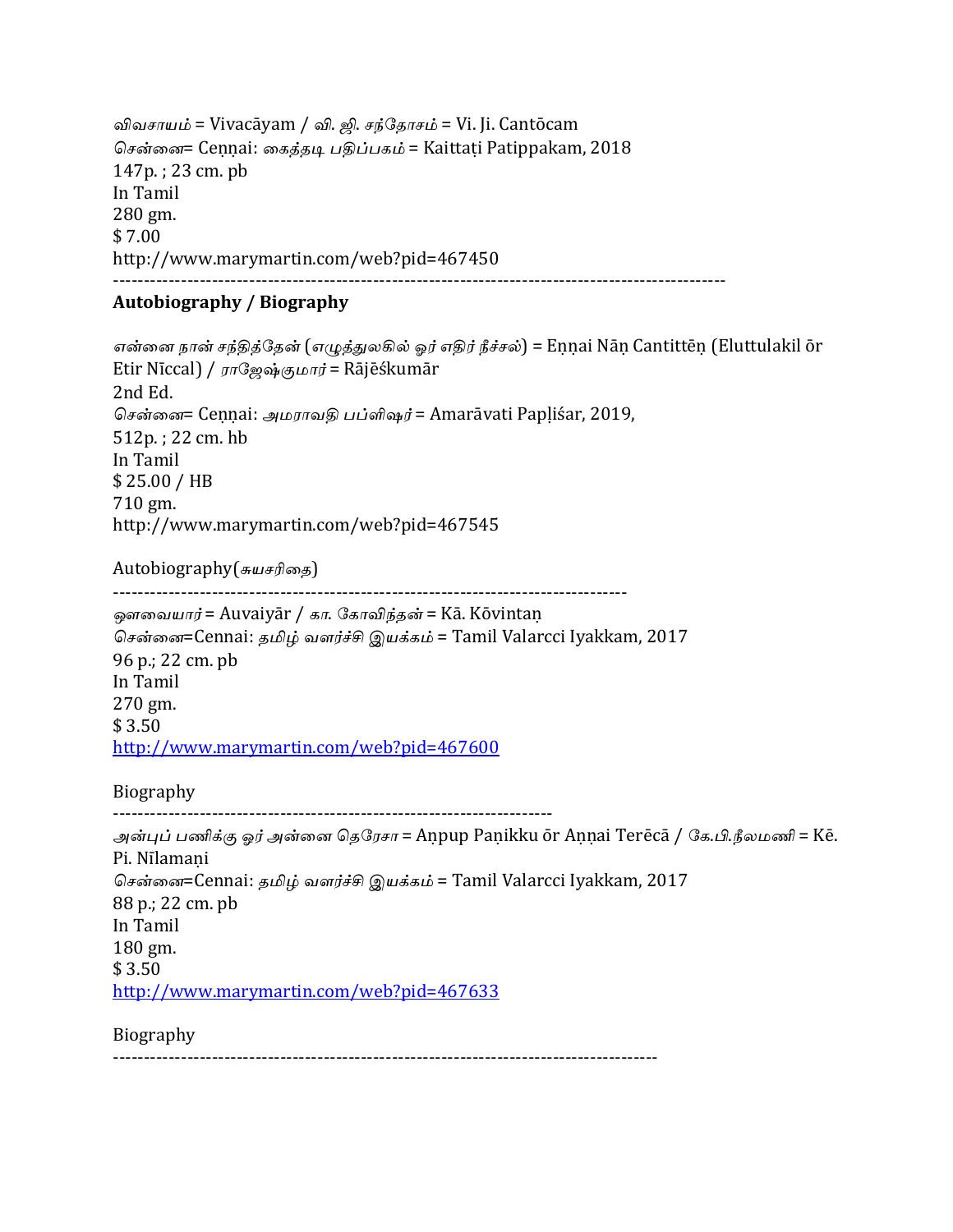விவசாயம் = Vivacāyam / வி. ஜி. சந்தோசம் = Vi. Ji. Cantōcam
சென்னை= Ceṇṇai: கைத்தடி பதிப்பகம் = Kaittaṭi Patippakam, 2018
147p. ; 23 cm. pb
In Tamil
280 gm.
$ 7.00
http://www.marymartin.com/web?pid=467450

---

**Autobiography / Biography**

என்னை நான் சந்தித்தேன் (எழுத்துலகில் ஓர் எதிர் நீச்சல்) = Eṇṇai Nāṇ Cantittēṇ (Eluttulakil ōr Etir Nīccal) / ராஜேஷ்குமார் = Rājēśkumār
2nd Ed.
சென்னை= Ceṇṇai: அமராவதி பப்ளிஷர் = Amarāvati Papḷiśar, 2019,
512p. ; 22 cm. hb
In Tamil
$ 25.00 / HB
710 gm.
http://www.marymartin.com/web?pid=467545

Autobiography(சுயசரிதை)

---

ஔவையார் = Auvaiyār / கா. கோவிந்தன் = Kā. Kōvintaṇ
சென்னை=Cennai: தமிழ் வளர்ச்சி இயக்கம் = Tamil Valarcci Iyakkam, 2017
96 p.; 22 cm. pb
In Tamil
270 gm.
$ 3.50
http://www.marymartin.com/web?pid=467600

Biography

---

அன்புப் பணிக்கு ஓர் அன்னை தெரேசா = Aṇpup Paṇikku ōr Aṇṇai Terēcā / கே.பி.நீலமணி = Kē. Pi. Nīlamaṇi
சென்னை=Cennai: தமிழ் வளர்ச்சி இயக்கம் = Tamil Valarcci Iyakkam, 2017
88 p.; 22 cm. pb
In Tamil
180 gm.
$ 3.50
http://www.marymartin.com/web?pid=467633

Biography

---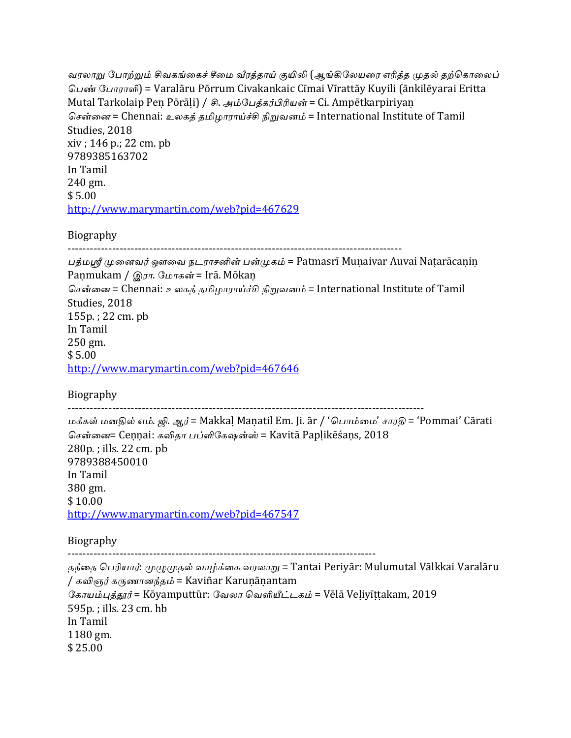வரலாறு போற்றும் சிவகங்கைச் சீமை வீரத்தாய் குயிலி (ஆங்கிலேயரை எரித்த முதல் தற்கொலைப் பெண் போராளி) = Varalāru Pōrrum Civakankaic Cīmai Vīrattāy Kuyili (āṅkilēyarai Eritta Mutal Tarkolaip Peṇ Pōrāḷi) / சி. அம்பேத்கர்பிரியன் = Ci. Ampētkarpiriyaṇ
சென்னை = Chennai: உலகத் தமிழாராய்ச்சி நிறுவனம் = International Institute of Tamil Studies, 2018
xiv ; 146 p.; 22 cm. pb
9789385163702
In Tamil
240 gm.
$ 5.00
http://www.marymartin.com/web?pid=467629

Biography

---

பத்மஸ்ரீ முனைவர் ஔவை நடராசனின் பன்முகம் = Patmasrī Muṇaivar Auvai Naṭarācaṇiṇ Paṇmukam / இரா. மோகன் = Irā. Mōkaṇ
சென்னை = Chennai: உலகத் தமிழாராய்ச்சி நிறுவனம் = International Institute of Tamil Studies, 2018
155p. ; 22 cm. pb
In Tamil
250 gm.
$ 5.00
http://www.marymartin.com/web?pid=467646

Biography

---

மக்கள் மனதில் எம். ஜி. ஆர் = Makkaḷ Maṇatil Em. Ji. ār / 'பொம்மை' சாரதி = 'Pommai' Cārati
சென்னை= Ceṇṇai: கவிதா பப்ளிகேஷன்ஸ் = Kavitā Papḷikēśaṇs, 2018
280p. ; ills. 22 cm. pb
9789388450010
In Tamil
380 gm.
$ 10.00
http://www.marymartin.com/web?pid=467547

Biography

---

தந்தை பெரியார்: முழுமுதல் வாழ்க்கை வரலாறு = Tantai Periyār: Mulumutal Vālkkai Varalāru / கவிஞர் கருணானந்தம் = Kaviñar Karuṇāṇantam
கோயம்புத்தூர் = Kōyamputtūr: வேலா வெளியீட்டகம் = Vēlā Veḷiyīṭṭakam, 2019
595p. ; ills. 23 cm. hb
In Tamil
1180 gm.
$ 25.00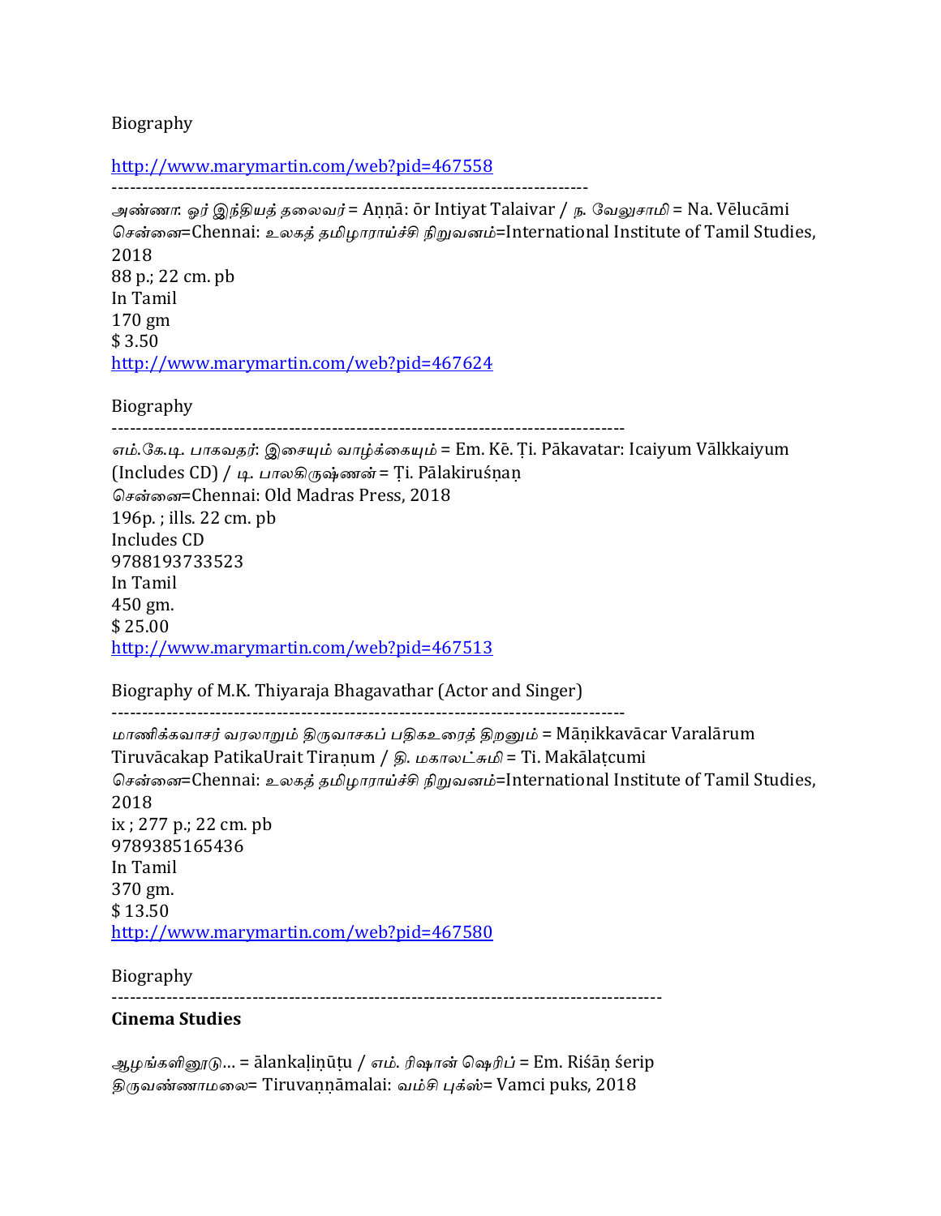Biography

http://www.marymartin.com/web?pid=467558

-----------------------------------------------------------------------------

*அண்ணா: ஓர் இந்தியத் தலைவர்* = Aṇṇā: ōr Intiyat Talaivar / *ந. வேலுசாமி* = Na. Vēlucāmi
*சென்னை*=Chennai: *உலகத் தமிழாராய்ச்சி நிறுவனம்*=International Institute of Tamil Studies, 2018
88 p.; 22 cm. pb
In Tamil
170 gm
$ 3.50
http://www.marymartin.com/web?pid=467624

Biography

-----------------------------------------------------------------------------

*எம்.கே.டி. பாகவதர்: இசையும் வாழ்க்கையும்* = Em. Kē. Ṭi. Pākavatar: Icaiyum Vālkkaiyum (Includes CD) / *டி. பாலகிருஷ்ணன்* = Ṭi. Pālakiruśṇaṇ
*சென்னை*=Chennai: Old Madras Press, 2018
196p. ; ills. 22 cm. pb
Includes CD
9788193733523
In Tamil
450 gm.
$ 25.00
http://www.marymartin.com/web?pid=467513

Biography of M.K. Thiyaraja Bhagavathar (Actor and Singer)

-----------------------------------------------------------------------------

*மாணிக்கவாசர் வரலாறும் திருவாசகப் பதிகஉரைத் திறனும்* = Māṇikkavācar Varalārum Tiruvācakap PatikaUrait Tiraṇum / *தி. மகாலட்சுமி* = Ti. Makālaṭcumi
*சென்னை*=Chennai: *உலகத் தமிழாராய்ச்சி நிறுவனம்*=International Institute of Tamil Studies, 2018
ix ; 277 p.; 22 cm. pb
9789385165436
In Tamil
370 gm.
$ 13.50
http://www.marymartin.com/web?pid=467580

Biography

-----------------------------------------------------------------------------

**Cinema Studies**

*ஆழங்களினூடு...* = ālankaḷiṇūṭu / *எம். ரிஷான் ஷெரிப்* = Em. Riśāṇ śerip
*திருவண்ணாமலை*= Tiruvaṇṇāmalai: *வம்சி புக்ஸ்*= Vamci puks, 2018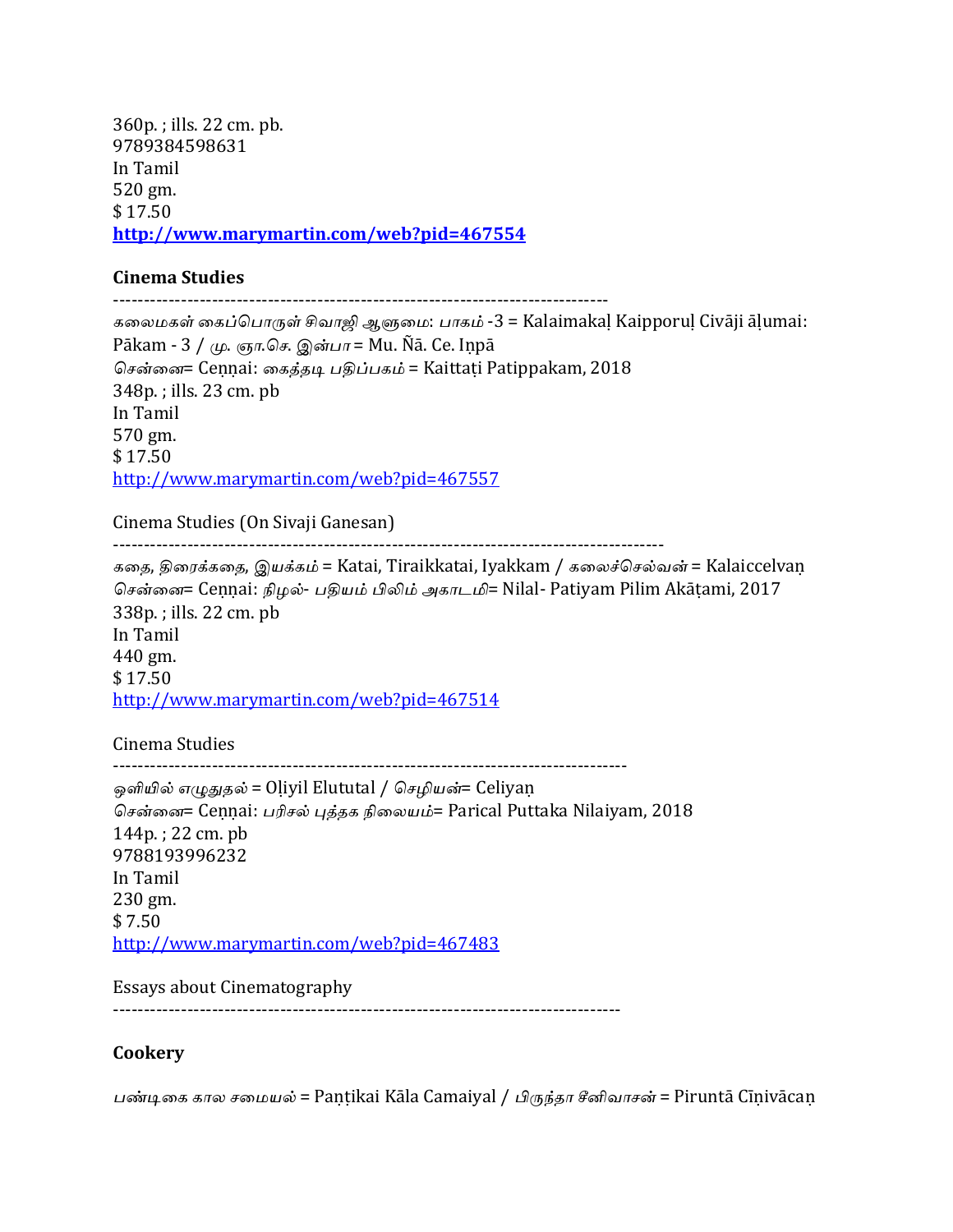360p. ; ills. 22 cm. pb.
9789384598631
In Tamil
520 gm.
$ 17.50
**http://www.marymartin.com/web?pid=467554**

**Cinema Studies**

--------------------------------------------------------------------------------

*கலைமகள் கைப்பொருள் சிவாஜி ஆளுமை: பாகம்* -3 = Kalaimakaḷ Kaipporuḷ Civāji āḷumai: Pākam - 3 / *மு. ஞா.செ. இன்பா* = Mu. Ñā. Ce. Iṇpā
*சென்னை*= Ceṇṇai: *கைத்தடி பதிப்பகம்* = Kaittaṭi Patippakam, 2018
348p. ; ills. 23 cm. pb
In Tamil
570 gm.
$ 17.50
http://www.marymartin.com/web?pid=467557

Cinema Studies (On Sivaji Ganesan)

--------------------------------------------------------------------------------

*கதை, திரைக்கதை, இயக்கம்* = Katai, Tiraikkatai, Iyakkam / *கலைச்செல்வன்* = Kalaiccelvaṇ
*சென்னை*= Ceṇṇai: *நிழல்- பதியம் பிலிம் அகாடமி*= Nilal- Patiyam Pilim Akāṭami, 2017
338p. ; ills. 22 cm. pb
In Tamil
440 gm.
$ 17.50
http://www.marymartin.com/web?pid=467514

Cinema Studies

--------------------------------------------------------------------------------

*ஒளியில் எழுதுதல்* = Oḷiyil Elututal / *செழியன்*= Celiyaṇ
*சென்னை*= Ceṇṇai: *பரிசல் புத்தக நிலையம்*= Parical Puttaka Nilaiyam, 2018
144p. ; 22 cm. pb
9788193996232
In Tamil
230 gm.
$ 7.50
http://www.marymartin.com/web?pid=467483

Essays about Cinematography

--------------------------------------------------------------------------------

**Cookery**

*பண்டிகை கால சமையல்* = Paṇṭikai Kāla Camaiyal / *பிருந்தா சீனிவாசன்* = Pituntā Cīṇivācaṇ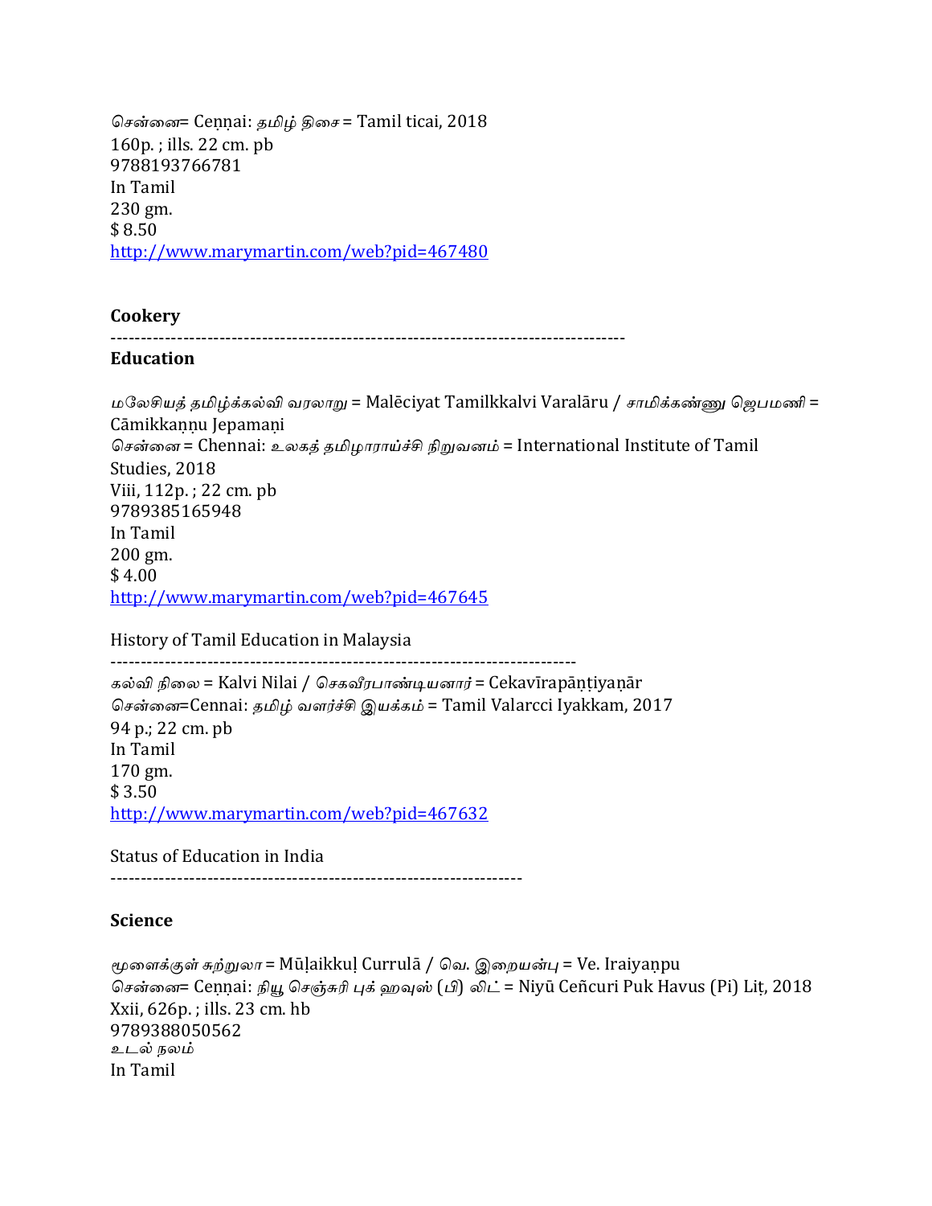*சென்னை*= Ceṉṉai: *தமிழ் திசை* = Tamil ticai, 2018
160p. ; ills. 22 cm. pb
9788193766781
In Tamil
230 gm.
$ 8.50
http://www.marymartin.com/web?pid=467480

**Cookery**

---

**Education**

*மலேசியத் தமிழ்க்கல்வி வரலாறு* = Malēciyat Tamilkkalvi Varalāru / *சாமிக்கண்ணு ஜெபமணி* = Cāmikkaṇṇu Jepamaṇi
*சென்னை* = Chennai: *உலகத் தமிழாராய்ச்சி நிறுவனம்* = International Institute of Tamil Studies, 2018
Viii, 112p. ; 22 cm. pb
9789385165948
In Tamil
200 gm.
$ 4.00
http://www.marymartin.com/web?pid=467645

History of Tamil Education in Malaysia

---

*கல்வி நிலை* = Kalvi Nilai / *செகவீரபாண்டியனார்* = Cekavīrapāṇṭiyaṇār
*சென்னை*=Cennai: *தமிழ் வளர்ச்சி இயக்கம்* = Tamil Valarcci Iyakkam, 2017
94 p.; 22 cm. pb
In Tamil
170 gm.
$ 3.50
http://www.marymartin.com/web?pid=467632

Status of Education in India

---

**Science**

*மூளைக்குள் சுற்றுலா* = Mūḷaikkuḷ Curralā / *வெ. இறையன்பு* = Ve. Iraiyaṇpu
*சென்னை*= Ceṉṉai: *நியூ செஞ்சுரி புக் ஹவுஸ் (பி) லிட்* = Niyū Ceñcuri Puk Havus (Pi) Liṭ, 2018
Xxii, 626p. ; ills. 23 cm. hb
9789388050562
*உடல் நலம்*
In Tamil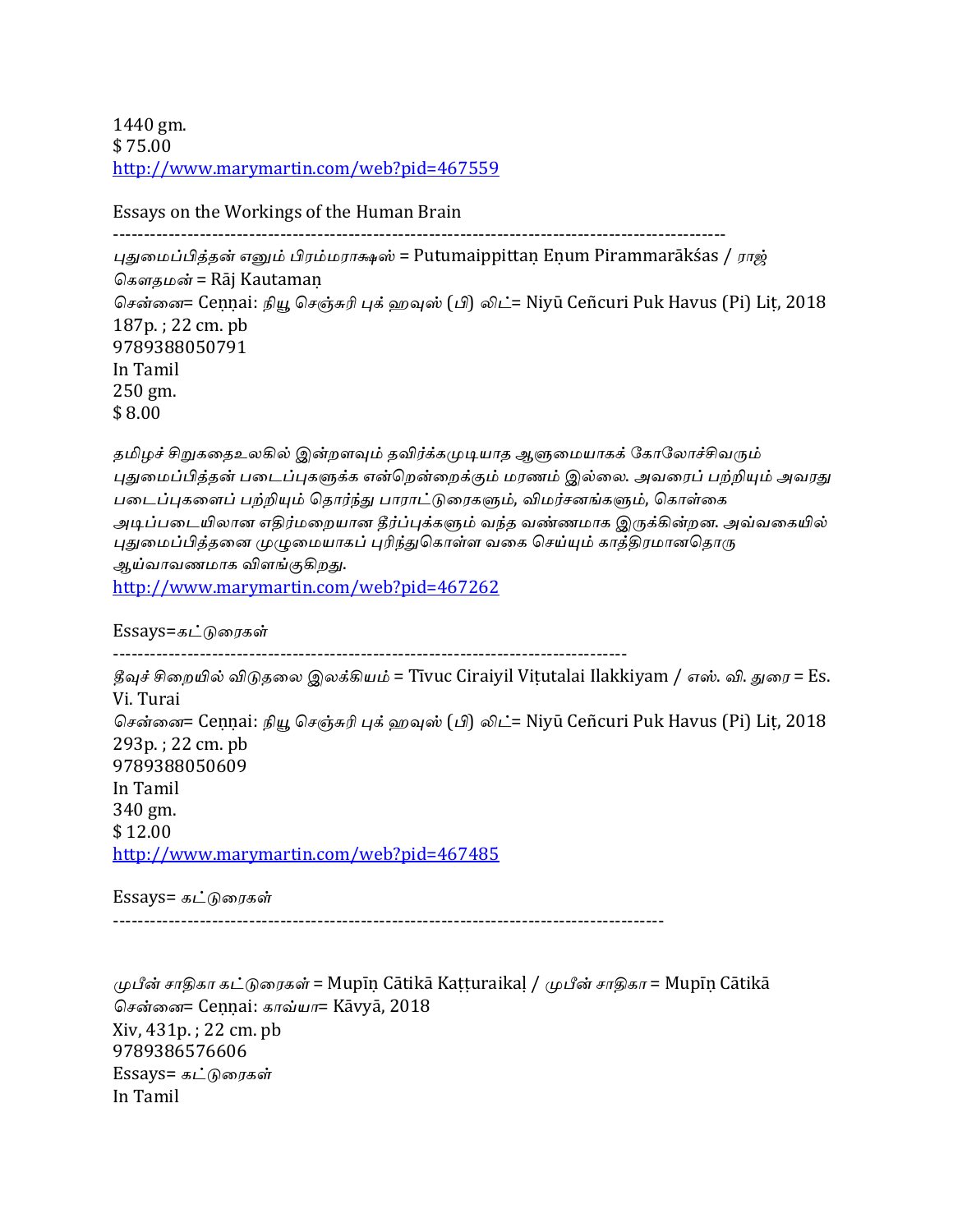1440 gm.
$ 75.00
http://www.marymartin.com/web?pid=467559

Essays on the Workings of the Human Brain

------------------------------------------------------------------------------------------------

புதுமைப்பித்தன் எனும் பிரம்மராக்ஷஸ் = Putumaippittaṉ Eṉum Pirammarākśas / ராஜ் கௌதமன் = Rāj Kautamaṉ
சென்னை= Ceṉṉai: நியூ செஞ்சுரி புக் ஹவுஸ் (பி) லிட்= Niyū Ceñcuri Puk Havus (Pi) Liṭ, 2018
187p. ; 22 cm. pb
9789388050791
In Tamil
250 gm.
$ 8.00

*தமிழ்ச் சிறுகதைஉலகில் இன்றளவும் தவிர்க்கமுடியாத ஆளுமையாகக் கோலோச்சிவரும் புதுமைப்பித்தன் படைப்புகளுக்க என்றென்றைக்கும் மரணம் இல்லை. அவரைப் பற்றியும் அவரது படைப்புகளைப் பற்றியும் தொர்ந்து பாராட்டுரைகளும், விமர்சனங்களும், கொள்கை அடிப்படையிலான எதிர்மறையான தீர்ப்புக்களும் வந்த வண்ணமாக இருக்கின்றன. அவ்வகையில் புதுமைப்பித்தனை முழுமையாகப் புரிந்துகொள்ள வகை செய்யும் காத்திரமானதொரு ஆய்வாவணமாக விளங்குகிறது.*
http://www.marymartin.com/web?pid=467262

Essays=கட்டுரைகள்

--------------------------------------------------------------------------------

தீவுச் சிறையில் விடுதலை இலக்கியம் = Tīvuc Ciraiyil Viṭutalai Ilakkiyam / எஸ். வி. துரை = Es. Vi. Turai
சென்னை= Ceṉṉai: நியூ செஞ்சுரி புக் ஹவுஸ் (பி) லிட்= Niyū Ceñcuri Puk Havus (Pi) Liṭ, 2018
293p. ; 22 cm. pb
9789388050609
In Tamil
340 gm.
$ 12.00
http://www.marymartin.com/web?pid=467485

Essays= கட்டுரைகள்

--------------------------------------------------------------------------------------

முபீன் சாதிகா கட்டுரைகள் = Mupīṉ Cātikā Kaṭṭuraikaḷ / முபீன் சாதிகா = Mupīṉ Cātikā
சென்னை= Ceṉṉai: காவ்யா= Kāvyā, 2018
Xiv, 431p. ; 22 cm. pb
9789386576606
Essays= கட்டுரைகள்
In Tamil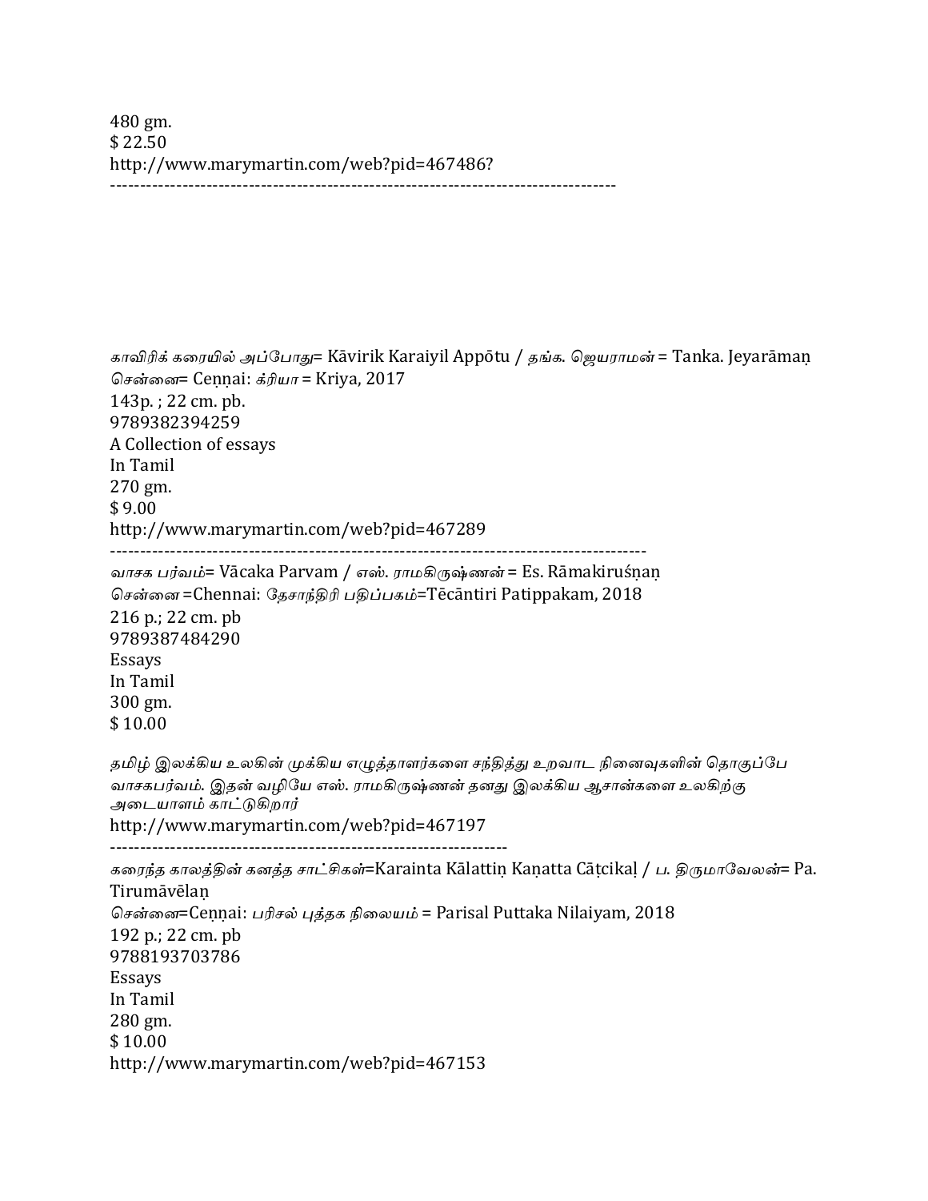480 gm.
$ 22.50
http://www.marymartin.com/web?pid=467486?
------------------------------------------------------------------------------------

*காவிரிக் கரையில் அப்போது*= Kāvirik Karaiyil Appōtu / *தங்க. ஜெயராமன்* = Tanka. Jeyarāmaṇ
*சென்னை*= Ceṇṇai: *க்ரியா* = Kriya, 2017
143p. ; 22 cm. pb.
9789382394259
A Collection of essays
In Tamil
270 gm.
$ 9.00
http://www.marymartin.com/web?pid=467289
------------------------------------------------------------------------------------------
*வாசக பர்வம்*= Vācaka Parvam / *எஸ். ராமகிருஷ்ணன்* = Es. Rāmakiruśṇaṇ
*சென்னை* =Chennai: *தேசாந்திரி பதிப்பகம்*=Tēcāntiri Patippakam, 2018
216 p.; 22 cm. pb
9789387484290
Essays
In Tamil
300 gm.
$ 10.00

*தமிழ் இலக்கிய உலகின் முக்கிய எழுத்தாளர்களை சந்தித்து உறவாட நினைவுகளின் தொகுப்பே வாசகபர்வம். இதன் வழியே எஸ். ராமகிருஷ்ணன் தனது இலக்கிய ஆசான்களை உலகிற்கு அடையாளம் காட்டுகிறார்*
http://www.marymartin.com/web?pid=467197
-------------------------------------------------------------------
*கரைந்த காலத்தின் கனத்த சாட்சிகள்*=Karainta Kālattiṇ Kaṇatta Cāṭcikaḷ / *ப. திருமாவேலன்*= Pa. Tirumāvēlaṇ
*சென்னை*=Ceṇṇai: *பரிசல் புத்தக நிலையம்* = Parisal Puttaka Nilaiyam, 2018
192 p.; 22 cm. pb
9788193703786
Essays
In Tamil
280 gm.
$ 10.00
http://www.marymartin.com/web?pid=467153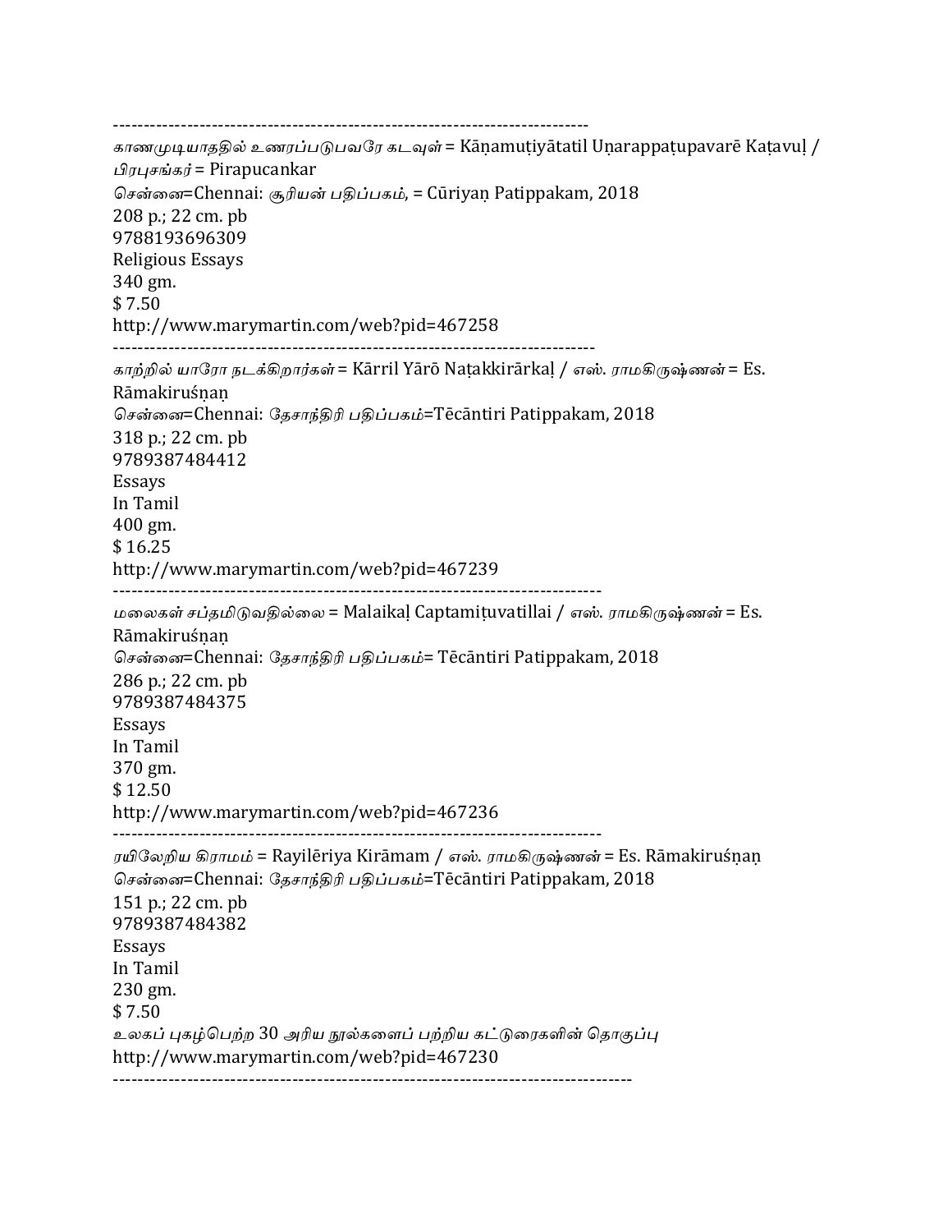------------------------------------------------------------------------------

*காணமுடியாததில் உணரப்படுபவரே கடவுள்* = Kāṇamuṭiyātatil Uṇarappaṭupavarē Kaṭavuḷ / *பிரபுசங்கர்* = Pirapucankar

*சென்னை*=Chennai: *சூரியன் பதிப்பகம்*, = Cūriyaṉ Patippakam, 2018

208 p.; 22 cm. pb

9788193696309

Religious Essays

340 gm.

$ 7.50

http://www.marymartin.com/web?pid=467258

------------------------------------------------------------------------------

*காற்றில் யாரோ நடக்கிறார்கள்* = Kārril Yārō Naṭakkirārkaḷ / *எஸ். ராமகிருஷ்ணன்* = Es. Rāmakiruśṇaṉ

*சென்னை*=Chennai: *தேசாந்திரி பதிப்பகம்*=Tēcāntiri Patippakam, 2018

318 p.; 22 cm. pb

9789387484412

Essays

In Tamil

400 gm.

$ 16.25

http://www.marymartin.com/web?pid=467239

------------------------------------------------------------------------------

*மலைகள் சப்தமிடுவதில்லை* = Malaikaḷ Captamiṭuvatillai / *எஸ். ராமகிருஷ்ணன்* = Es. Rāmakiruśṇaṉ

*சென்னை*=Chennai: *தேசாந்திரி பதிப்பகம்*= Tēcāntiri Patippakam, 2018

286 p.; 22 cm. pb

9789387484375

Essays

In Tamil

370 gm.

$ 12.50

http://www.marymartin.com/web?pid=467236

------------------------------------------------------------------------------

*ரயிலேறிய கிராமம்* = Rayilēriya Kirāmam / *எஸ். ராமகிருஷ்ணன்* = Es. Rāmakiruśṇaṉ

*சென்னை*=Chennai: *தேசாந்திரி பதிப்பகம்*=Tēcāntiri Patippakam, 2018

151 p.; 22 cm. pb

9789387484382

Essays

In Tamil

230 gm.

$ 7.50

*உலகப் புகழ்பெற்ற* 30 *அரிய நூல்களைப் பற்றிய கட்டுரைகளின் தொகுப்பு*

http://www.marymartin.com/web?pid=467230

------------------------------------------------------------------------------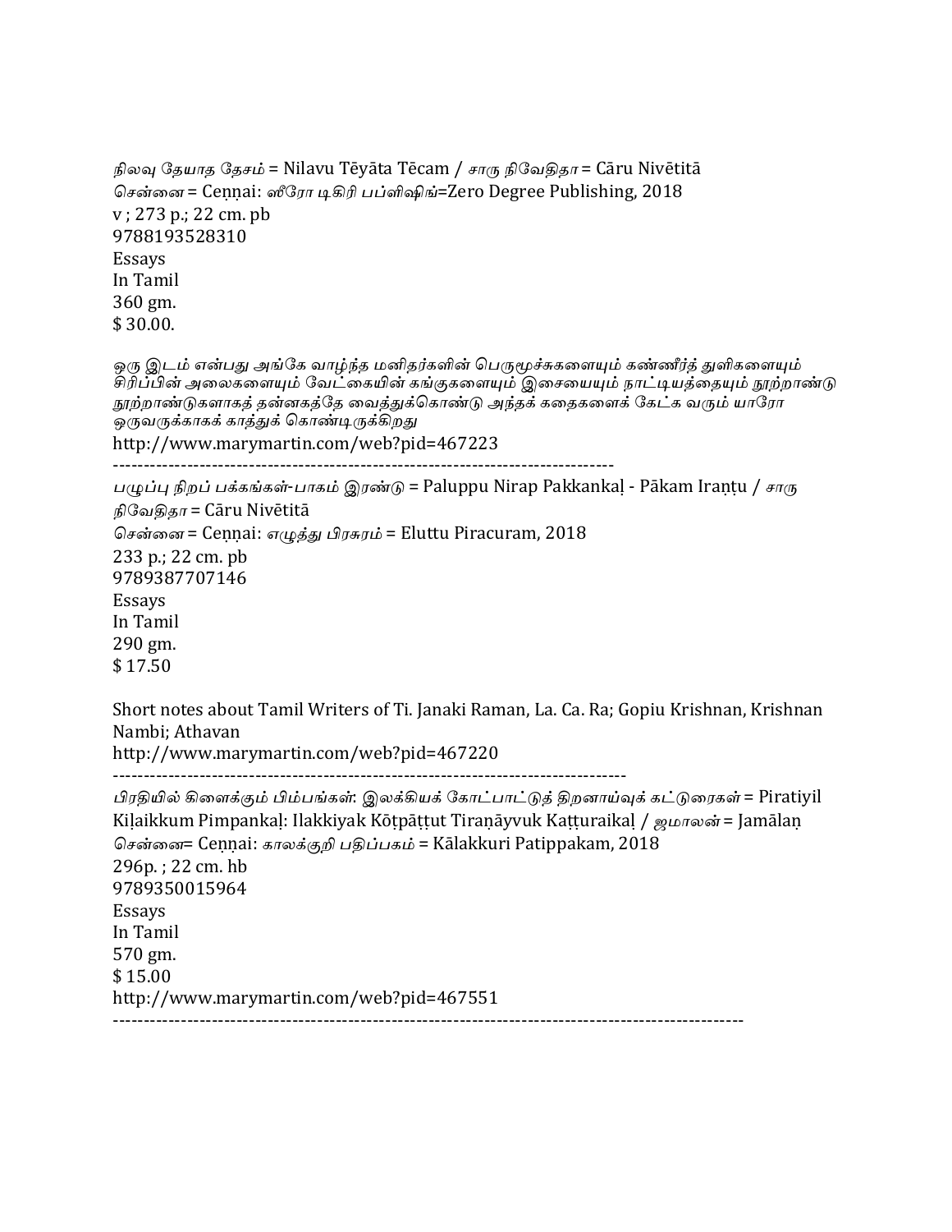*நிலவு தேயாத தேசம்* = Nilavu Tēyāta Tēcam / *சாரு நிவேதிதா* = Cāru Nivētitā
*சென்னை* = Ceṇṇai: *ஸீரோ டிகிரி பப்ளிஷிங்*=Zero Degree Publishing, 2018
v ; 273 p.; 22 cm. pb
9788193528310
Essays
In Tamil
360 gm.
$ 30.00.

*ஒரு இடம் என்பது அங்கே வாழ்ந்த மனிதர்களின் பெருமூச்சுகளையும் கண்ணீர்த் துளிகளையும் சிரிப்பின் அலைகளையும் வேட்கையின் கங்குகளையும் இசையையும் நாட்டியத்தையும் நூற்றாண்டு நூற்றாண்டுகளாகத் தன்னகத்தே வைத்துக்கொண்டு அந்தக் கதைகளைக் கேட்க வரும் யாரோ ஒருவருக்காகக் காத்துக் கொண்டிருக்கிறது*
http://www.marymartin.com/web?pid=467223

---

*பழுப்பு நிறப் பக்கங்கள்-பாகம் இரண்டு* = Paluppu Nirap Pakkankaḷ - Pākam Iraṇṭu / *சாரு நிவேதிதா* = Cāru Nivētitā
*சென்னை* = Ceṇṇai: *எழுத்து பிரசுரம்* = Eluttu Piracuram, 2018
233 p.; 22 cm. pb
9789387707146
Essays
In Tamil
290 gm.
$ 17.50

Short notes about Tamil Writers of Ti. Janaki Raman, La. Ca. Ra; Gopiu Krishnan, Krishnan Nambi; Athavan
http://www.marymartin.com/web?pid=467220

---

*பிரதியில் கிளைக்கும் பிம்பங்கள்: இலக்கியக் கோட்பாட்டுத் திறனாய்வுக் கட்டுரைகள்* = Piratiyil Kiḷaikkum Pimpankaḷ: Ilakkiyak Kōṭpāṭṭut Tiraṇāyvuk Kaṭṭuraikaḷ / *ஜமாலன்* = Jamālaṇ
*சென்னை*= Ceṇṇai: *காலக்குறி பதிப்பகம்* = Kālakkuri Patippakam, 2018
296p. ; 22 cm. hb
9789350015964
Essays
In Tamil
570 gm.
$ 15.00
http://www.marymartin.com/web?pid=467551

---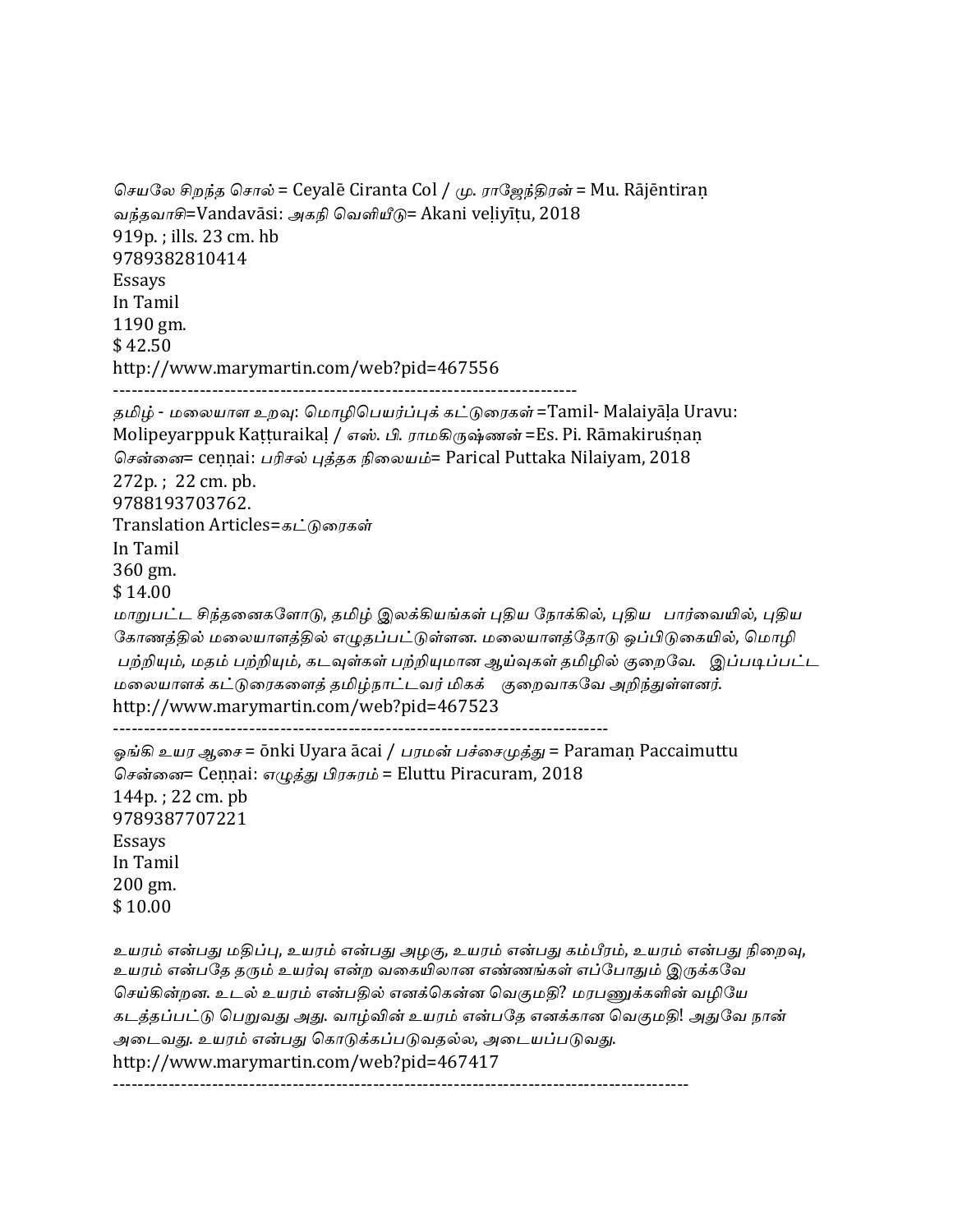*செயலே சிறந்த சொல்* = Ceyalē Ciranta Col / *மு. ராஜேந்திரன்* = Mu. Rājēntiraṇ
*வந்தவாசி*=Vandavāsi: *அகநி வெளியீடு*= Akani veḷiyīṭu, 2018
919p. ; ills. 23 cm. hb
9789382810414
Essays
In Tamil
1190 gm.
$ 42.50
http://www.marymartin.com/web?pid=467556

---

*தமிழ் - மலையாள உறவு: மொழிபெயர்ப்புக் கட்டுரைகள்* =Tamil- Malaiyāḷa Uravu: Molipeyarppuk Kaṭṭuraikaḷ / *எஸ். பி. ராமகிருஷ்ணன்* =Es. Pi. Rāmakiruśṇaṇ
*சென்னை*= ceṇṇai: *பரிசல் புத்தக நிலையம்*= Parical Puttaka Nilaiyam, 2018
272p. ; 22 cm. pb.
9788193703762.
Translation Articles=*கட்டுரைகள்*
In Tamil
360 gm.
$ 14.00
*மாறுபட்ட சிந்தனைகளோடு, தமிழ் இலக்கியங்கள் புதிய நோக்கில், புதிய பார்வையில், புதிய கோணத்தில் மலையாளத்தில் எழுதப்பட்டுள்ளன. மலையாளத்தோடு ஒப்பிடுகையில், மொழி பற்றியும், மதம் பற்றியும், கடவுள்கள் பற்றியுமான ஆய்வுகள் தமிழில் குறைவே. இப்படிப்பட்ட மலையாளக் கட்டுரைகளைத் தமிழ்நாட்டவர் மிகக் குறைவாகவே அறிந்துள்ளனர்.*
http://www.marymartin.com/web?pid=467523

---

*ஓங்கி உயர ஆசை* = ōnki Uyara ācai / *பரமன் பச்சைமுத்து* = Paramaṇ Paccaimuttu
*சென்னை*= Ceṇṇai: *எழுத்து பிரசுரம்* = Eluttu Piracuram, 2018
144p. ; 22 cm. pb
9789387707221
Essays
In Tamil
200 gm.
$ 10.00

*உயரம் என்பது மதிப்பு, உயரம் என்பது அழகு, உயரம் என்பது கம்பீரம், உயரம் என்பது நிறைவு, உயரம் என்பதே தரும் உயர்வு என்ற வகையிலான எண்ணங்கள் எப்போதும் இருக்கவே செய்கின்றன. உடல் உயரம் என்பதில் எனக்கென்ன வெகுமதி? மரபணுக்களின் வழியே கடத்தப்பட்டு பெறுவது அது. வாழ்வின் உயரம் என்பதே எனக்கான வெகுமதி! அதுவே நான் அடைவது. உயரம் என்பது கொடுக்கப்படுவதல்ல, அடையப்படுவது.*
http://www.marymartin.com/web?pid=467417

---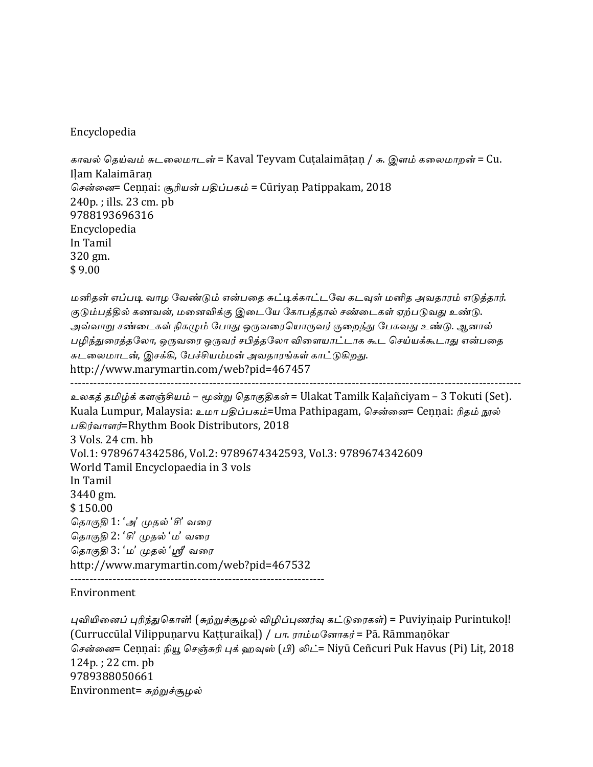Encyclopedia

*காவல் தெய்வம் சுடலைமாடன்* = Kaval Teyvam Cuṭalaimāṭaṉ / *சு. இளம் கலைமாறன்* = Cu. Iḷam Kalaimāraṇ
*சென்னை*= Ceṇṇai: *சூரியன் பதிப்பகம்* = Cūriyaṇ Patippakam, 2018
240p. ; ills. 23 cm. pb
9788193696316
Encyclopedia
In Tamil
320 gm.
$ 9.00

*மனிதன் எப்படி வாழ வேண்டும் என்பதை சுட்டிக்காட்டவே கடவுள் மனித அவதாரம் எடுத்தார். குடும்பத்தில் கணவன், மனைவிக்கு இடையே கோபத்தால் சண்டைகள் ஏற்படுவது உண்டு. அவ்வாறு சண்டைகள் நிகழும் போது ஒருவரையொருவர் குறைத்து பேசுவது உண்டு. ஆனால் பழிந்துரைத்தலோ, ஒருவரை ஒருவர் சபித்தலோ விளையாட்டாக கூட செய்யக்கூடாது என்பதை சுடலைமாடன், இசக்கி, பேச்சியம்மன் அவதாரங்கள் காட்டுகிறது.*
http://www.marymartin.com/web?pid=467457

---

*உலகத் தமிழ்க் களஞ்சியம் – மூன்று தொகுதிகள்* = Ulakat Tamilk Kaḷañciyam – 3 Tokuti (Set).
Kuala Lumpur, Malaysia: *உமா பதிப்பகம்*=Uma Pathipagam, *சென்னை*= Ceṇṇai: *ரிதம் நூல் பகிர்வாளர்*=Rhythm Book Distributors, 2018
3 Vols. 24 cm. hb
Vol.1: 9789674342586, Vol.2: 9789674342593, Vol.3: 9789674342609
World Tamil Encyclopaedia in 3 vols
In Tamil
3440 gm.
$ 150.00
*தொகுதி* 1: *'அ' முதல் 'சி' வரை*
*தொகுதி* 2: *'சி' முதல் 'ம' வரை*
*தொகுதி* 3: *'ம' முதல் 'ஸ்ரீ' வரை*
http://www.marymartin.com/web?pid=467532

---

Environment

*புவியினைப் புரிந்துகொள்! (சுற்றுச்சூழல் விழிப்புணர்வு கட்டுரைகள்)* = Puviyiṇaip Purintukoḷ! (Curruccūlal Vilippuṇarvu Kaṭṭuraikaḷ) / *பா. ராம்மனோகர்* = Pā. Rāmmaṇōkar
*சென்னை*= Ceṇṇai: *நியூ செஞ்சுரி புக் ஹவுஸ் (பி) லிட்*= Niyū Ceñcuri Puk Havus (Pi) Liṭ, 2018
124p. ; 22 cm. pb
9789388050661
Environment= *சுற்றுச்சூழல்*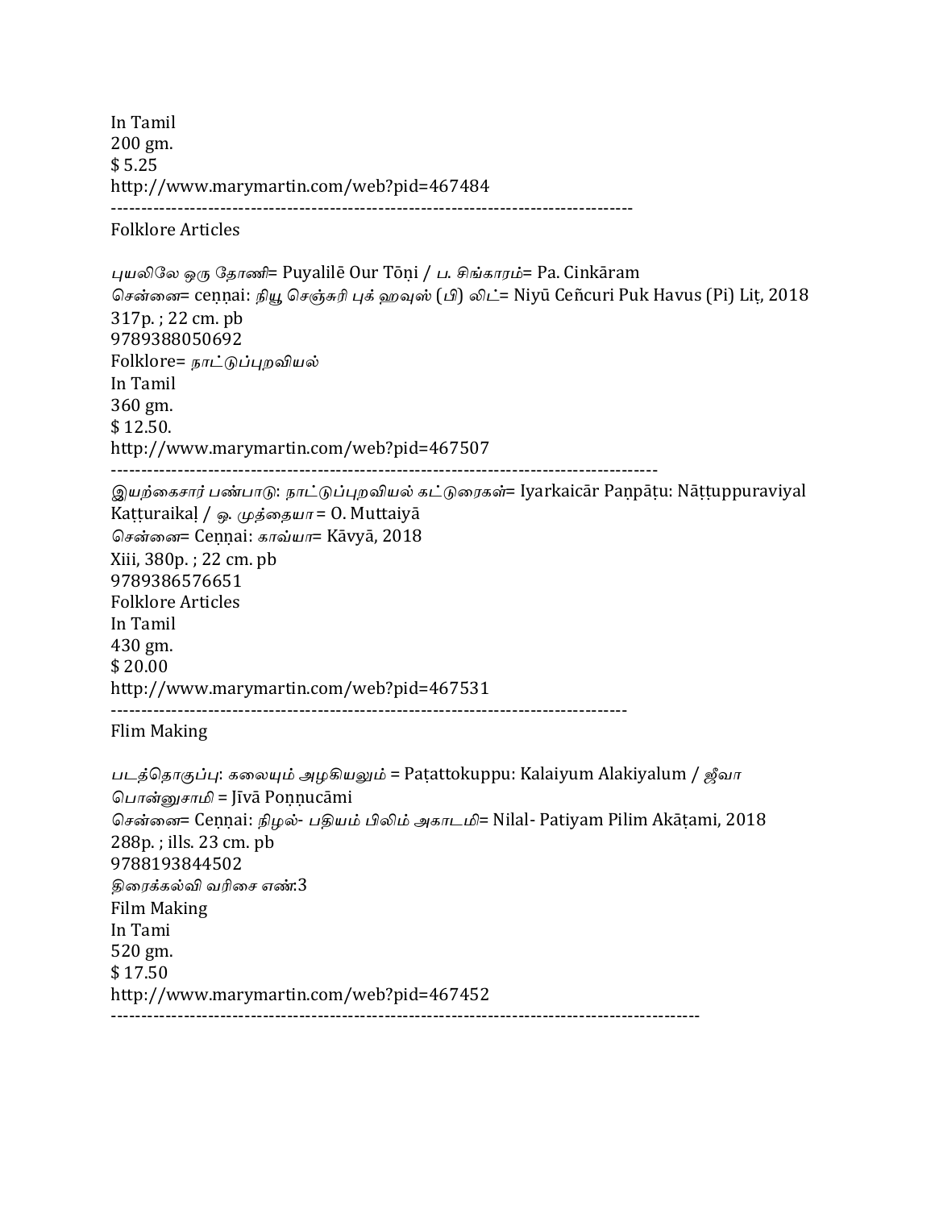In Tamil
200 gm.
$ 5.25
http://www.marymartin.com/web?pid=467484
------------------------------------------------------------------------------------
Folklore Articles

*புயலிலே ஒரு தோணி*= Puyalilē Our Tōṇi / *ப. சிங்காரம்*= Pa. Cinkāram
*சென்னை*= ceṇṇai: *நியூ செஞ்சுரி புக் ஹவுஸ் (பி) லிட்*= Niyū Ceñcuri Puk Havus (Pi) Liṭ, 2018
317p. ; 22 cm. pb
9789388050692
Folklore= *நாட்டுப்புறவியல்*
In Tamil
360 gm.
$ 12.50.
http://www.marymartin.com/web?pid=467507
------------------------------------------------------------------------------------------
*இயற்கைசார் பண்பாடு: நாட்டுப்புறவியல் கட்டுரைகள்*= Iyarkaicār Paṇpāṭu: Nāṭṭuppuraviyal Kaṭṭuraikaḷ / *ஒ. முத்தையா* = O. Muttaiyā
*சென்னை*= Ceṇṇai: *காவ்யா*= Kāvyā, 2018
Xiii, 380p. ; 22 cm. pb
9789386576651
Folklore Articles
In Tamil
430 gm.
$ 20.00
http://www.marymartin.com/web?pid=467531
-----------------------------------------------------------------------------------
Flim Making

*படத்தொகுப்பு: கலையும் அழகியலும்* = Paṭattokuppu: Kalaiyum Alakiyalum / *ஜீவா பொன்னுசாமி* = Jīvā Poṇṇucāmi
*சென்னை*= Ceṇṇai: *நிழல்- பதியம் பிலிம் அகாடமி*= Nilal- Patiyam Pilim Akāṭami, 2018
288p. ; ills. 23 cm. pb
9788193844502
*திரைக்கல்வி வரிசை எண்*:3
Film Making
In Tami
520 gm.
$ 17.50
http://www.marymartin.com/web?pid=467452
-----------------------------------------------------------------------------------------------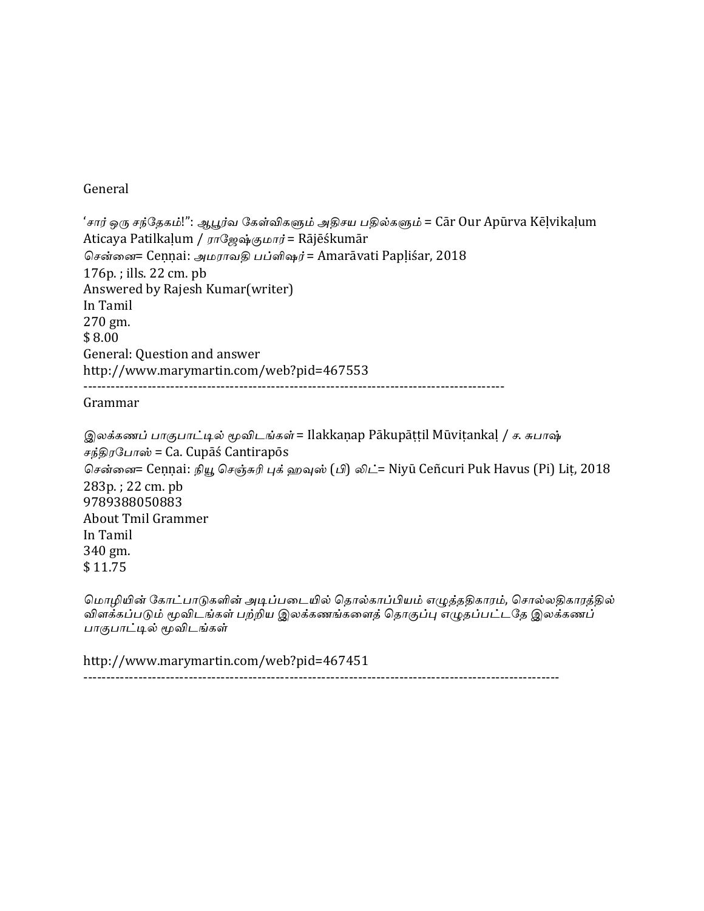General

*‘சார் ஒரு சந்தேகம்!”: ஆபூர்வ கேள்விகளும் அதிசய பதில்களும்* = Cār Our Apūrva Kēḷvikaḷum Aticaya Patilkaḷum / *ராஜேஷ்குமார்* = Rājēśkumār
*சென்னை*= Ceṉṉai: *அமராவதி பப்ளிஷர்* = Amarāvati Papḷiśar, 2018
176p. ; ills. 22 cm. pb
Answered by Rajesh Kumar(writer)
In Tamil
270 gm.
$ 8.00
General: Question and answer
http://www.marymartin.com/web?pid=467553

---

Grammar

*இலக்கணப் பாகுபாட்டில் மூவிடங்கள்* = Ilakkaṇap Pākupāṭṭil Mūviṭankaḷ / *ச. சுபாஷ் சந்திரபோஸ்* = Ca. Cupāś Cantirapōs
*சென்னை*= Ceṉṉai: *நியூ செஞ்சுரி புக் ஹவுஸ் (பி) லிட்*= Niyū Ceñcuri Puk Havus (Pi) Liṭ, 2018
283p. ; 22 cm. pb
9789388050883
About Tmil Grammer
In Tamil
340 gm.
$ 11.75

*மொழியின் கோட்பாடுகளின் அடிப்படையில் தொல்காப்பியம் எழுத்ததிகாரம், சொல்லதிகாரத்தில் விளக்கப்படும் மூவிடங்கள் பற்றிய இலக்கணங்களைத் தொகுப்பு எழுதப்பட்டதே இலக்கணப் பாகுபாட்டில் மூவிடங்கள்*

http://www.marymartin.com/web?pid=467451

---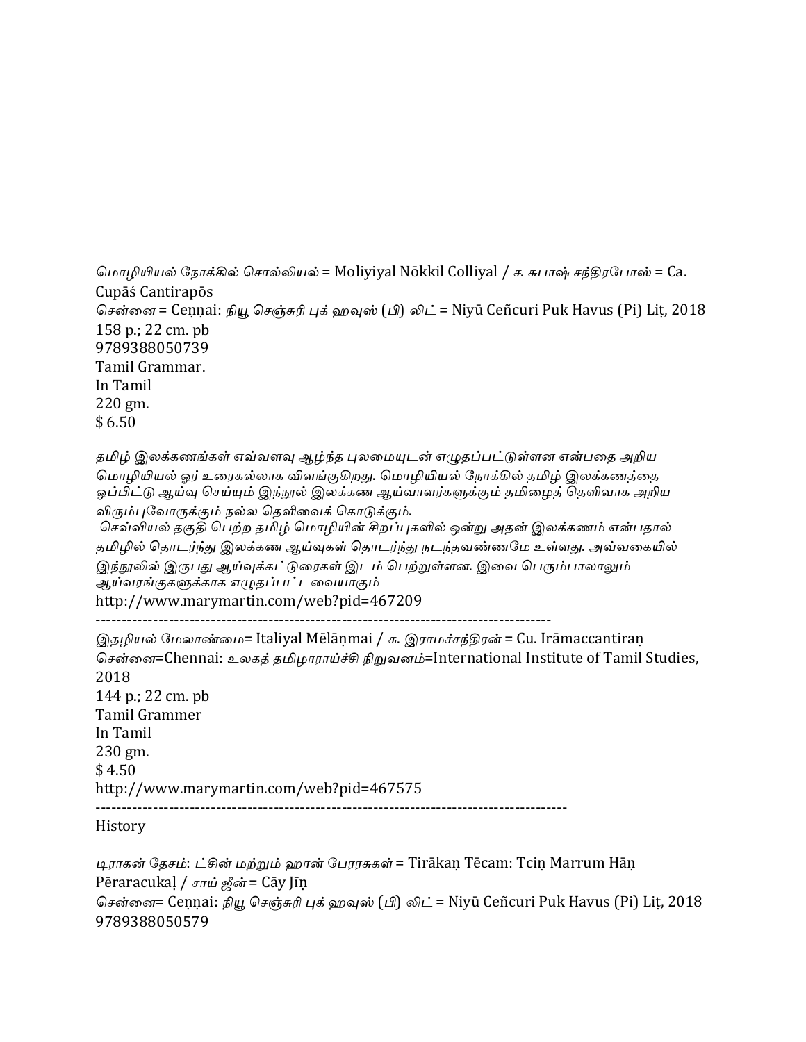*மொழியியல் நோக்கில் சொல்லியல்* = Moliyiyal Nōkkil Colliyal / *ச. சுபாஷ் சந்திரபோஸ்* = Ca. Cupāś Cantirapōs
*சென்னை* = Ceṉṉai: *நியூ செஞ்சுரி புக் ஹவுஸ் (பி) லிட்* = Niyū Ceñcuri Puk Havus (Pi) Liṭ, 2018
158 p.; 22 cm. pb
9789388050739
Tamil Grammar.
In Tamil
220 gm.
$ 6.50

*தமிழ் இலக்கணங்கள் எவ்வளவு ஆழ்ந்த புலமையுடன் எழுதப்பட்டுள்ளன என்பதை அறிய மொழியியல் ஓர் உரைகல்லாக விளங்குகிறது. மொழியியல் நோக்கில் தமிழ் இலக்கணத்தை ஒப்பிட்டு ஆய்வு செய்யும் இந்நூல் இலக்கண ஆய்வாளர்களுக்கும் தமிழைத் தெளிவாக அறிய விரும்புவோருக்கும் நல்ல தெளிவைக் கொடுக்கும்.*
*செவ்வியல் தகுதி பெற்ற தமிழ் மொழியின் சிறப்புகளில் ஒன்று அதன் இலக்கணம் என்பதால் தமிழில் தொடர்ந்து இலக்கண ஆய்வுகள் தொடர்ந்து நடந்தவண்ணமே உள்ளது. அவ்வகையில் இந்நூலில் இருபது ஆய்வுக்கட்டுரைகள் இடம் பெற்றுள்ளன. இவை பெரும்பாலாலும் ஆய்வரங்குகளுக்காக எழுதப்பட்டவையாகும்*
http://www.marymartin.com/web?pid=467209
------------------------------------------------------------------------------------
*இதழியல் மேலாண்மை*= Italiyal Mēlāṇmai / *சு. இராமச்சந்திரன்* = Cu. Irāmaccantiraṉ
*சென்னை*=Chennai: *உலகத் தமிழாராய்ச்சி நிறுவனம்*=International Institute of Tamil Studies, 2018
144 p.; 22 cm. pb
Tamil Grammer
In Tamil
230 gm.
$ 4.50
http://www.marymartin.com/web?pid=467575
------------------------------------------------------------------------------------------

History

*டிராகன் தேசம்: ட்சின் மற்றும் ஹான் பேரரசுகள்* = Tirākaṉ Tēcam: Tciṉ Marrum Hāṉ Pēraracukaḷ / *சாய் ஜீன்* = Cāy Jīṉ
*சென்னை*= Ceṉṉai: *நியூ செஞ்சுரி புக் ஹவுஸ் (பி) லிட்* = Niyū Ceñcuri Puk Havus (Pi) Liṭ, 2018
9789388050579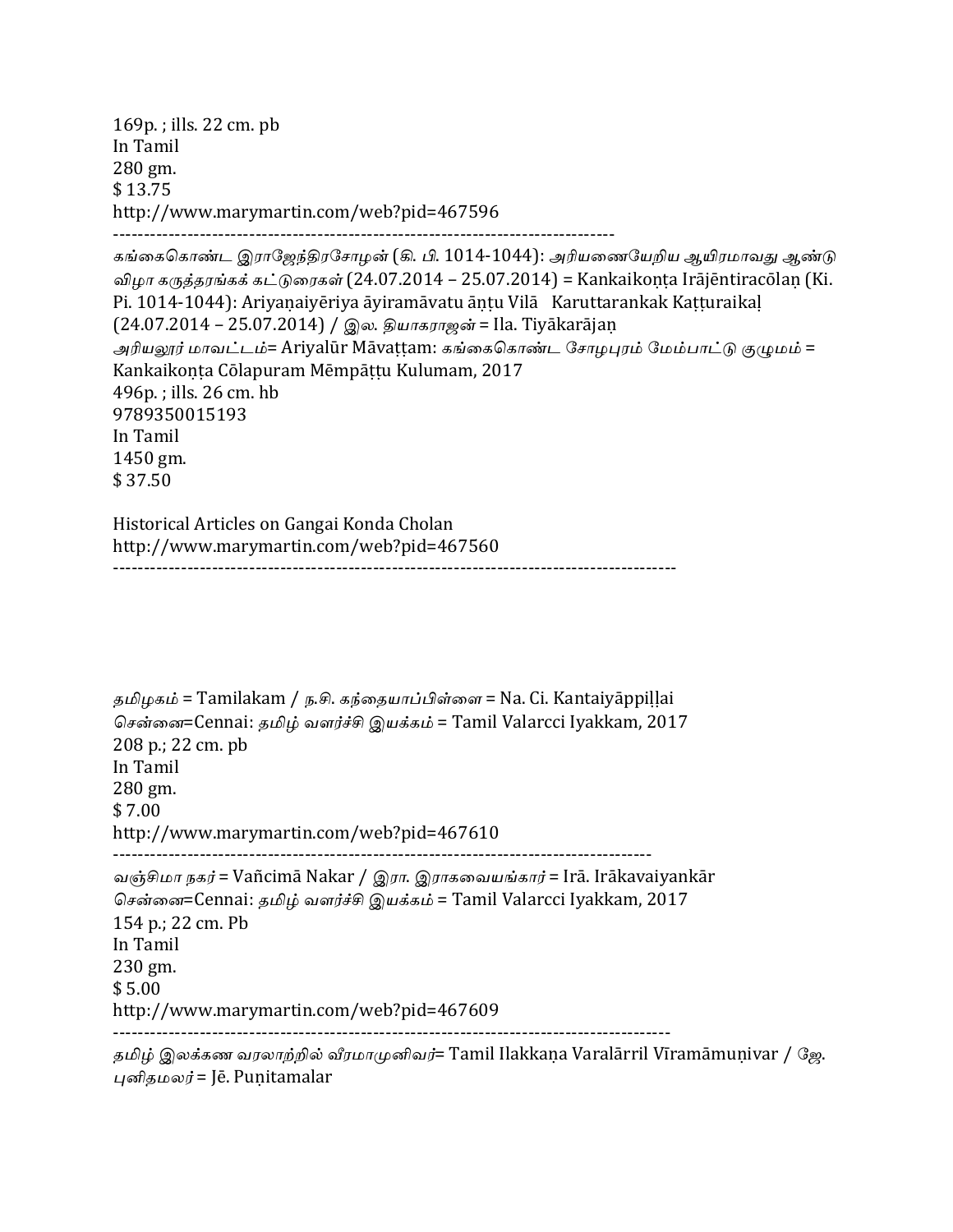169p. ; ills. 22 cm. pb
In Tamil
280 gm.
$ 13.75
http://www.marymartin.com/web?pid=467596

---

*கங்கைகொண்ட இராஜேந்திரசோழன்* (கி. பி. 1014-1044): *அரியணையேறிய ஆயிரமாவது ஆண்டு விழா கருத்தரங்கக் கட்டுரைகள்* (24.07.2014 – 25.07.2014) = Kankaikoṇṭa Irājēntiracōlaṇ (Ki. Pi. 1014-1044): Ariyaṇaiyēriya āyiramāvatu āṇṭu Vilā Karuttarankak Kaṭṭuraikaḷ (24.07.2014 – 25.07.2014) / *இல. தியாகராஜன்* = Ila. Tiyākarājaṇ
*அரியலூர் மாவட்டம்*= Ariyalūr Māvaṭṭam: *கங்கைகொண்ட சோழபுரம் மேம்பாட்டு குழுமம்* = Kankaikoṇṭa Cōlapuram Mēmpāṭṭu Kulumam, 2017
496p. ; ills. 26 cm. hb
9789350015193
In Tamil
1450 gm.
$ 37.50

Historical Articles on Gangai Konda Cholan
http://www.marymartin.com/web?pid=467560

---

*தமிழகம்* = Tamilakam / *ந.சி. கந்தையாப்பிள்ளை* = Na. Ci. Kantaiyāppiḷḷai
*சென்னை*=Cennai: *தமிழ் வளர்ச்சி இயக்கம்* = Tamil Valarcci Iyakkam, 2017
208 p.; 22 cm. pb
In Tamil
280 gm.
$ 7.00
http://www.marymartin.com/web?pid=467610

---

*வஞ்சிமா நகர்* = Vañcimā Nakar / *இரா. இராகவையங்கார்* = Irā. Irākavaiyankār
*சென்னை*=Cennai: *தமிழ் வளர்ச்சி இயக்கம்* = Tamil Valarcci Iyakkam, 2017
154 p.; 22 cm. Pb
In Tamil
230 gm.
$ 5.00
http://www.marymartin.com/web?pid=467609

---

*தமிழ் இலக்கண வரலாற்றில் வீரமாமுனிவர்*= Tamil Ilakkaṇa Varalārril Vīramāmuṇivar / *ஜே. புனிதமலர்* = Jē. Puṇitamalar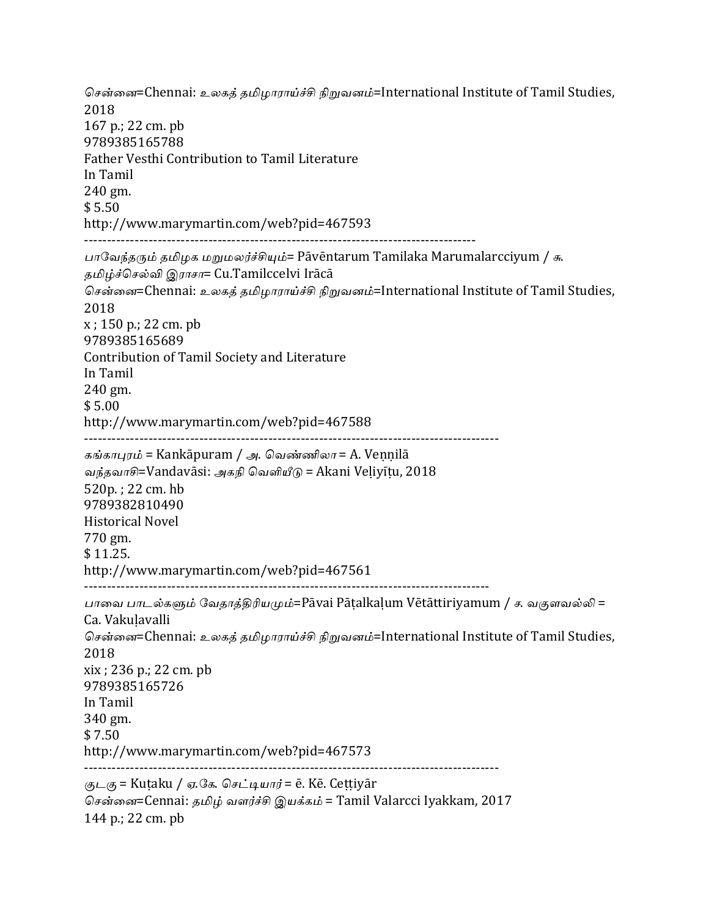சென்னை=Chennai: உலகத் தமிழாராய்ச்சி நிறுவனம்=International Institute of Tamil Studies, 2018
167 p.; 22 cm. pb
9789385165788
Father Vesthi Contribution to Tamil Literature
In Tamil
240 gm.
$ 5.50
http://www.marymartin.com/web?pid=467593

-------------------------------------------------------------------------------------

பாவேந்தரும் தமிழக மறுமலர்ச்சியும்= Pāvēntarum Tamilaka Marumalarcciyum / சு. தமிழ்ச்செல்வி இராசா= Cu.Tamilccelvi Irācā
சென்னை=Chennai: உலகத் தமிழாராய்ச்சி நிறுவனம்=International Institute of Tamil Studies, 2018
x ; 150 p.; 22 cm. pb
9789385165689
Contribution of Tamil Society and Literature
In Tamil
240 gm.
$ 5.00
http://www.marymartin.com/web?pid=467588

-------------------------------------------------------------------------------------

கங்காபுரம் = Kankāpuram / அ. வெண்ணிலா = A. Veṇṇilā
வந்தவாசி=Vandavāsi: அகநி வெளியீடு = Akani Veḷiyīṭu, 2018
520p. ; 22 cm. hb
9789382810490
Historical Novel
770 gm.
$ 11.25.
http://www.marymartin.com/web?pid=467561

-------------------------------------------------------------------------------------

பாவை பாடல்களும் வேதாத்திரியமும்=Pāvai Pāṭalkaḷum Vētāttiriyamum / ச. வகுளவல்லி = Ca. Vakuḷavalli
சென்னை=Chennai: உலகத் தமிழாராய்ச்சி நிறுவனம்=International Institute of Tamil Studies, 2018
xix ; 236 p.; 22 cm. pb
9789385165726
In Tamil
340 gm.
$ 7.50
http://www.marymartin.com/web?pid=467573

-------------------------------------------------------------------------------------

குடகு = Kuṭaku / ஏ.கே. செட்டியார் = ē. Kē. Ceṭṭiyār
சென்னை=Cennai: தமிழ் வளர்ச்சி இயக்கம் = Tamil Valarcci Iyakkam, 2017
144 p.; 22 cm. pb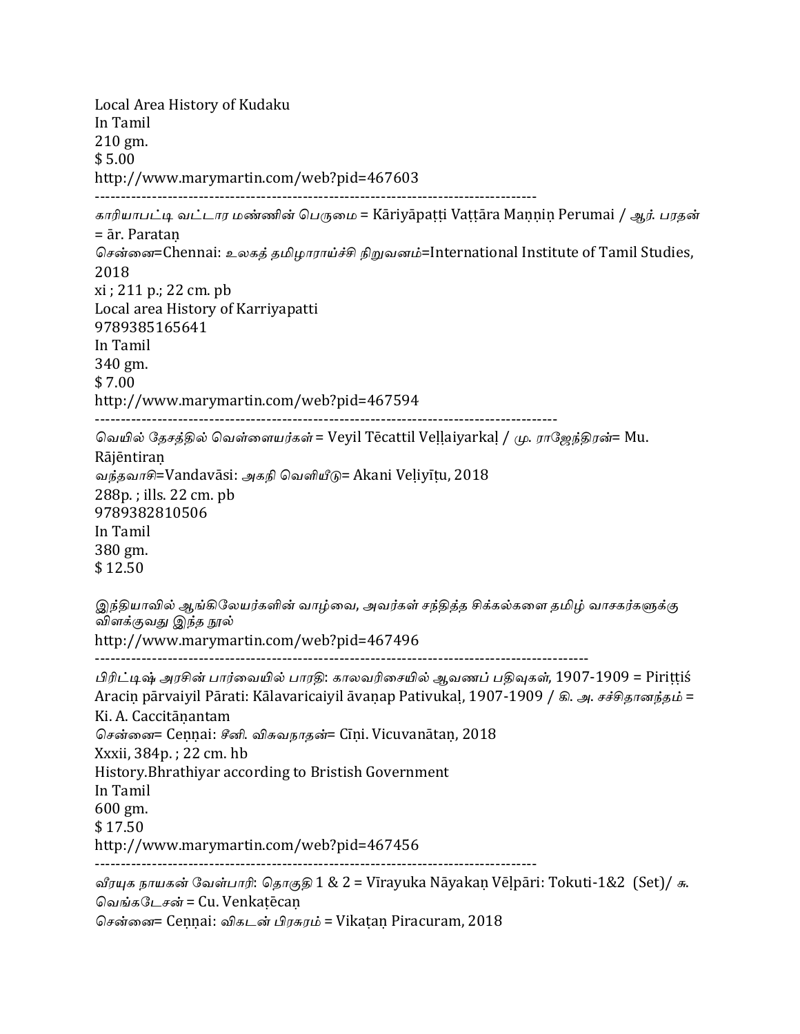Local Area History of Kudaku
In Tamil
210 gm.
$ 5.00
http://www.marymartin.com/web?pid=467603

---

*காரியாபட்டி வட்டார மண்ணின் பெருமை* = Kāriyāpaṭṭi Vaṭṭāra Maṇṇiṉ Perumai / *ஆர். பரதன்* = ār. Parataṇ
*சென்னை*=Chennai: *உலகத் தமிழாராய்ச்சி நிறுவனம்*=International Institute of Tamil Studies, 2018
xi ; 211 p.; 22 cm. pb
Local area History of Karriyapatti
9789385165641
In Tamil
340 gm.
$ 7.00
http://www.marymartin.com/web?pid=467594

---

*வெயில் தேசத்தில் வெள்ளையர்கள்* = Veyil Tēcattil Veḷḷaiyarkaḷ / *மு. ராஜேந்திரன்*= Mu. Rājēntiraṇ
*வந்தவாசி*=Vandavāsi: *அகநி வெளியீடு*= Akani Veḷiyīṭu, 2018
288p. ; ills. 22 cm. pb
9789382810506
In Tamil
380 gm.
$ 12.50

*இந்தியாவில் ஆங்கிலேயர்களின் வாழ்வை, அவர்கள் சந்தித்த சிக்கல்களை தமிழ் வாசகர்களுக்கு விளக்குவது இந்த நூல்*
http://www.marymartin.com/web?pid=467496

---

*பிரிட்டிஷ் அரசின் பார்வையில் பாரதி: காலவரிசையில் ஆவணப் பதிவுகள்*, 1907-1909 = Piriṭṭiś Araciṉ pārvaiyil Pārati: Kālavaricaiyil āvaṇap Pativukaḷ, 1907-1909 / *கி. அ. சச்சிதானந்தம்* = Ki. A. Caccitāṇantam
*சென்னை*= Ceṇṇai: *சீனி. விசுவநாதன்*= Cīṇi. Vicuvanātaṇ, 2018
Xxxii, 384p. ; 22 cm. hb
History.Bhrathiyar according to Bristish Government
In Tamil
600 gm.
$ 17.50
http://www.marymartin.com/web?pid=467456

---

*வீரயுக நாயகன் வேள்பாரி*: *தொகுதி* 1 & 2 = Vīrayuka Nāyakaṇ Vēḷpāri: Tokuti-1&2 (Set)/ *சு. வெங்கடேசன்* = Cu. Venkaṭēcaṇ
*சென்னை*= Ceṇṇai: *விகடன் பிரசுரம்* = Vikaṭaṇ Piracuram, 2018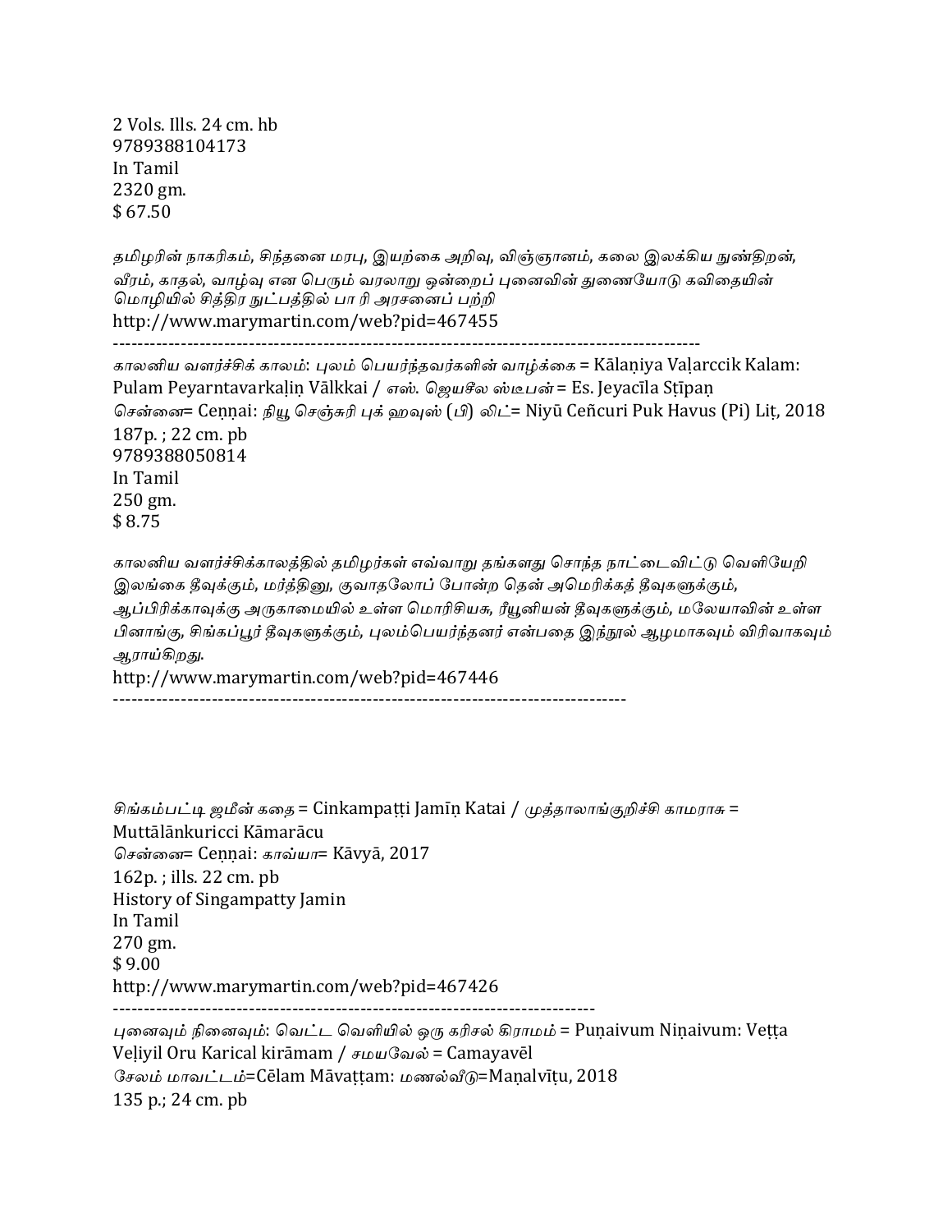2 Vols. Ills. 24 cm. hb
9789388104173
In Tamil
2320 gm.
$ 67.50

*தமிழரின் நாகரிகம், சிந்தனை மரபு, இயற்கை அறிவு, விஞ்ஞானம், கலை இலக்கிய நுண்திறன், வீரம், காதல், வாழ்வு என பெரும் வரலாறு ஒன்றைப் புனைவின் துணையோடு கவிதையின் மொழியில் சித்திர நுட்பத்தில் பா ரி அரசனைப் பற்றி*
http://www.marymartin.com/web?pid=467455

---

*காலனிய வளர்ச்சிக் காலம்: புலம் பெயர்ந்தவர்களின் வாழ்க்கை* = Kālaṇiya Vaḷarccik Kalam: Pulam Peyarntavarkaḷiṇ Vālkkai / *எஸ். ஜெயசீல ஸ்டீபன்* = Es. Jeyacīla Sṭīpaṇ
*சென்னை*= Ceṇṇai: *நியூ செஞ்சுரி புக் ஹவுஸ் (பி) லிட்*= Niyū Ceñcuri Puk Havus (Pi) Liṭ, 2018
187p. ; 22 cm. pb
9789388050814
In Tamil
250 gm.
$ 8.75

*காலனிய வளர்ச்சிக்காலத்தில் தமிழர்கள் எவ்வாறு தங்களது சொந்த நாட்டைவிட்டு வெளியேறி இலங்கை தீவுக்கும், மர்த்தினு, குவாதலோப் போன்ற தென் அமெரிக்கத் தீவுகளுக்கும், ஆப்பிரிக்காவுக்கு அருகாமையில் உள்ள மொரிசியசு, ரீயூனியன் தீவுகளுக்கும், மலேயாவின் உள்ள பினாங்கு, சிங்கப்பூர் தீவுகளுக்கும், புலம்பெயர்ந்தனர் என்பதை இந்நூல் ஆழமாகவும் விரிவாகவும் ஆராய்கிறது.*
http://www.marymartin.com/web?pid=467446

---

*சிங்கம்பட்டி ஜமீன் கதை* = Cinkampaṭṭi Jamīṇ Katai / *முத்தாலாங்குறிச்சி காமராசு* = Muttālānkuricci Kāmarācu
*சென்னை*= Ceṇṇai: *காவ்யா*= Kāvyā, 2017
162p. ; ills. 22 cm. pb
History of Singampatty Jamin
In Tamil
270 gm.
$ 9.00
http://www.marymartin.com/web?pid=467426

---

*புனைவும் நினைவும்: வெட்ட வெளியில் ஒரு கரிசல் கிராமம்* = Puṇaivum Niṇaivum: Veṭṭa Veḷiyil Oru Karical kirāmam / *சமயவேல்* = Camayavēl
*சேலம் மாவட்டம்*=Cēlam Māvaṭṭam: *மணல்வீடு*=Maṇalvīṭu, 2018
135 p.; 24 cm. pb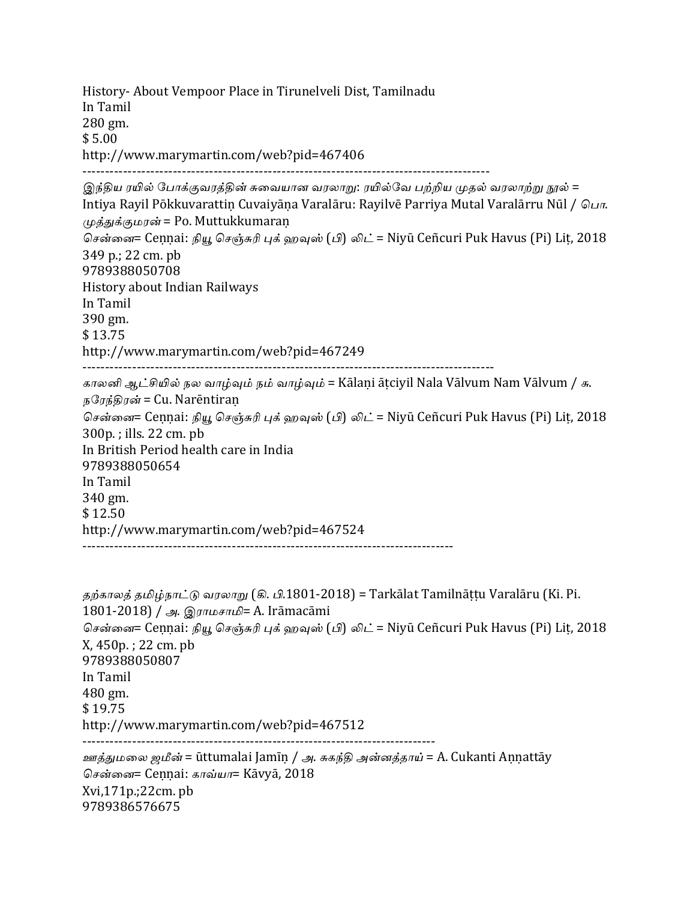History- About Vempoor Place in Tirunelveli Dist, Tamilnadu
In Tamil
280 gm.
$ 5.00
http://www.marymartin.com/web?pid=467406

---

*இந்திய ரயில் போக்குவரத்தின் சுவையான வரலாறு: ரயில்வே பற்றிய முதல் வரலாற்று நூல்* = Intiya Rayil Pōkkuvarattiṇ Cuvaiyāṇa Varalāru: Rayilvē Parriya Mutal Varalārru Nūl / *பொ. முத்துக்குமரன்* = Po. Muttukkumaraṇ
*சென்னை*= Ceṇṇai: *நியூ செஞ்சுரி புக் ஹவுஸ் (பி) லிட்* = Niyū Ceñcuri Puk Havus (Pi) Liṭ, 2018
349 p.; 22 cm. pb
9789388050708
History about Indian Railways
In Tamil
390 gm.
$ 13.75
http://www.marymartin.com/web?pid=467249

---

*காலனி ஆட்சியில் நல வாழ்வும் நம் வாழ்வும்* = Kālaṇi āṭciyil Nala Vālvum Nam Vālvum / *சு. நரேந்திரன்* = Cu. Narēntiraṇ
*சென்னை*= Ceṇṇai: *நியூ செஞ்சுரி புக் ஹவுஸ் (பி) லிட்* = Niyū Ceñcuri Puk Havus (Pi) Liṭ, 2018
300p. ; ills. 22 cm. pb
In British Period health care in India
9789388050654
In Tamil
340 gm.
$ 12.50
http://www.marymartin.com/web?pid=467524

---

*தற்காலத் தமிழ்நாட்டு வரலாறு (கி. பி.1801-2018)* = Tarkālat Tamilnāṭṭu Varalāru (Ki. Pi. 1801-2018) / *அ. இராமசாமி*= A. Irāmacāmi
*சென்னை*= Ceṇṇai: *நியூ செஞ்சுரி புக் ஹவுஸ் (பி) லிட்* = Niyū Ceñcuri Puk Havus (Pi) Liṭ, 2018
X, 450p. ; 22 cm. pb
9789388050807
In Tamil
480 gm.
$ 19.75
http://www.marymartin.com/web?pid=467512

---

*ஊத்துமலை ஜமீன்* = ūttumalai Jamīṇ / *அ. சுகந்தி அன்னத்தாய்* = A. Cukanti Aṇṇattāy
*சென்னை*= Ceṇṇai: *காவ்யா*= Kāvyā, 2018
Xvi,171p.;22cm. pb
9789386576675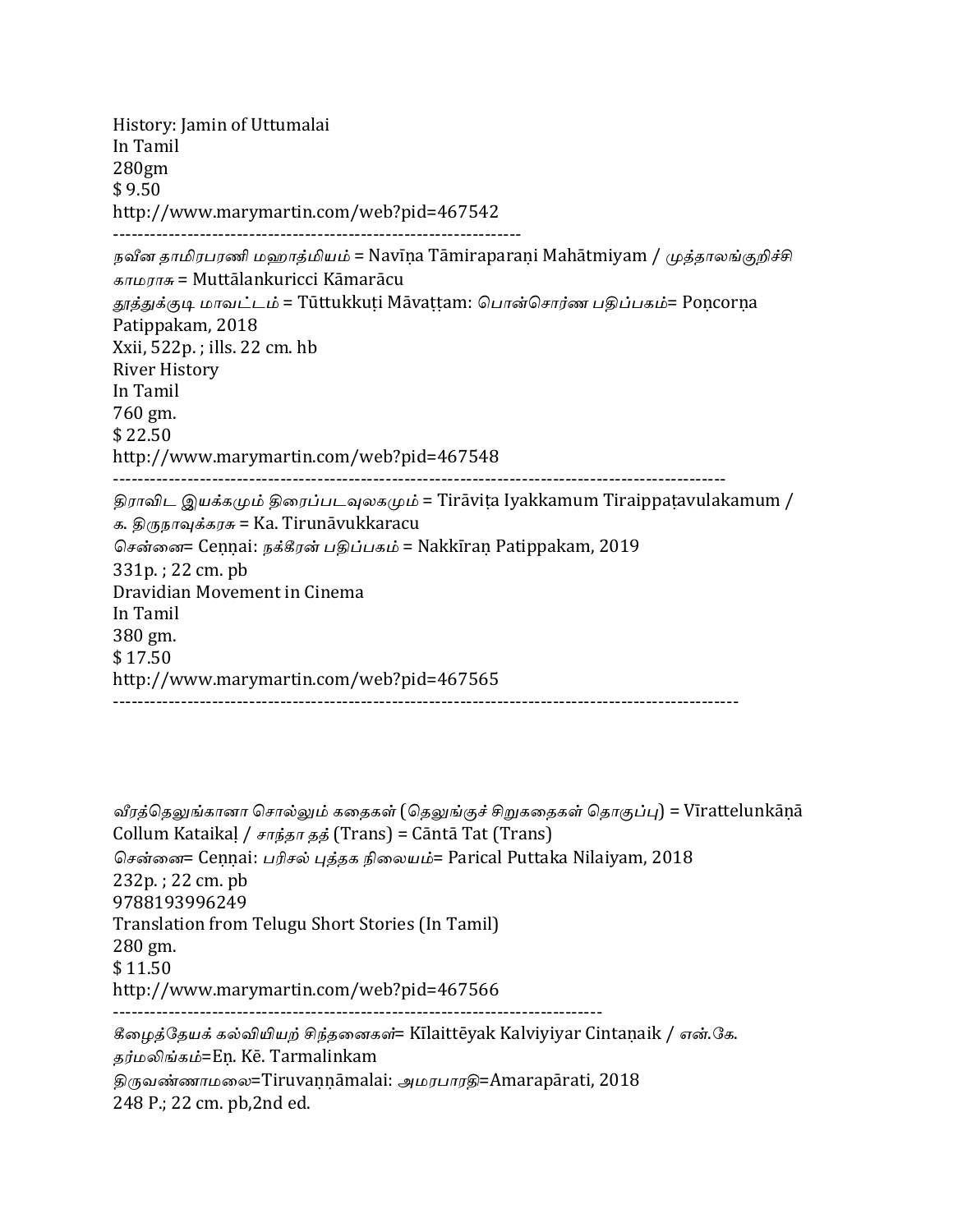History: Jamin of Uttumalai
In Tamil
280gm
$ 9.50
http://www.marymartin.com/web?pid=467542

-------------------------------------------------------------------

*நவீன தாமிரபரணி மஹாத்மியம்* = Navīṇa Tāmiraparaṇi Mahātmiyam / *முத்தாலங்குறிச்சி காமராசு* = Muttālankuricci Kāmarācu
*தூத்துக்குடி மாவட்டம்* = Tūttukkuṭi Māvaṭṭam: *பொன்சொர்ண பதிப்பகம்*= Poṇcorṇa Patippakam, 2018
Xxii, 522p. ; ills. 22 cm. hb
River History
In Tamil
760 gm.
$ 22.50
http://www.marymartin.com/web?pid=467548

-----------------------------------------------------------------------------------------------------

*திராவிட இயக்கமும் திரைப்படவுலகமும்* = Tirāviṭa Iyakkamum Tiraippaṭavulakamum / *க. திருநாவுக்கரசு* = Ka. Tirunāvukkaracu
*சென்னை*= Ceṇṇai: *நக்கீரன் பதிப்பகம்* = Nakkīraṇ Patippakam, 2019
331p. ; 22 cm. pb
Dravidian Movement in Cinema
In Tamil
380 gm.
$ 17.50
http://www.marymartin.com/web?pid=467565

------------------------------------------------------------------------------------------------------

*வீரத்தெலுங்கானா சொல்லும் கதைகள் (தெலுங்குச் சிறுகதைகள் தொகுப்பு)* = Vīrattelunkāṇā Collum Kataikaḷ / *சாந்தா தத்* (Trans) = Cāntā Tat (Trans)
*சென்னை*= Ceṇṇai: *பரிசல் புத்தக நிலையம்*= Parical Puttaka Nilaiyam, 2018
232p. ; 22 cm. pb
9788193996249
Translation from Telugu Short Stories (In Tamil)
280 gm.
$ 11.50
http://www.marymartin.com/web?pid=467566

-------------------------------------------------------------------------------

*கீழைத்தேயக் கல்வியியற் சிந்தனைகள்*= Kīlaittēyak Kalviyiyar Cintaṇaik / *என்.கே. தர்மலிங்கம்*=Eṇ. Kē. Tarmalinkam
*திருவண்ணாமலை*=Tiruvaṇṇāmalai: *அமரபாரதி*=Amarapārati, 2018
248 P.; 22 cm. pb,2nd ed.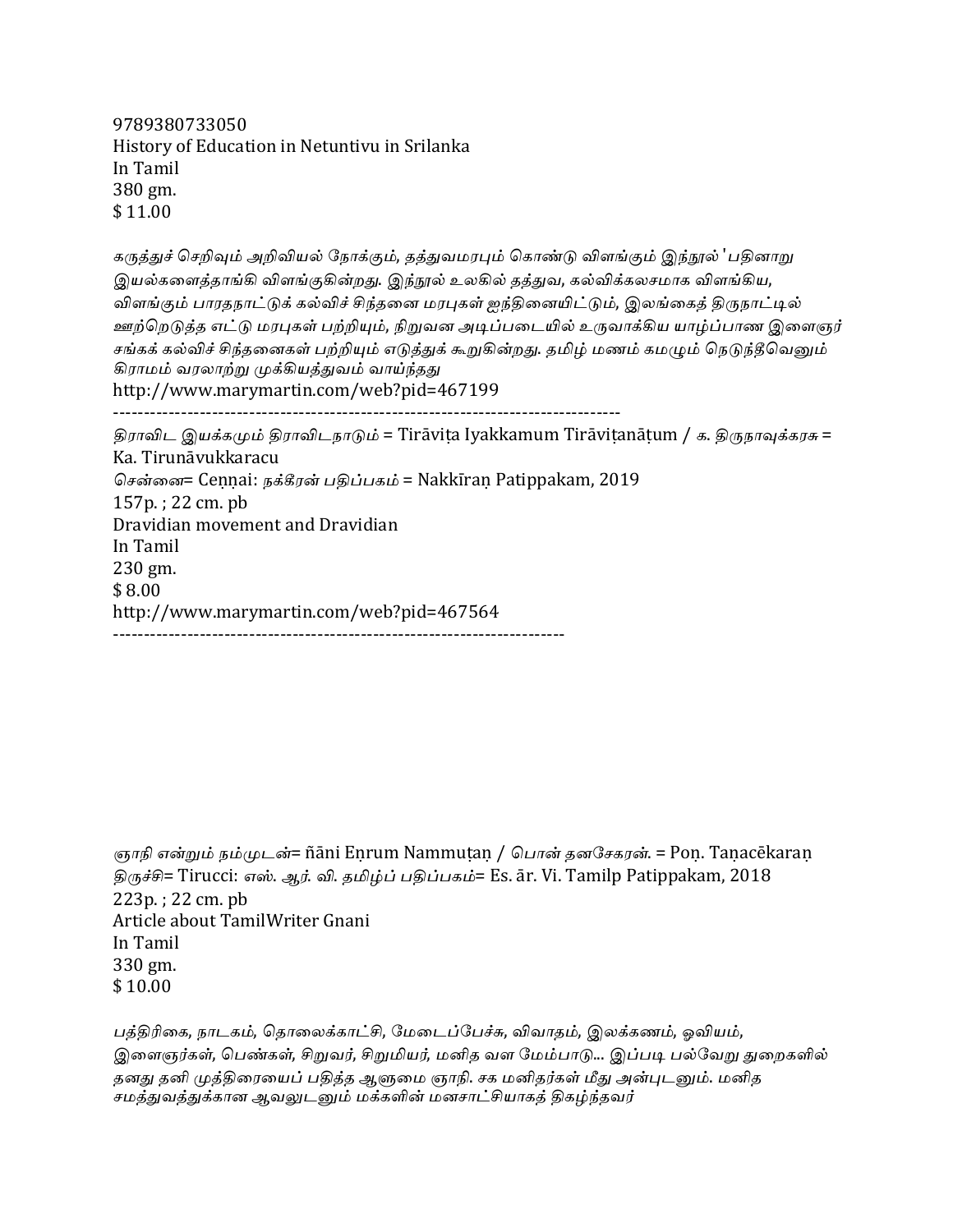9789380733050
History of Education in Netuntivu in Srilanka
In Tamil
380 gm.
$ 11.00

*கருத்துச் செறிவும் அறிவியல் நோக்கும், தத்துவமரபும் கொண்டு விளங்கும் இந்நூல் 'பதினாறு இயல்களைத்தாங்கி விளங்குகின்றது. இந்நூல் உலகில் தத்துவ, கல்விக்கலசமாக விளங்கிய, விளங்கும் பாரதநாட்டுக் கல்விச் சிந்தனை மரபுகள் ஐந்தினையிட்டும், இலங்கைத் திருநாட்டில் ஊற்றெடுத்த எட்டு மரபுகள் பற்றியும், நிறுவன அடிப்படையில் உருவாக்கிய யாழ்ப்பாண இளைஞர் சங்கக் கல்விச் சிந்தனைகள் பற்றியும் எடுத்துக் கூறுகின்றது. தமிழ் மணம் கமழும் நெடுந்தீவெனும் கிராமம் வரலாற்று முக்கியத்துவம் வாய்ந்தது*
http://www.marymartin.com/web?pid=467199

---

*திராவிட இயக்கமும் திராவிடநாடும்* = Tirāviṭa Iyakkamum Tirāviṭanāṭum / *க. திருநாவுக்கரசு* = Ka. Tirunāvukkaracu
*சென்னை*= Ceṇṇai: *நக்கீரன் பதிப்பகம்* = Nakkīraṇ Patippakam, 2019
157p. ; 22 cm. pb
Dravidian movement and Dravidian
In Tamil
230 gm.
$ 8.00
http://www.marymartin.com/web?pid=467564

---

*ஞாநி என்றும் நம்முடன்*= ñāni Eṇrum Nammuṭaṇ / *பொன் தனசேகரன்.* = Poṇ. Taṇacēkaraṇ
*திருச்சி*= Tirucci: *எஸ். ஆர். வி. தமிழ்ப் பதிப்பகம்*= Es. ār. Vi. Tamilp Patippakam, 2018
223p. ; 22 cm. pb
Article about TamilWriter Gnani
In Tamil
330 gm.
$ 10.00

*பத்திரிகை, நாடகம், தொலைக்காட்சி, மேடைப்பேச்சு, விவாதம், இலக்கணம், ஓவியம், இளைஞர்கள், பெண்கள், சிறுவர், சிறுமியர், மனித வள மேம்பாடு... இப்படி பல்வேறு துறைகளில் தனது தனி முத்திரையைப் பதித்த ஆளுமை ஞாநி. சக மனிதர்கள் மீது அன்புடனும். மனித சமத்துவத்துக்கான ஆவலுடனும் மக்களின் மனசாட்சியாகத் திகழ்ந்தவர்*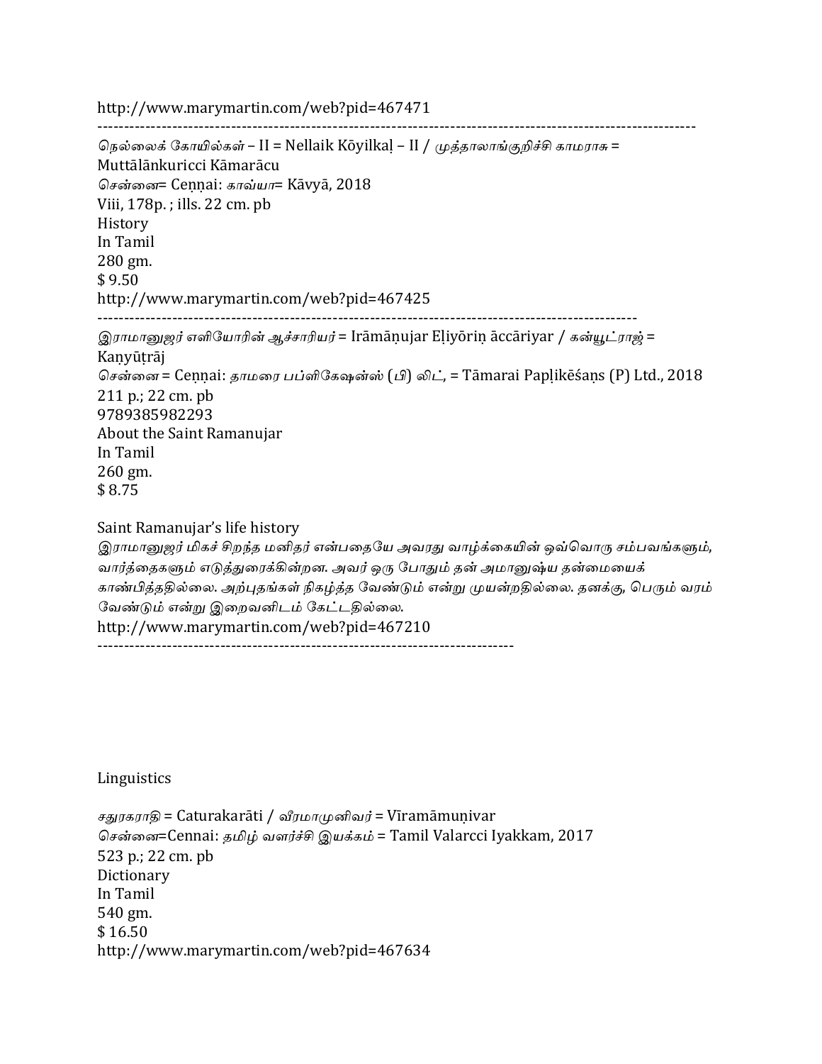http://www.marymartin.com/web?pid=467471

---

*நெல்லைக் கோயில்கள்* – II = Nellaik Kōyilkaḷ – II / *முத்தாலாங்குறிச்சி காமராசு* = Muttālānkuricci Kāmarācu
*சென்னை*= Ceṇṇai: *காவ்யா*= Kāvyā, 2018
Viii, 178p. ; ills. 22 cm. pb
History
In Tamil
280 gm.
$ 9.50
http://www.marymartin.com/web?pid=467425

---

*இராமானுஜர் எளியோரின் ஆச்சாரியர்* = Irāmāṇujar Eḷiyōriṇ āccāriyar / *கன்யூட்ராஜ்* = Kaṇyūṭrāj
*சென்னை* = Ceṇṇai: *தாமரை பப்ளிகேஷன்ஸ் (பி) லிட்*, = Tāmarai Papḷikēśaṇs (P) Ltd., 2018
211 p.; 22 cm. pb
9789385982293
About the Saint Ramanujar
In Tamil
260 gm.
$ 8.75

Saint Ramanujar's life history
*இராமானுஜர் மிகச் சிறந்த மனிதர் என்பதையே அவரது வாழ்க்கையின் ஒவ்வொரு சம்பவங்களும், வார்த்தைகளும் எடுத்துரைக்கின்றன. அவர் ஒரு போதும் தன் அமானுஷ்ய தன்மையைக் காண்பித்ததில்லை. அற்புதங்கள் நிகழ்த்த வேண்டும் என்று முயன்றதில்லை. தனக்கு, பெரும் வரம் வேண்டும் என்று இறைவனிடம் கேட்டதில்லை.*
http://www.marymartin.com/web?pid=467210

---

Linguistics

*சதுரகராதி* = Caturakarāti / *வீரமாமுனிவர்* = Vīramāmuṇivar
*சென்னை*=Cennai: *தமிழ் வளர்ச்சி இயக்கம்* = Tamil Valarcci Iyakkam, 2017
523 p.; 22 cm. pb
Dictionary
In Tamil
540 gm.
$ 16.50
http://www.marymartin.com/web?pid=467634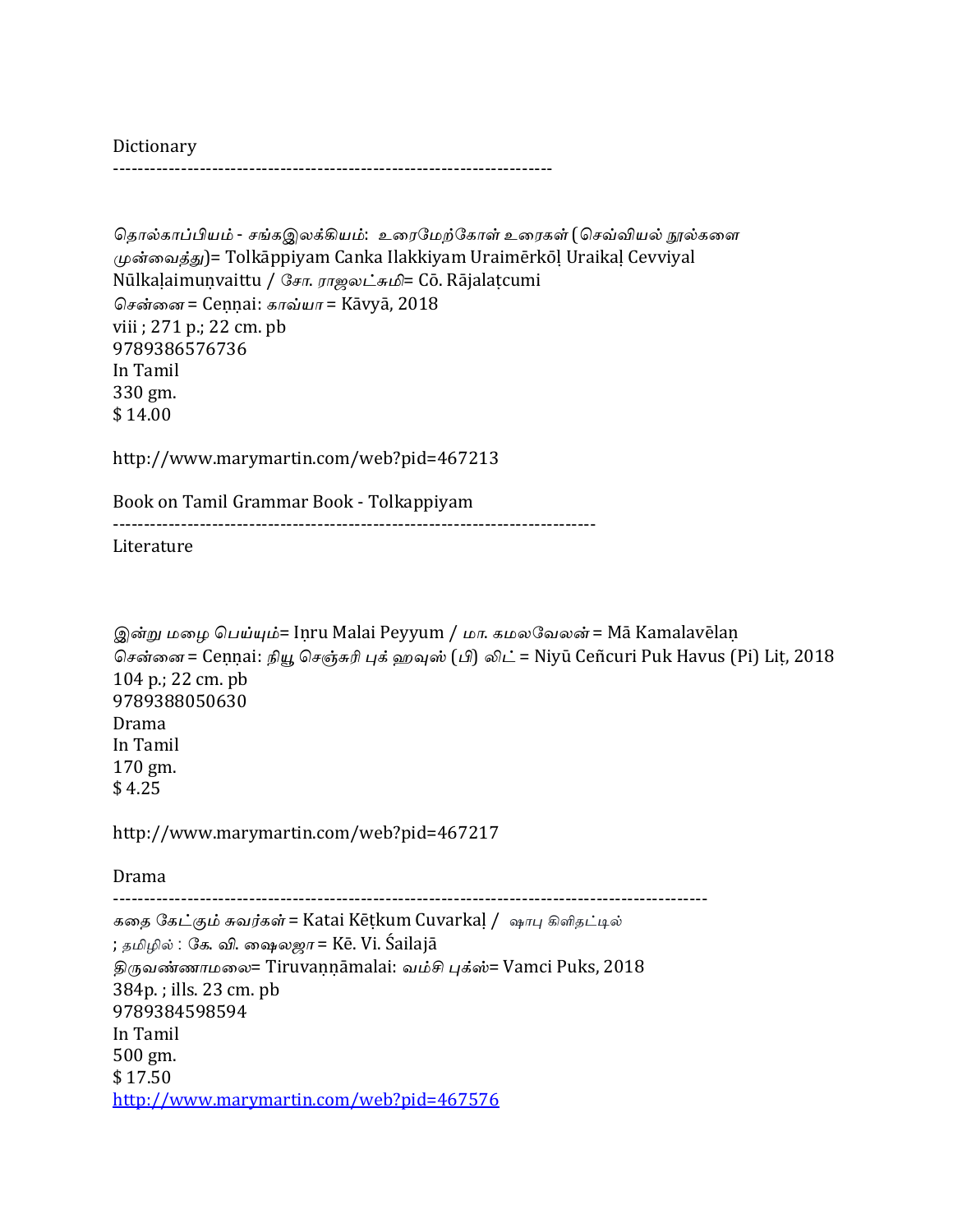Dictionary

---

தொல்காப்பியம் - சங்கஇலக்கியம்: உரைமேற்கோள் உரைகள் (செவ்வியல் நூல்களை முன்வைத்து)= Tolkāppiyam Canka Ilakkiyam Uraimērkōḷ Uraikaḷ Cevviyal Nūlkaḷaimuṇvaittu / சோ. ராஜலட்சுமி= Cō. Rājalaṭcumi
சென்னை = Ceṇṇai: காவ்யா = Kāvyā, 2018
viii ; 271 p.; 22 cm. pb
9789386576736
In Tamil
330 gm.
$ 14.00

http://www.marymartin.com/web?pid=467213

Book on Tamil Grammar Book - Tolkappiyam

---

Literature

இன்று மழை பெய்யும்= Iṇru Malai Peyyum / மா. கமலவேலன் = Mā Kamalavēlaṇ
சென்னை = Ceṇṇai: நியூ செஞ்சுரி புக் ஹவுஸ் (பி) லிட் = Niyū Ceñcuri Puk Havus (Pi) Liṭ, 2018
104 p.; 22 cm. pb
9789388050630
Drama
In Tamil
170 gm.
$ 4.25

http://www.marymartin.com/web?pid=467217

Drama

---

கதை கேட்கும் சுவர்கள் = Katai Kēṭkum Cuvarkaḷ / ஷாபு கிளிதட்டில்
; தமிழில் : கே. வி. ஷைலஜா = Kē. Vi. Śailajā
திருவண்ணாமலை= Tiruvaṇṇāmalai: வம்சி புக்ஸ்= Vamci Puks, 2018
384p. ; ills. 23 cm. pb
9789384598594
In Tamil
500 gm.
$ 17.50
http://www.marymartin.com/web?pid=467576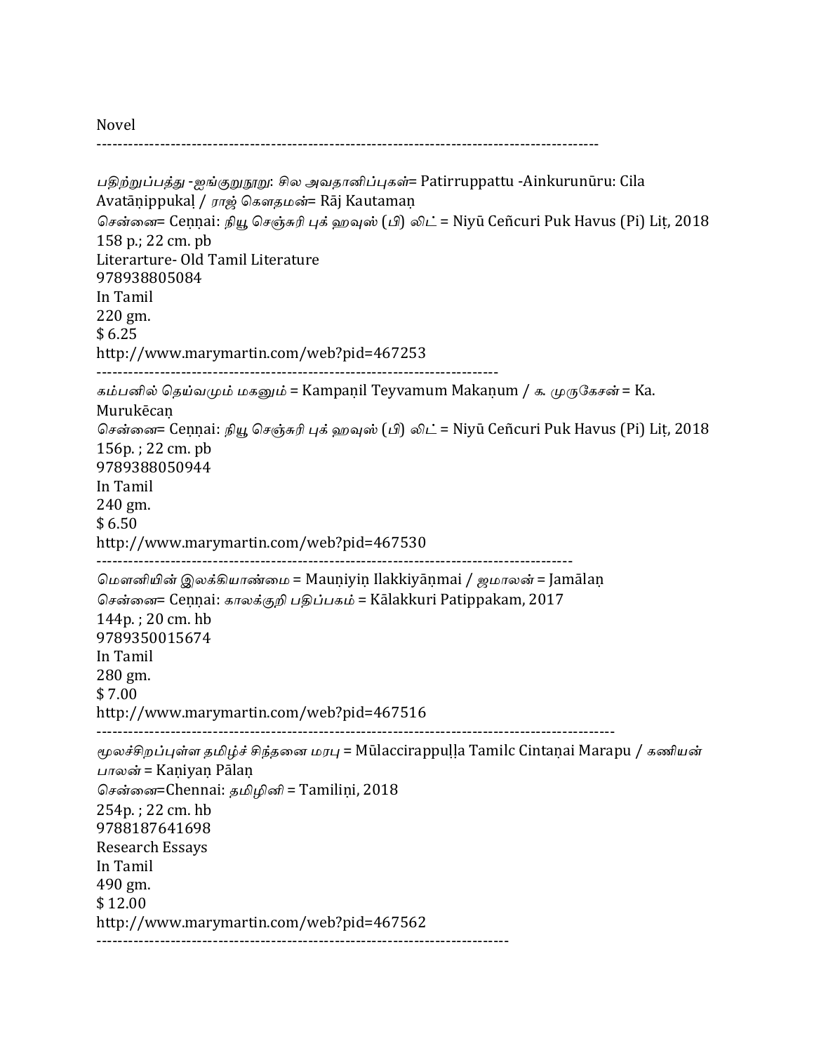Novel

---

*பதிற்றுப்பத்து -ஐங்குறுநூறு: சில அவதானிப்புகள்*= Patirruppattu -Ainkurunūru: Cila Avatāṇippukaḷ / *ராஜ் கௌதமன்*= Rāj Kautamaṇ
*சென்னை*= Ceṇṇai: *நியூ செஞ்சுரி புக் ஹவுஸ் (பி) லிட்* = Niyū Ceñcuri Puk Havus (Pi) Liṭ, 2018
158 p.; 22 cm. pb
Literarture- Old Tamil Literature
978938805084
In Tamil
220 gm.
$ 6.25
http://www.marymartin.com/web?pid=467253

---

*கம்பனில் தெய்வமும் மகனும்* = Kampaṇil Teyvamum Makaṇum / *க. முருகேசன்* = Ka. Murukēcaṇ
*சென்னை*= Ceṇṇai: *நியூ செஞ்சுரி புக் ஹவுஸ் (பி) லிட்* = Niyū Ceñcuri Puk Havus (Pi) Liṭ, 2018
156p. ; 22 cm. pb
9789388050944
In Tamil
240 gm.
$ 6.50
http://www.marymartin.com/web?pid=467530

---

*மௌனியின் இலக்கியாண்மை* = Mauṇiyiṇ Ilakkiyāṇmai / *ஜமாலன்* = Jamālaṇ
*சென்னை*= Ceṇṇai: *காலக்குறி பதிப்பகம்* = Kālakkuri Patippakam, 2017
144p. ; 20 cm. hb
9789350015674
In Tamil
280 gm.
$ 7.00
http://www.marymartin.com/web?pid=467516

---

*மூலச்சிறப்புள்ள தமிழ்ச் சிந்தனை மரபு* = Mūlaccirappuḷḷa Tamilc Cintaṇai Marapu / *கணியன் பாலன்* = Kaṇiyaṇ Pālaṇ
*சென்னை*=Chennai: *தமிழினி* = Tamiliṇi, 2018
254p. ; 22 cm. hb
9788187641698
Research Essays
In Tamil
490 gm.
$ 12.00
http://www.marymartin.com/web?pid=467562

---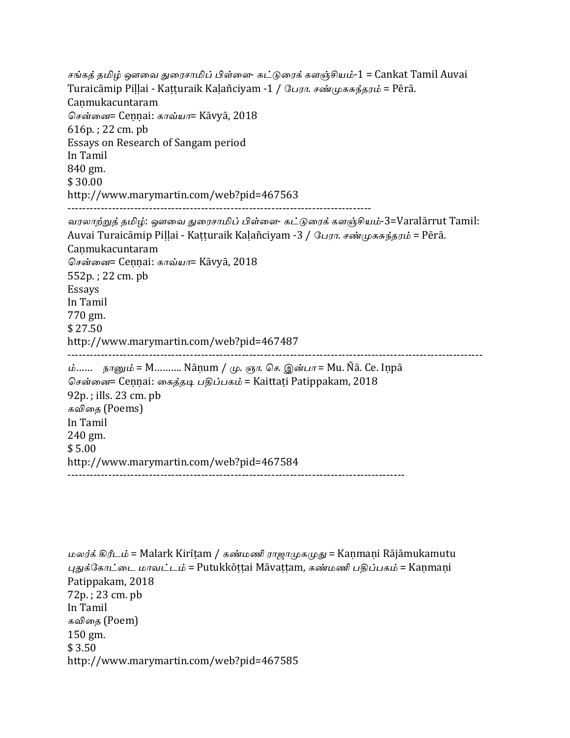*சங்கத் தமிழ் ஔவை துரைசாமிப் பிள்ளை- கட்டுரைக் களஞ்சியம்*-1 = Cankat Tamil Auvai Turaicāmip Piḷḷai - Kaṭṭuraik Kaḷañciyam -1 / *பேரா. சண்முகசுந்தரம்* = Pērā. Caṇmukacuntaram
*சென்னை*= Ceṇṇai: *காவ்யா*= Kāvyā, 2018
616p. ; 22 cm. pb
Essays on Research of Sangam period
In Tamil
840 gm.
$ 30.00
http://www.marymartin.com/web?pid=467563

---

*வரலாற்றுத் தமிழ்: ஔவை துரைசாமிப் பிள்ளை- கட்டுரைக் களஞ்சியம்*-3=Varalārrut Tamil: Auvai Turaicāmip Piḷḷai - Kaṭṭuraik Kaḷañciyam -3 / *பேரா. சண்முகசுந்தரம்* = Pērā. Caṇmukacuntaram
*சென்னை*= Ceṇṇai: *காவ்யா*= Kāvyā, 2018
552p. ; 22 cm. pb
Essays
In Tamil
770 gm.
$ 27.50
http://www.marymartin.com/web?pid=467487

---

*ம்……   நானும்* = M………. Nāṇum / *மு. ஞா. செ. இன்பா* = Mu. Ñā. Ce. Iṇpā
*சென்னை*= Ceṇṇai: *கைத்தடி பதிப்பகம்* = Kaittaṭi Patippakam, 2018
92p. ; ills. 23 cm. pb
*கவிதை* (Poems)
In Tamil
240 gm.
$ 5.00
http://www.marymartin.com/web?pid=467584

---

*மலர்க் கிரீடம்* = Malark Kirīṭam / *கண்மணி ராஜாமுகமுது* = Kaṇmaṇi Rājāmukamutu
*புதுக்கோட்டை மாவட்டம்* = Putukkōṭṭai Māvaṭṭam, *கண்மணி பதிப்பகம்* = Kaṇmaṇi Patippakam, 2018
72p. ; 23 cm. pb
In Tamil
*கவிதை* (Poem)
150 gm.
$ 3.50
http://www.marymartin.com/web?pid=467585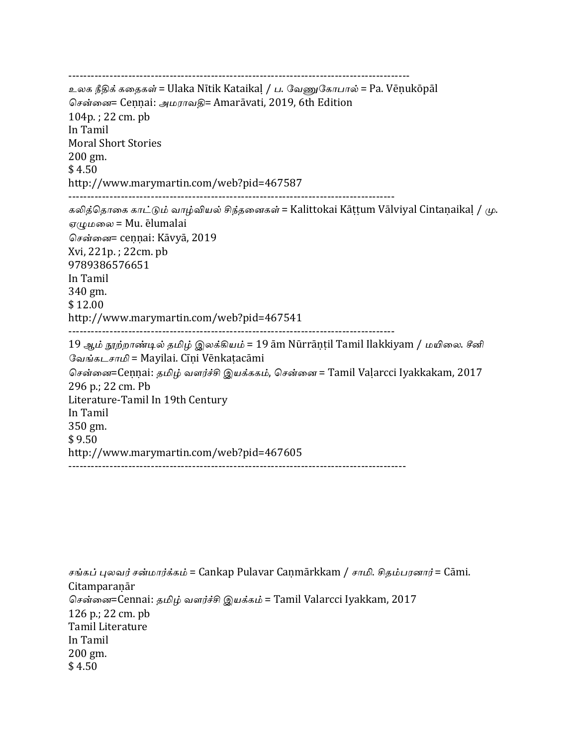-------------------------------------------------------------------------------------------

*உலக நீதிக் கதைகள்* = Ulaka Nītik Kataikaḷ / *ப. வேணுகோபால்* = Pa. Vēṇukōpāl
*சென்னை*= Ceṇṇai: *அமராவதி*= Amarāvati, 2019, 6th Edition
104p. ; 22 cm. pb
In Tamil
Moral Short Stories
200 gm.
$ 4.50
http://www.marymartin.com/web?pid=467587

-----------------------------------------------------------------------------------------

*கலித்தொகை காட்டும் வாழ்வியல் சிந்தனைகள்* = Kalittokai Kāṭṭum Vālviyal Cintaṇaikaḷ / *மு. ஏழுமலை* = Mu. ēlumalai
*சென்னை*= ceṇṇai: Kāvyā, 2019
Xvi, 221p. ; 22cm. pb
9789386576651
In Tamil
340 gm.
$ 12.00
http://www.marymartin.com/web?pid=467541

-----------------------------------------------------------------------------------------

19 *ஆம் நூற்றாண்டில் தமிழ் இலக்கியம்* = 19 ām Nūrrāṇṭil Tamil Ilakkiyam / *மயிலை. சீனி வேங்கடசாமி* = Mayilai. Cīṇi Vēnkaṭacāmi
*சென்னை*=Ceṇṇai: *தமிழ் வளர்ச்சி இயக்ககம், சென்னை* = Tamil Vaḷarcci Iyakkakam, 2017
296 p.; 22 cm. Pb
Literature-Tamil In 19th Century
In Tamil
350 gm.
$ 9.50
http://www.marymartin.com/web?pid=467605

-------------------------------------------------------------------------------------------

*சங்கப் புலவர் சன்மார்க்கம்* = Cankap Pulavar Caṇmārkkam / *சாமி. சிதம்பரனார்* = Cāmi. Citamparaṇār
*சென்னை*=Cennai: *தமிழ் வளர்ச்சி இயக்கம்* = Tamil Valarcci Iyakkam, 2017
126 p.; 22 cm. pb
Tamil Literature
In Tamil
200 gm.
$ 4.50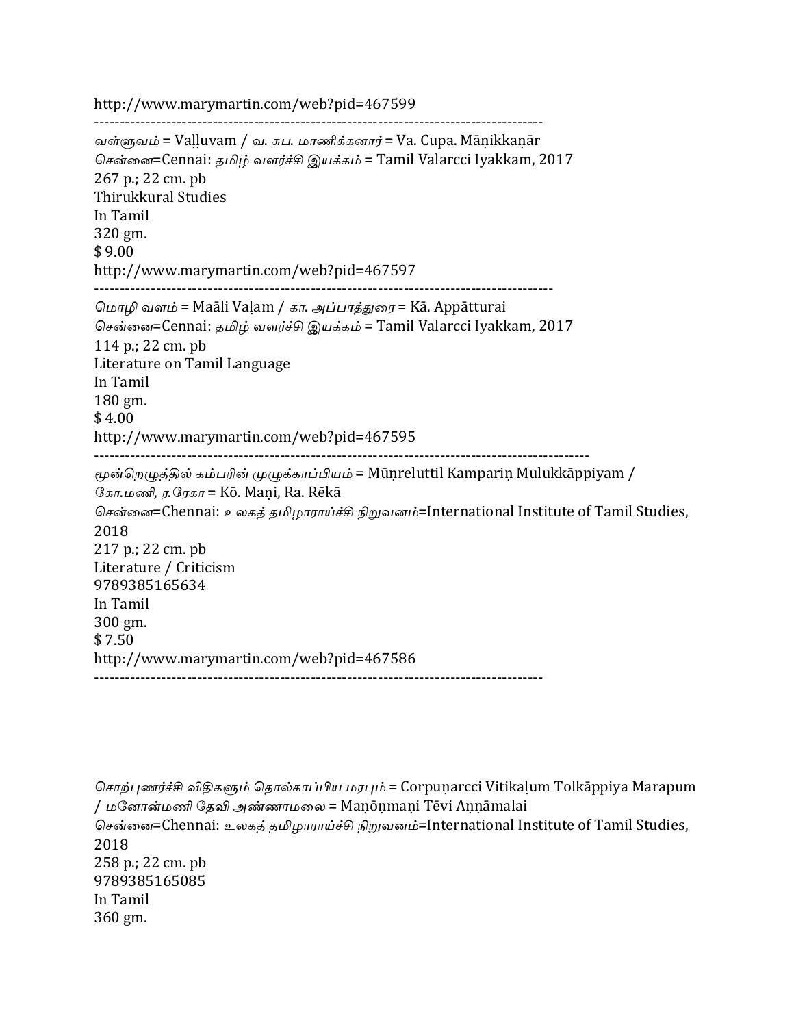http://www.marymartin.com/web?pid=467599

----------------------------------------------------------------------------------------

*வள்ளுவம்* = Vaḷḷuvam / *வ. சுப. மாணிக்கனார்* = Va. Cupa. Māṇikkaṇār
*சென்னை*=Cennai: *தமிழ் வளர்ச்சி இயக்கம்* = Tamil Valarcci Iyakkam, 2017
267 p.; 22 cm. pb
Thirukkural Studies
In Tamil
320 gm.
$ 9.00
http://www.marymartin.com/web?pid=467597

-------------------------------------------------------------------------------------------

*மொழி வளம்* = Maāli Vaḷam / *கா. அப்பாத்துரை* = Kā. Appātturai
*சென்னை*=Cennai: *தமிழ் வளர்ச்சி இயக்கம்* = Tamil Valarcci Iyakkam, 2017
114 p.; 22 cm. pb
Literature on Tamil Language
In Tamil
180 gm.
$ 4.00
http://www.marymartin.com/web?pid=467595

--------------------------------------------------------------------------------------------------

*மூன்றெழுத்தில் கம்பரின் முழுக்காப்பியம்* = Mūṇreluttil Kampariṇ Mulukkāppiyam / *கோ.மணி, ர.ரேகா* = Kō. Maṇi, Ra. Rēkā
*சென்னை*=Chennai: *உலகத் தமிழாராய்ச்சி நிறுவனம்*=International Institute of Tamil Studies, 2018
217 p.; 22 cm. pb
Literature / Criticism
9789385165634
In Tamil
300 gm.
$ 7.50
http://www.marymartin.com/web?pid=467586

----------------------------------------------------------------------------------------

*சொற்புணர்ச்சி விதிகளும் தொல்காப்பிய மரபும்* = Corpuṇarcci Vitikaḷum Tolkāppiya Marapum / *மனோன்மணி தேவி அண்ணாமலை* = Maṇōṇmaṇi Tēvi Aṇṇāmalai
*சென்னை*=Chennai: *உலகத் தமிழாராய்ச்சி நிறுவனம்*=International Institute of Tamil Studies, 2018
258 p.; 22 cm. pb
9789385165085
In Tamil
360 gm.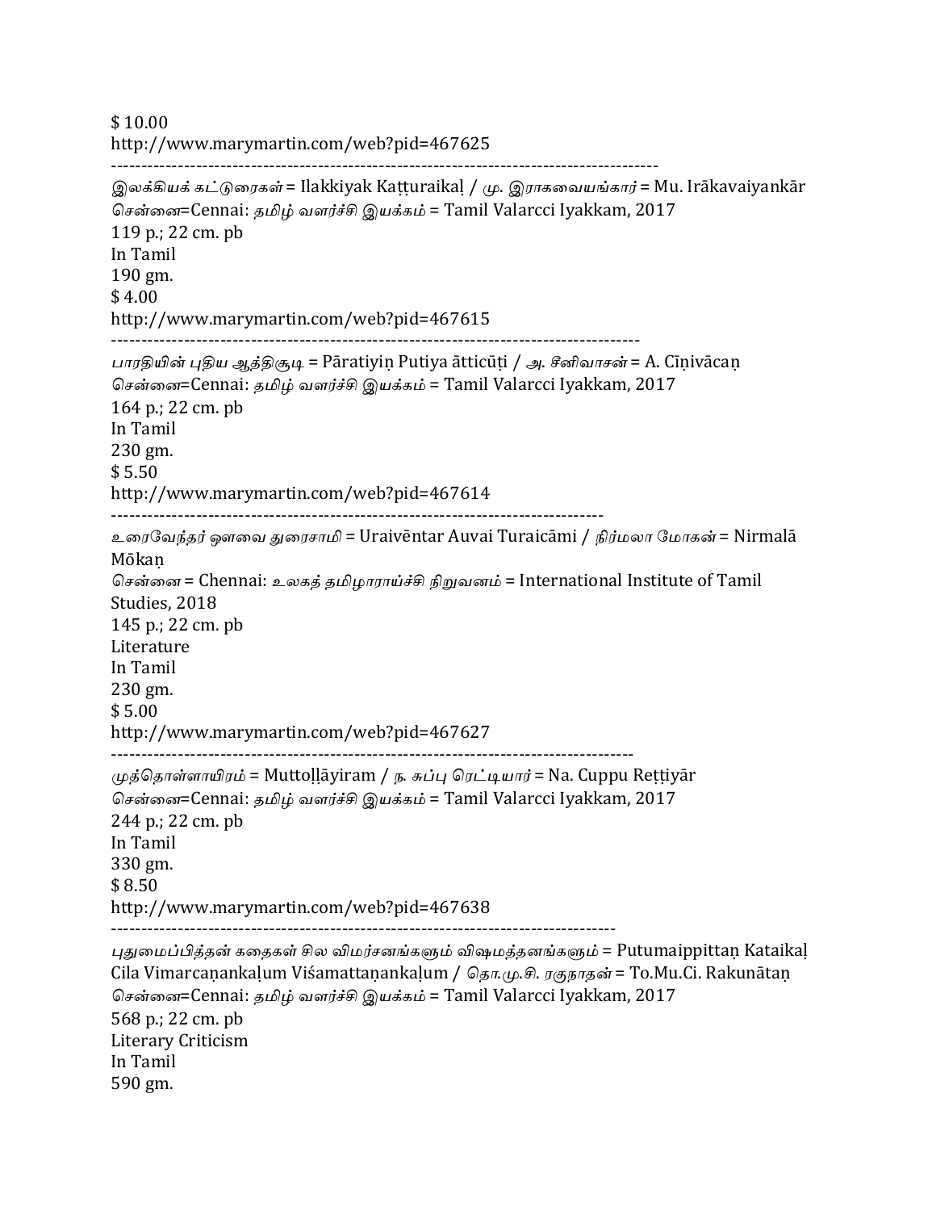$ 10.00
http://www.marymartin.com/web?pid=467625

-----------------------------------------------------------------------------------------

*இலக்கியக் கட்டுரைகள்* = Ilakkiyak Kaṭṭuraikaḷ / *மு. இராகவையங்கார்* = Mu. Irākavaiyankār
*சென்னை*=Cennai: *தமிழ் வளர்ச்சி இயக்கம்* = Tamil Valarcci Iyakkam, 2017
119 p.; 22 cm. pb
In Tamil
190 gm.
$ 4.00
http://www.marymartin.com/web?pid=467615

--------------------------------------------------------------------------------------

*பாரதியின் புதிய ஆத்திசூடி* = Pāratiyiṇ Putiya ātticūṭi / *அ. சீனிவாசன்* = A. Cīṇivācaṇ
*சென்னை*=Cennai: *தமிழ் வளர்ச்சி இயக்கம்* = Tamil Valarcci Iyakkam, 2017
164 p.; 22 cm. pb
In Tamil
230 gm.
$ 5.50
http://www.marymartin.com/web?pid=467614

--------------------------------------------------------------------------------

*உரைவேந்தர் ஔவை துரைசாமி* = Uraivēntar Auvai Turaicāmi / *நிர்மலா மோகன்* = Nirmalā Mōkaṇ
*சென்னை* = Chennai: *உலகத் தமிழாராய்ச்சி நிறுவனம்* = International Institute of Tamil Studies, 2018
145 p.; 22 cm. pb
Literature
In Tamil
230 gm.
$ 5.00
http://www.marymartin.com/web?pid=467627

-------------------------------------------------------------------------------------

*முத்தொள்ளாயிரம்* = Muttoḷḷāyiram / *ந. சுப்பு ரெட்டியார்* = Na. Cuppu Reṭṭiyār
*சென்னை*=Cennai: *தமிழ் வளர்ச்சி இயக்கம்* = Tamil Valarcci Iyakkam, 2017
244 p.; 22 cm. pb
In Tamil
330 gm.
$ 8.50
http://www.marymartin.com/web?pid=467638

-----------------------------------------------------------------------------------

*புதுமைப்பித்தன் கதைகள் சில விமர்சனங்களும் விஷமத்தனங்களும்* = Putumaippittaṇ Kataikaḷ Cila Vimarcaṇankaḷum Viśamattaṇankaḷum / *தொ.மு.சி. ரகுநாதன்* = To.Mu.Ci. Rakunātaṇ
*சென்னை*=Cennai: *தமிழ் வளர்ச்சி இயக்கம்* = Tamil Valarcci Iyakkam, 2017
568 p.; 22 cm. pb
Literary Criticism
In Tamil
590 gm.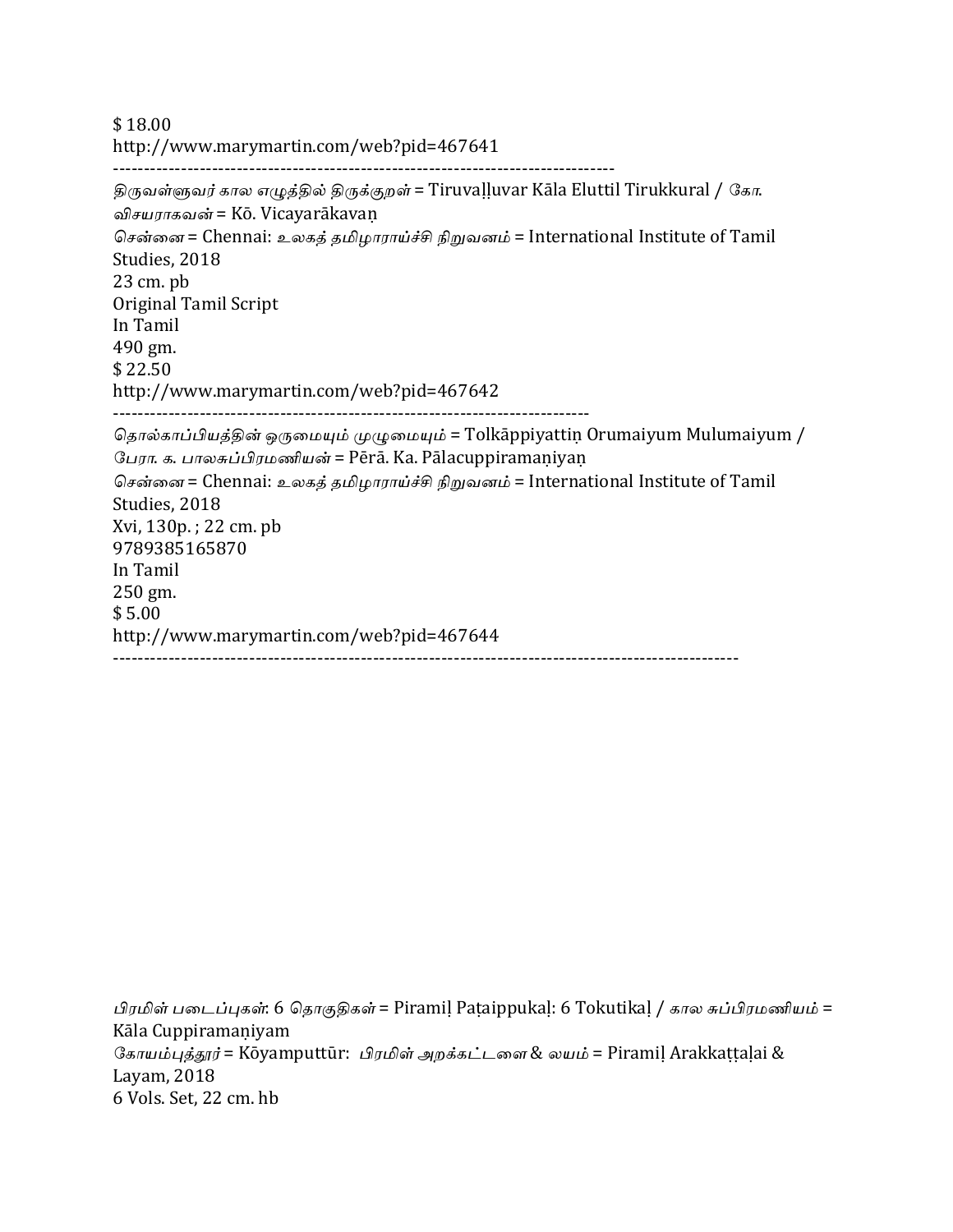$ 18.00
http://www.marymartin.com/web?pid=467641

---

*திருவள்ளுவர் கால எழுத்தில் திருக்குறள்* = Tiruvaḷḷuvar Kāla Eluttil Tirukkural / *கோ. விசயராகவன்* = Kō. Vicayarākavaṇ
*சென்னை* = Chennai: *உலகத் தமிழாராய்ச்சி நிறுவனம்* = International Institute of Tamil Studies, 2018
23 cm. pb
Original Tamil Script
In Tamil
490 gm.
$ 22.50
http://www.marymartin.com/web?pid=467642

---

*தொல்காப்பியத்தின் ஒருமையும் முழுமையும்* = Tolkāppiyattiṇ Orumaiyum Mulumaiyum / *பேரா. க. பாலசுப்பிரமணியன்* = Pērā. Ka. Pālacuppiramaṇiyaṇ
*சென்னை* = Chennai: *உலகத் தமிழாராய்ச்சி நிறுவனம்* = International Institute of Tamil Studies, 2018
Xvi, 130p. ; 22 cm. pb
9789385165870
In Tamil
250 gm.
$ 5.00
http://www.marymartin.com/web?pid=467644

---

*பிரமிள் படைப்புகள்: 6 தொகுதிகள்* = Piramiḷ Paṭaippukaḷ: 6 Tokutikaḷ / *கால சுப்பிரமணியம்* = Kāla Cuppiramaṇiyam
*கோயம்புத்தூர்* = Kōyamputtūr: *பிரமிள் அறக்கட்டளை & லயம்* = Piramiḷ Arakkaṭṭaḷai & Layam, 2018
6 Vols. Set, 22 cm. hb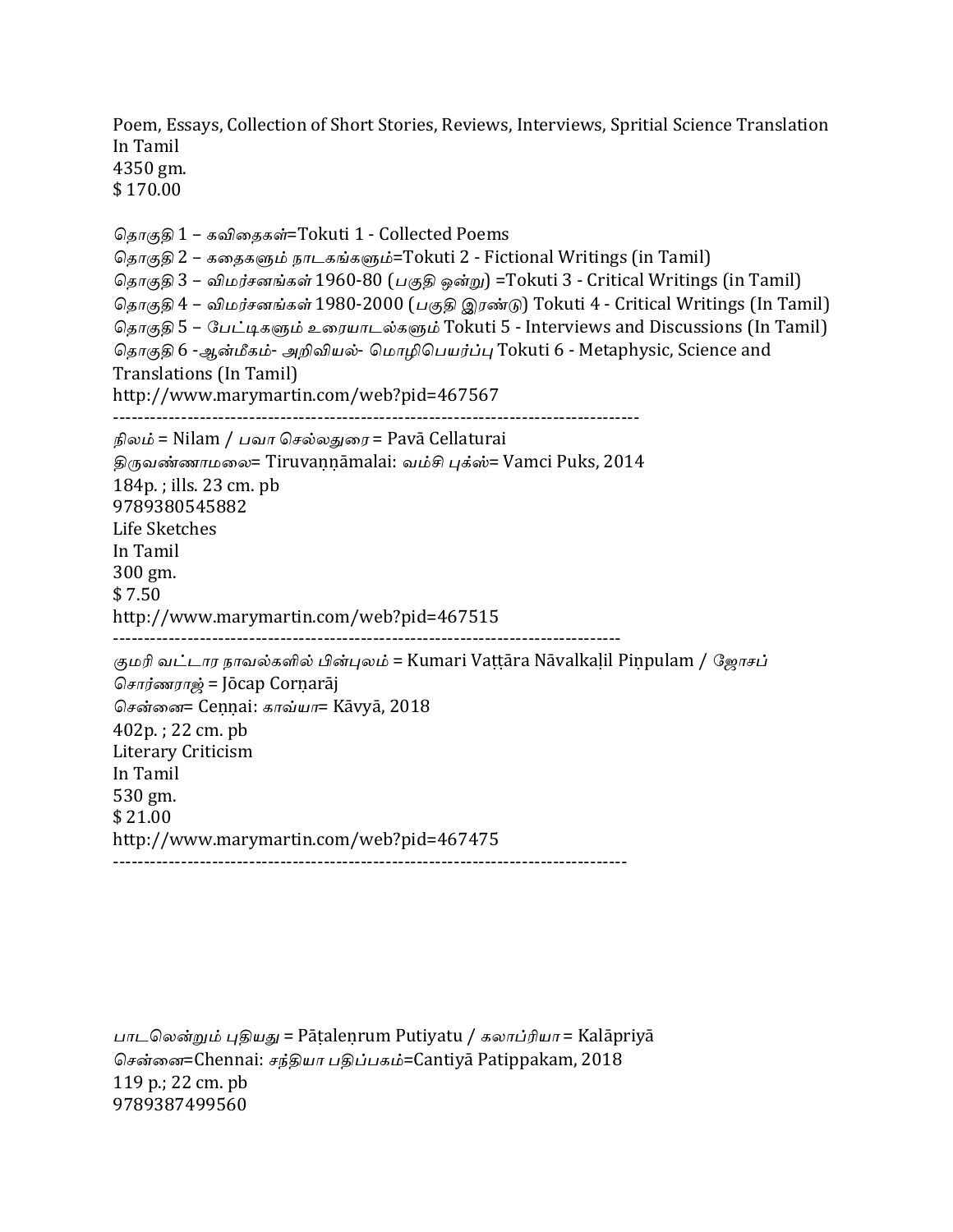Poem, Essays, Collection of Short Stories, Reviews, Interviews, Spritial Science Translation
In Tamil
4350 gm.
$ 170.00

தொகுதி 1 – கவிதைகள்=Tokuti 1 - Collected Poems
தொகுதி 2 – கதைகளும் நாடகங்களும்=Tokuti 2 - Fictional Writings (in Tamil)
தொகுதி 3 – விமர்சனங்கள் 1960-80 (பகுதி ஒன்று) =Tokuti 3 - Critical Writings (in Tamil)
தொகுதி 4 – விமர்சனங்கள் 1980-2000 (பகுதி இரண்டு) Tokuti 4 - Critical Writings (In Tamil)
தொகுதி 5 – பேட்டிகளும் உரையாடல்களும் Tokuti 5 - Interviews and Discussions (In Tamil)
தொகுதி 6 -ஆன்மீகம்- அறிவியல்- மொழிபெயர்ப்பு Tokuti 6 - Metaphysic, Science and Translations (In Tamil)
http://www.marymartin.com/web?pid=467567

---

நிலம் = Nilam / பவா செல்லதுரை = Pavā Cellaturai
திருவண்ணாமலை= Tiruvaṇṇāmalai: வம்சி புக்ஸ்= Vamci Puks, 2014
184p. ; ills. 23 cm. pb
9789380545882
Life Sketches
In Tamil
300 gm.
$ 7.50
http://www.marymartin.com/web?pid=467515

---

குமரி வட்டார நாவல்களில் பின்புலம் = Kumari Vaṭṭāra Nāvalkaḷil Piṉpulam / ஜோசப் சொர்ணராஜ் = Jōcap Corṇarāj
சென்னை= Ceṉṉai: காவ்யா= Kāvyā, 2018
402p. ; 22 cm. pb
Literary Criticism
In Tamil
530 gm.
$ 21.00
http://www.marymartin.com/web?pid=467475

---

பாடலென்றும் புதியது = Pāṭaleṉrum Putiyatu / கலாப்ரியா = Kalāpriyā
சென்னை=Chennai: சந்தியா பதிப்பகம்=Cantiyā Patippakam, 2018
119 p.; 22 cm. pb
9789387499560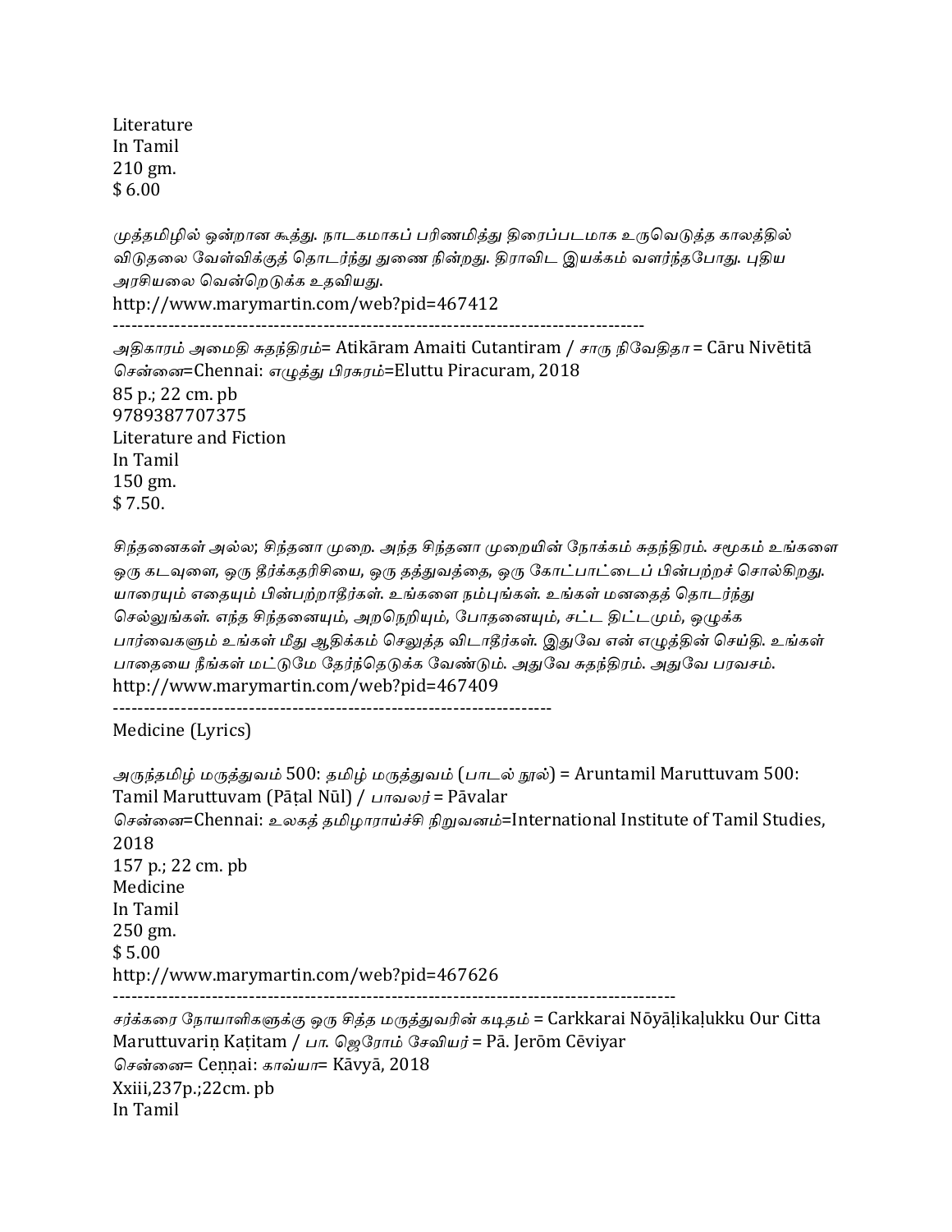Literature
In Tamil
210 gm.
$ 6.00

*முத்தமிழில் ஒன்றான கூத்து. நாடகமாகப் பரிணமித்து திரைப்படமாக உருவெடுத்த காலத்தில் விடுதலை வேள்விக்குத் தொடர்ந்து துணை நின்றது. திராவிட இயக்கம் வளர்ந்தபோது. புதிய அரசியலை வென்றெடுக்க உதவியது.*
http://www.marymartin.com/web?pid=467412

---

*அதிகாரம் அமைதி சுதந்திரம்*= Atikāram Amaiti Cutantiram / *சாரு நிவேதிதா* = Cāru Nivētitā
*சென்னை*=Chennai: *எழுத்து பிரசுரம்*=Eluttu Piracuram, 2018
85 p.; 22 cm. pb
9789387707375
Literature and Fiction
In Tamil
150 gm.
$ 7.50.

*சிந்தனைகள் அல்ல; சிந்தனா முறை. அந்த சிந்தனா முறையின் நோக்கம் சுதந்திரம். சமூகம் உங்களை ஒரு கடவுளை, ஒரு தீர்க்கதரிசியை, ஒரு தத்துவத்தை, ஒரு கோட்பாட்டைப் பின்பற்றச் சொல்கிறது. யாரையும் எதையும் பின்பற்றாதீர்கள். உங்களை நம்புங்கள். உங்கள் மனதைத் தொடர்ந்து செல்லுங்கள். எந்த சிந்தனையும், அறநெறியும், போதனையும், சட்ட திட்டமும், ஒழுக்க பார்வைகளும் உங்கள் மீது ஆதிக்கம் செலுத்த விடாதீர்கள். இதுவே என் எழுத்தின் செய்தி. உங்கள் பாதையை நீங்கள் மட்டுமே தேர்ந்தெடுக்க வேண்டும். அதுவே சுதந்திரம். அதுவே பரவசம்.*
http://www.marymartin.com/web?pid=467409

---

Medicine (Lyrics)

*அருந்தமிழ் மருத்துவம்* 500: *தமிழ் மருத்துவம்* (*பாடல் நூல்*) = Aruntamil Maruttuvam 500: Tamil Maruttuvam (Pāṭal Nūl) / *பாவலர்* = Pāvalar
*சென்னை*=Chennai: *உலகத் தமிழாராய்ச்சி நிறுவனம்*=International Institute of Tamil Studies, 2018
157 p.; 22 cm. pb
Medicine
In Tamil
250 gm.
$ 5.00
http://www.marymartin.com/web?pid=467626

---

*சர்க்கரை நோயாளிகளுக்கு ஒரு சித்த மருத்துவரின் கடிதம்* = Carkkarai Nōyāḷikaḷukku Our Citta Maruttuvariṉ Kaṭitam / *பா. ஜெரோம் சேவியர்* = Pā. Jerōm Cēviyar
*சென்னை*= Ceṉṉai: *காவ்யா*= Kāvyā, 2018
Xxiii,237p.;22cm. pb
In Tamil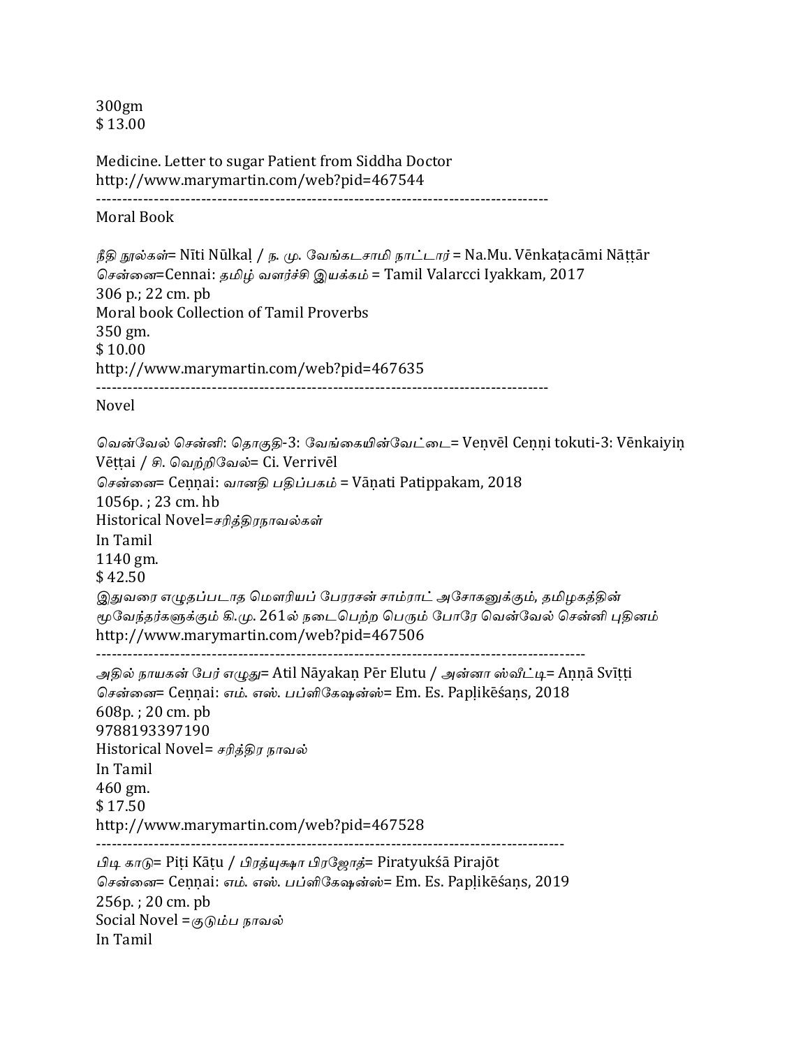300gm
$ 13.00

Medicine. Letter to sugar Patient from Siddha Doctor
http://www.marymartin.com/web?pid=467544
-----------------------------------------------------------------------------------

Moral Book

*நீதி நூல்கள்*= Nīti Nūlkaḷ / *ந. மு. வேங்கடசாமி நாட்டார்* = Na.Mu. Vēnkaṭacāmi Nāṭṭār
சென்னை=Cennai: *தமிழ் வளர்ச்சி இயக்கம்* = Tamil Valarcci Iyakkam, 2017
306 p.; 22 cm. pb
Moral book Collection of Tamil Proverbs
350 gm.
$ 10.00
http://www.marymartin.com/web?pid=467635
-----------------------------------------------------------------------------------

Novel

*வென்வேல் சென்னி: தொகுதி-3: வேங்கையின்வேட்டை*= Veṇvēl Ceṇṇi tokuti-3: Vēnkaiyiṉ Vēṭṭai / *சி. வெற்றிவேல்*= Ci. Verrivēl
சென்னை= Ceṇṇai: *வானதி பதிப்பகம்* = Vāṇati Patippakam, 2018
1056p. ; 23 cm. hb
Historical Novel=*சரித்திரநாவல்கள்*
In Tamil
1140 gm.
$ 42.50
இதுவரை எழுதப்படாத மௌரியப் பேரரசன் சாம்ராட் அசோகனுக்கும், தமிழகத்தின் மூவேந்தர்களுக்கும் கி.மு. 261ல் நடைபெற்ற பெரும் போரே வென்வேல் சென்னி புதினம்
http://www.marymartin.com/web?pid=467506
------------------------------------------------------------------------------------------

*அதில் நாயகன் பேர் எழுது*= Atil Nāyakaṉ Pēr Elutu / *அன்னா ஸ்வீட்டி*= Aṇṇā Svīṭṭi
சென்னை= Ceṇṇai: *எம். எஸ். பப்ளிகேஷன்ஸ்*= Em. Es. Papḷikēśaṉs, 2018
608p. ; 20 cm. pb
9788193397190
Historical Novel= *சரித்திர நாவல்*
In Tamil
460 gm.
$ 17.50
http://www.marymartin.com/web?pid=467528
------------------------------------------------------------------------------------

*பிடி காடு*= Piṭi Kāṭu / *பிரத்யுக்ஷா பிரஜோத்*= Piratyukśā Pirajōt
சென்னை= Ceṇṇai: *எம். எஸ். பப்ளிகேஷன்ஸ்*= Em. Es. Papḷikēśaṉs, 2019
256p. ; 20 cm. pb
Social Novel =*குடும்ப நாவல்*
In Tamil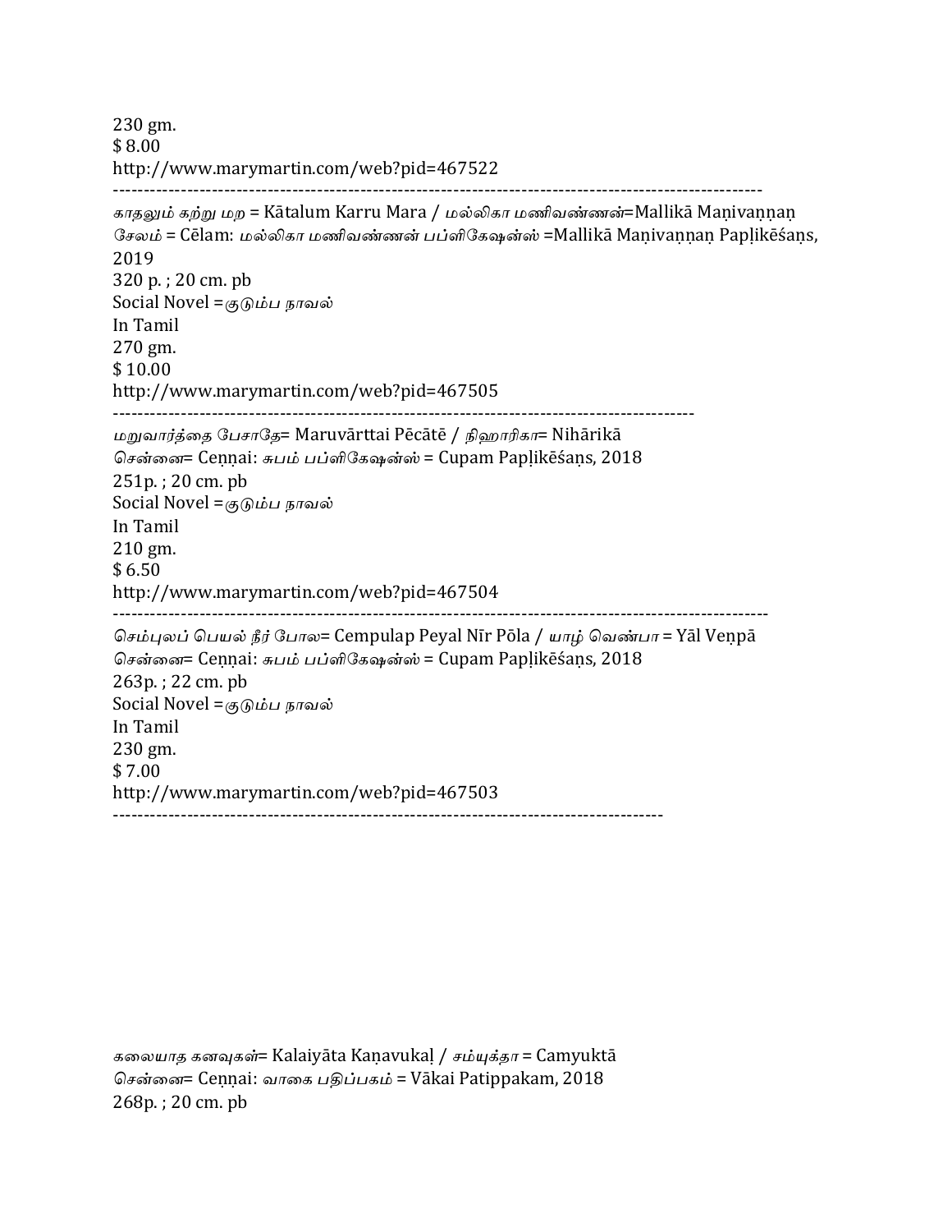230 gm.
$ 8.00
http://www.marymartin.com/web?pid=467522

---

*காதலும் கற்று மற* = Kātalum Karru Mara / *மல்லிகா மணிவண்ணன்*=Mallikā Maṇivaṇṇaṇ
*சேலம்* = Cēlam: *மல்லிகா மணிவண்ணன் பப்ளிகேஷன்ஸ்* =Mallikā Maṇivaṇṇaṇ Papḷikēśaṇs, 2019
320 p. ; 20 cm. pb
Social Novel =*குடும்ப நாவல்*
In Tamil
270 gm.
$ 10.00
http://www.marymartin.com/web?pid=467505

---

*மறுவார்த்தை பேசாதே*= Maruvārttai Pēcātē / *நிஹாரிகா*= Nihārikā
*சென்னை*= Ceṇṇai: *சுபம் பப்ளிகேஷன்ஸ்* = Cupam Papḷikēśaṇs, 2018
251p. ; 20 cm. pb
Social Novel =*குடும்ப நாவல்*
In Tamil
210 gm.
$ 6.50
http://www.marymartin.com/web?pid=467504

---

*செம்புலப் பெயல் நீர் போல*= Cempulap Peyal Nīr Pōla / *யாழ் வெண்பா* = Yāl Veṇpā
*சென்னை*= Ceṇṇai: *சுபம் பப்ளிகேஷன்ஸ்* = Cupam Papḷikēśaṇs, 2018
263p. ; 22 cm. pb
Social Novel =*குடும்ப நாவல்*
In Tamil
230 gm.
$ 7.00
http://www.marymartin.com/web?pid=467503

---

*கலையாத கனவுகள்*= Kalaiyāta Kaṇavukaḷ / *சம்யுக்தா* = Camyuktā
*சென்னை*= Ceṇṇai: *வாகை பதிப்பகம்* = Vākai Patippakam, 2018
268p. ; 20 cm. pb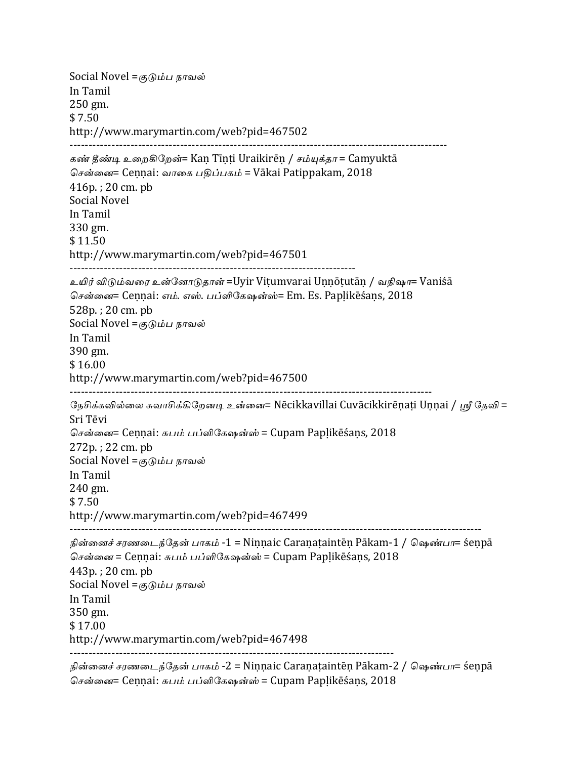Social Novel =குடும்ப நாவல்
In Tamil
250 gm.
$ 7.50
http://www.marymartin.com/web?pid=467502

---

கண் தீண்டி உறைகிறேன்= Kaṇ Tīṇṭi Uraikirēṇ / சம்யுக்தா = Camyuktā
சென்னை= Ceṇṇai: வாகை பதிப்பகம் = Vākai Patippakam, 2018
416p. ; 20 cm. pb
Social Novel
In Tamil
330 gm.
$ 11.50
http://www.marymartin.com/web?pid=467501

---

உயிர் விடும்வரை உன்னோடுதான் =Uyir Viṭumvarai Uṇṇōṭutāṇ / வநிஷா= Vaniśā
சென்னை= Ceṇṇai: எம். எஸ். பப்ளிகேஷன்ஸ்= Em. Es. Papḷikēśaṇs, 2018
528p. ; 20 cm. pb
Social Novel =குடும்ப நாவல்
In Tamil
390 gm.
$ 16.00
http://www.marymartin.com/web?pid=467500

---

நேசிக்கவில்லை சுவாசிக்கிறேனடி உன்னை= Nēcikkavillai Cuvācikkirēṇaṭi Uṇṇai / ஸ்ரீ தேவி = Sri Tēvi
சென்னை= Ceṇṇai: சுபம் பப்ளிகேஷன்ஸ் = Cupam Papḷikēśaṇs, 2018
272p. ; 22 cm. pb
Social Novel =குடும்ப நாவல்
In Tamil
240 gm.
$ 7.50
http://www.marymartin.com/web?pid=467499

---

நின்னைச் சரணடைந்தேன் பாகம் -1 = Niṇṇaic Caraṇaṭaintēṇ Pākam-1 / ஷெண்பா= śeṇpā
சென்னை = Ceṇṇai: சுபம் பப்ளிகேஷன்ஸ் = Cupam Papḷikēśaṇs, 2018
443p. ; 20 cm. pb
Social Novel =குடும்ப நாவல்
In Tamil
350 gm.
$ 17.00
http://www.marymartin.com/web?pid=467498

---

நின்னைச் சரணடைந்தேன் பாகம் -2 = Niṇṇaic Caraṇaṭaintēṇ Pākam-2 / ஷெண்பா= śeṇpā
சென்னை= Ceṇṇai: சுபம் பப்ளிகேஷன்ஸ் = Cupam Papḷikēśaṇs, 2018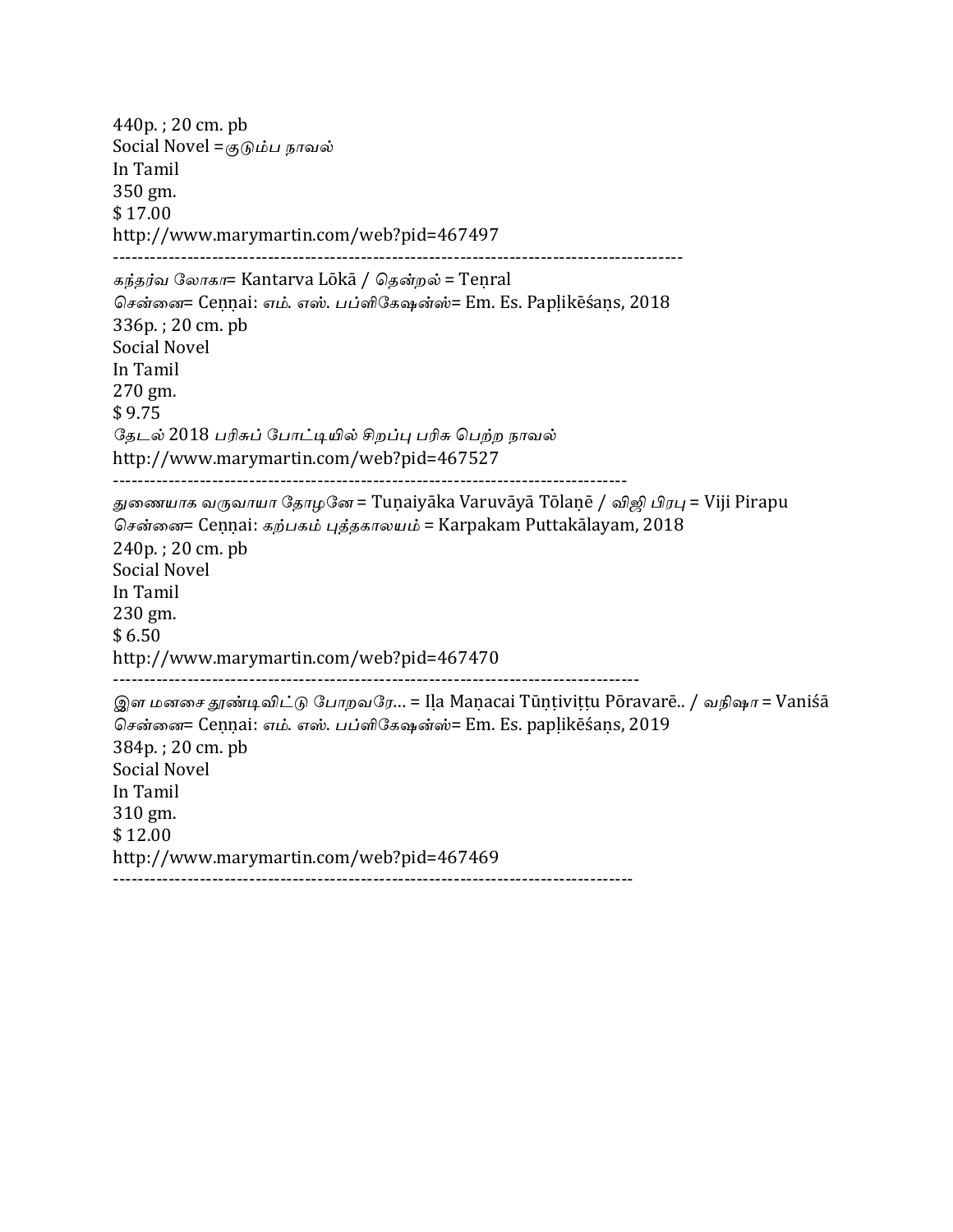440p. ; 20 cm. pb
Social Novel =குடும்ப நாவல்
In Tamil
350 gm.
$ 17.00
http://www.marymartin.com/web?pid=467497

---

*கந்தர்வ லோகா*= Kantarva Lōkā / *தென்றல்* = Teṇral
*சென்னை*= Ceṇṇai: *எம். எஸ். பப்ளிகேஷன்ஸ்*= Em. Es. Papḷikēśaṇs, 2018
336p. ; 20 cm. pb
Social Novel
In Tamil
270 gm.
$ 9.75
*தேடல்* 2018 *பரிசுப் போட்டியில் சிறப்பு பரிசு பெற்ற நாவல்*
http://www.marymartin.com/web?pid=467527

---

*துணையாக வருவாயா தோழனே* = Tuṇaiyāka Varuvāyā Tōlaṇē / *விஜி பிரபு* = Viji Pirapu
*சென்னை*= Ceṇṇai: *கற்பகம் புத்தகாலயம்* = Karpakam Puttakālayam, 2018
240p. ; 20 cm. pb
Social Novel
In Tamil
230 gm.
$ 6.50
http://www.marymartin.com/web?pid=467470

---

*இள மனசை தூண்டிவிட்டு போறவரே...* = Iḷa Maṇacai Tūṇṭiviṭṭu Pōravarē.. / *வநிஷா* = Vaniśā
*சென்னை*= Ceṇṇai: *எம். எஸ். பப்ளிகேஷன்ஸ்*= Em. Es. papḷikēśaṇs, 2019
384p. ; 20 cm. pb
Social Novel
In Tamil
310 gm.
$ 12.00
http://www.marymartin.com/web?pid=467469

---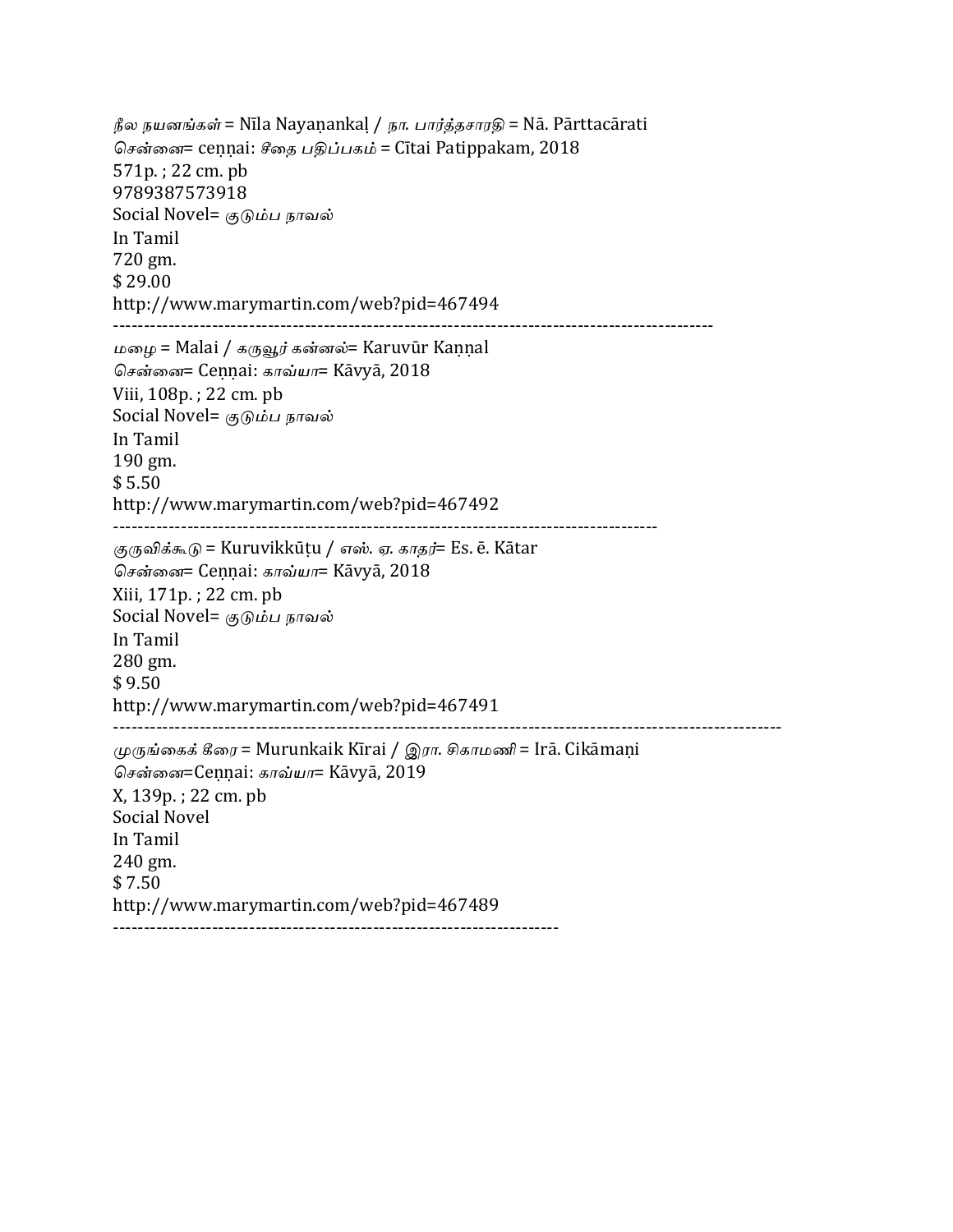*நீல நயனங்கள்* = Nīla Nayaṇankaḷ / *நா. பார்த்தசாரதி* = Nā. Pārttacārati
*சென்னை*= ceṇṇai: *சீதை பதிப்பகம்* = Cītai Patippakam, 2018
571p. ; 22 cm. pb
9789387573918
Social Novel= *குடும்ப நாவல்*
In Tamil
720 gm.
$ 29.00
http://www.marymartin.com/web?pid=467494

---

*மழை* = Malai / *கருவூர் கன்னல்*= Karuvūr Kaṇṇal
*சென்னை*= Ceṇṇai: *காவ்யா*= Kāvyā, 2018
Viii, 108p. ; 22 cm. pb
Social Novel= *குடும்ப நாவல்*
In Tamil
190 gm.
$ 5.50
http://www.marymartin.com/web?pid=467492

---

*குருவிக்கூடு* = Kuruvikkūṭu / *எஸ். ஏ. காதர்*= Es. ē. Kātar
*சென்னை*= Ceṇṇai: *காவ்யா*= Kāvyā, 2018
Xiii, 171p. ; 22 cm. pb
Social Novel= *குடும்ப நாவல்*
In Tamil
280 gm.
$ 9.50
http://www.marymartin.com/web?pid=467491

---

*முருங்கைக் கீரை* = Murunkaik Kīrai / *இரா. சிகாமணி* = Irā. Cikāmaṇi
*சென்னை*=Ceṇṇai: *காவ்யா*= Kāvyā, 2019
X, 139p. ; 22 cm. pb
Social Novel
In Tamil
240 gm.
$ 7.50
http://www.marymartin.com/web?pid=467489

---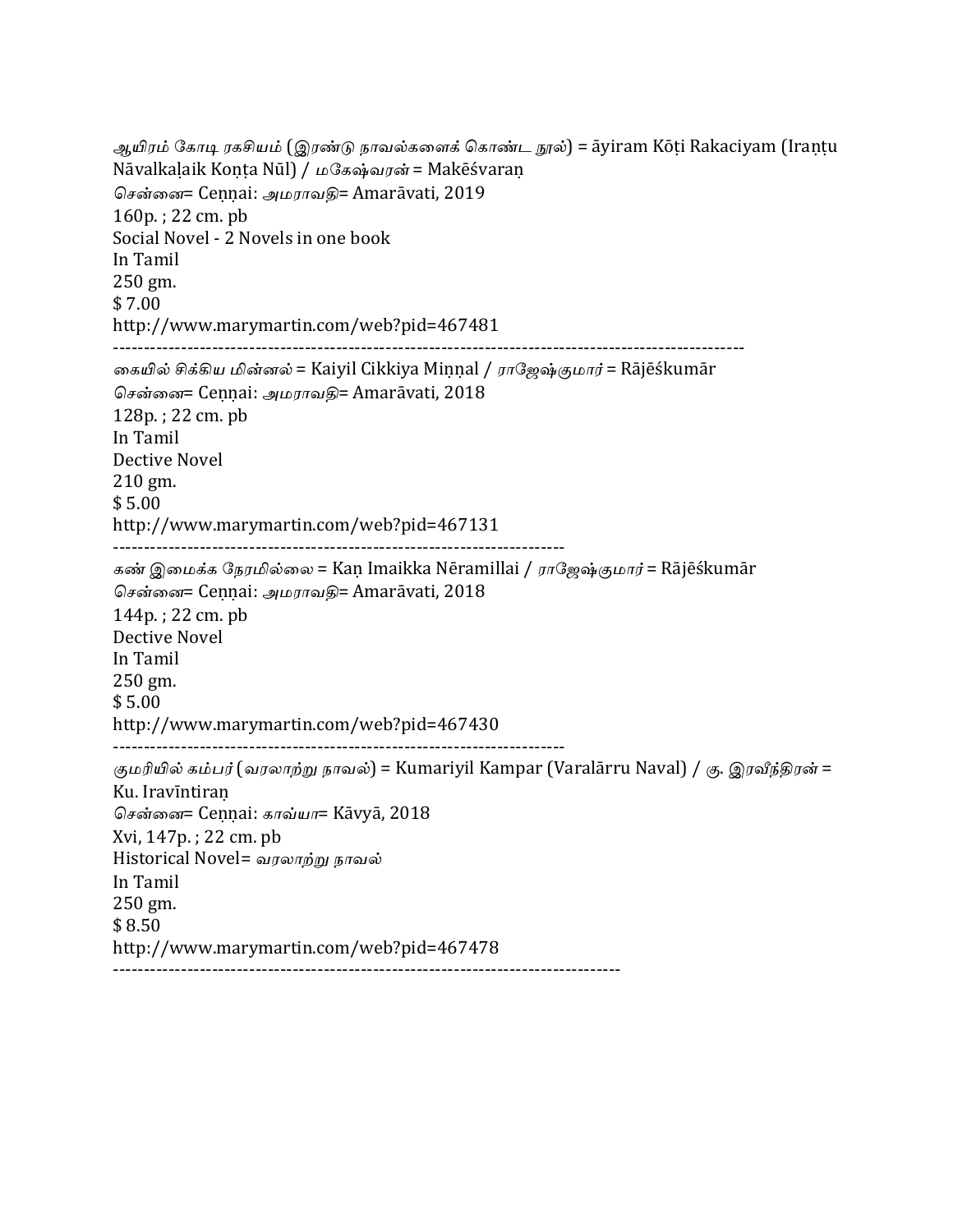*ஆயிரம் கோடி ரகசியம் (இரண்டு நாவல்களைக் கொண்ட நூல்)* = āyiram Kōṭi Rakaciyam (Iraṇṭu Nāvalkaḷaik Koṇṭa Nūl) / *மகேஷ்வரன்* = Makēśvaraṇ
*சென்னை*= Ceṇṇai: *அமராவதி*= Amarāvati, 2019
160p. ; 22 cm. pb
Social Novel - 2 Novels in one book
In Tamil
250 gm.
$ 7.00
http://www.marymartin.com/web?pid=467481

---

*கையில் சிக்கிய மின்னல்* = Kaiyil Cikkiya Miṉṉal / *ராஜேஷ்குமார்* = Rājēśkumār
*சென்னை*= Ceṇṇai: *அமராவதி*= Amarāvati, 2018
128p. ; 22 cm. pb
In Tamil
Dective Novel
210 gm.
$ 5.00
http://www.marymartin.com/web?pid=467131

---

*கண் இமைக்க நேரமில்லை* = Kaṇ Imaikka Nēramillai / *ராஜேஷ்குமார்* = Rājēśkumār
*சென்னை*= Ceṇṇai: *அமராவதி*= Amarāvati, 2018
144p. ; 22 cm. pb
Dective Novel
In Tamil
250 gm.
$ 5.00
http://www.marymartin.com/web?pid=467430

---

*குமரியில் கம்பர் (வரலாற்று நாவல்)* = Kumariyil Kampar (Varalārru Naval) / *கு. இரவீந்திரன்* = Ku. Iravīntiraṇ
*சென்னை*= Ceṇṇai: *காவ்யா*= Kāvyā, 2018
Xvi, 147p. ; 22 cm. pb
Historical Novel= *வரலாற்று நாவல்*
In Tamil
250 gm.
$ 8.50
http://www.marymartin.com/web?pid=467478

---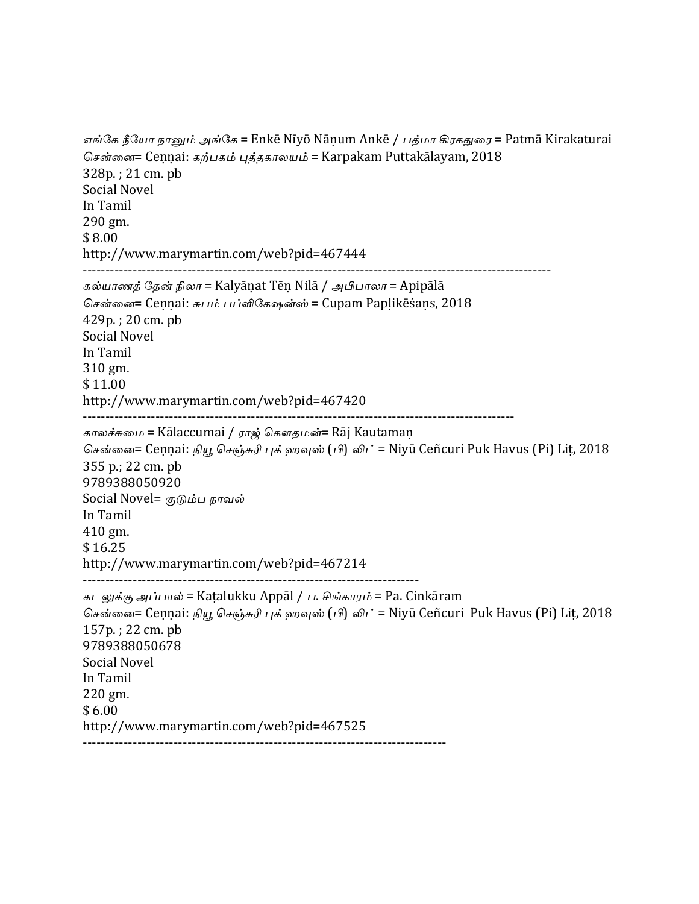*எங்கே நீயோ நானும் அங்கே* = Enkē Nīyō Nāṇum Ankē / *பத்மா கிரகதுரை* = Patmā Kirakaturai
*சென்னை*= Ceṉṉai: *கற்பகம் புத்தகாலயம்* = Karpakam Puttakālayam, 2018
328p. ; 21 cm. pb
Social Novel
In Tamil
290 gm.
$ 8.00
http://www.marymartin.com/web?pid=467444

---

*கல்யாணத் தேன் நிலா* = Kalyāṇat Tēṇ Nilā / *அபிபாலா* = Apipālā
*சென்னை*= Ceṉṉai: *சுபம் பப்ளிகேஷன்ஸ்* = Cupam Papḷikēśaṇs, 2018
429p. ; 20 cm. pb
Social Novel
In Tamil
310 gm.
$ 11.00
http://www.marymartin.com/web?pid=467420

---

*காலச்சுமை* = Kālaccumai / *ராஜ் கௌதமன்*= Rāj Kautamaṇ
*சென்னை*= Ceṉṉai: *நியூ செஞ்சுரி புக் ஹவுஸ் (பி) லிட்* = Niyū Ceñcuri Puk Havus (Pi) Liṭ, 2018
355 p.; 22 cm. pb
9789388050920
Social Novel= *குடும்ப நாவல்*
In Tamil
410 gm.
$ 16.25
http://www.marymartin.com/web?pid=467214

---

*கடலுக்கு அப்பால்* = Kaṭalukku Appāl / *ப. சிங்காரம்* = Pa. Cinkāram
*சென்னை*= Ceṉṉai: *நியூ செஞ்சுரி புக் ஹவுஸ் (பி) லிட்* = Niyū Ceñcuri Puk Havus (Pi) Liṭ, 2018
157p. ; 22 cm. pb
9789388050678
Social Novel
In Tamil
220 gm.
$ 6.00
http://www.marymartin.com/web?pid=467525

---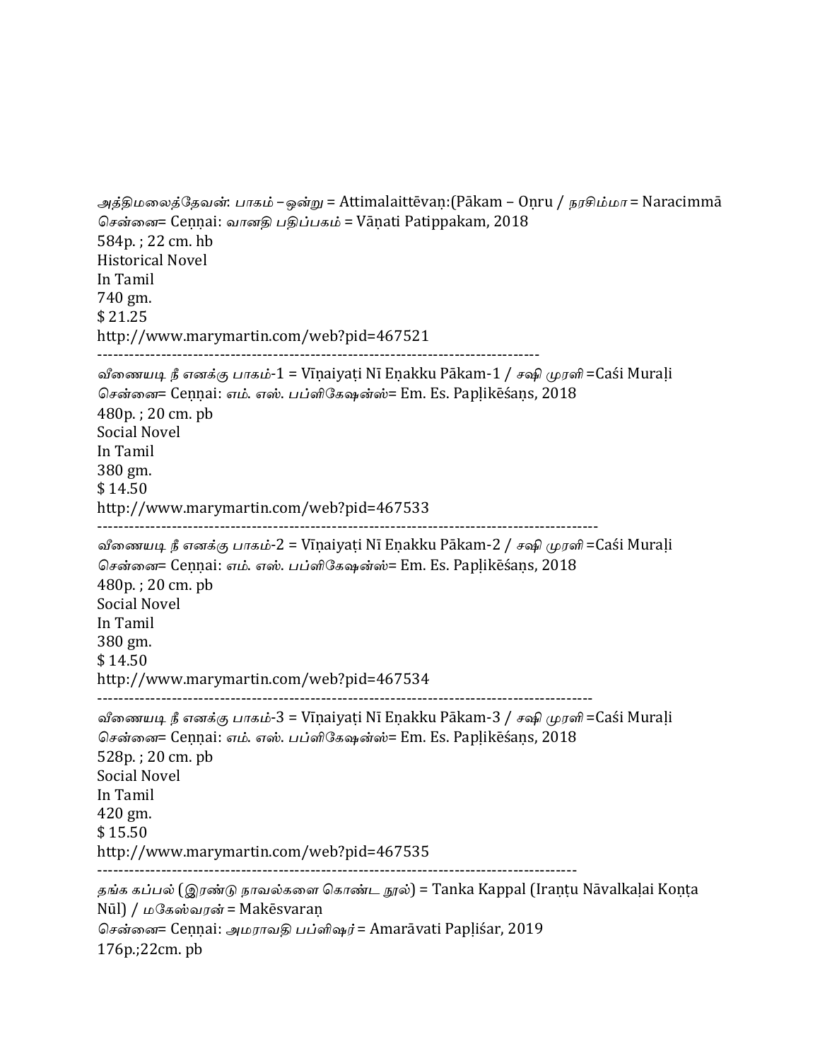*அத்திமலைத்தேவன்: பாகம் – ஒன்று* = Attimalaittēvaṇ:(Pākam – Oṇru / *நரசிம்மா* = Naracimmā
*சென்னை*= Ceṇṇai: *வானதி பதிப்பகம்* = Vāṇati Patippakam, 2018
584p. ; 22 cm. hb
Historical Novel
In Tamil
740 gm.
$ 21.25
http://www.marymartin.com/web?pid=467521

---

*வீணையடி நீ எனக்கு பாகம்*-1 = Vīṇaiyaṭi Nī Eṇakku Pākam-1 / *சஷி முரளி* =Caśi Muraḷi
*சென்னை*= Ceṇṇai: *எம். எஸ். பப்ளிகேஷன்ஸ்*= Em. Es. Papḷikēśaṇs, 2018
480p. ; 20 cm. pb
Social Novel
In Tamil
380 gm.
$ 14.50
http://www.marymartin.com/web?pid=467533

---

*வீணையடி நீ எனக்கு பாகம்*-2 = Vīṇaiyaṭi Nī Eṇakku Pākam-2 / *சஷி முரளி* =Caśi Muraḷi
*சென்னை*= Ceṇṇai: *எம். எஸ். பப்ளிகேஷன்ஸ்*= Em. Es. Papḷikēśaṇs, 2018
480p. ; 20 cm. pb
Social Novel
In Tamil
380 gm.
$ 14.50
http://www.marymartin.com/web?pid=467534

---

*வீணையடி நீ எனக்கு பாகம்*-3 = Vīṇaiyaṭi Nī Eṇakku Pākam-3 / *சஷி முரளி* =Caśi Muraḷi
*சென்னை*= Ceṇṇai: *எம். எஸ். பப்ளிகேஷன்ஸ்*= Em. Es. Papḷikēśaṇs, 2018
528p. ; 20 cm. pb
Social Novel
In Tamil
420 gm.
$ 15.50
http://www.marymartin.com/web?pid=467535

---

*தங்க கப்பல்* (*இரண்டு நாவல்களை கொண்ட நூல்*) = Tanka Kappal (Iraṇṭu Nāvalkaḷai Koṇṭa Nūl) / *மகேஸ்வரன்* = Makēsvaraṇ
*சென்னை*= Ceṇṇai: *அமராவதி பப்ளிஷர்* = Amarāvati Papḷiśar, 2019
176p.;22cm. pb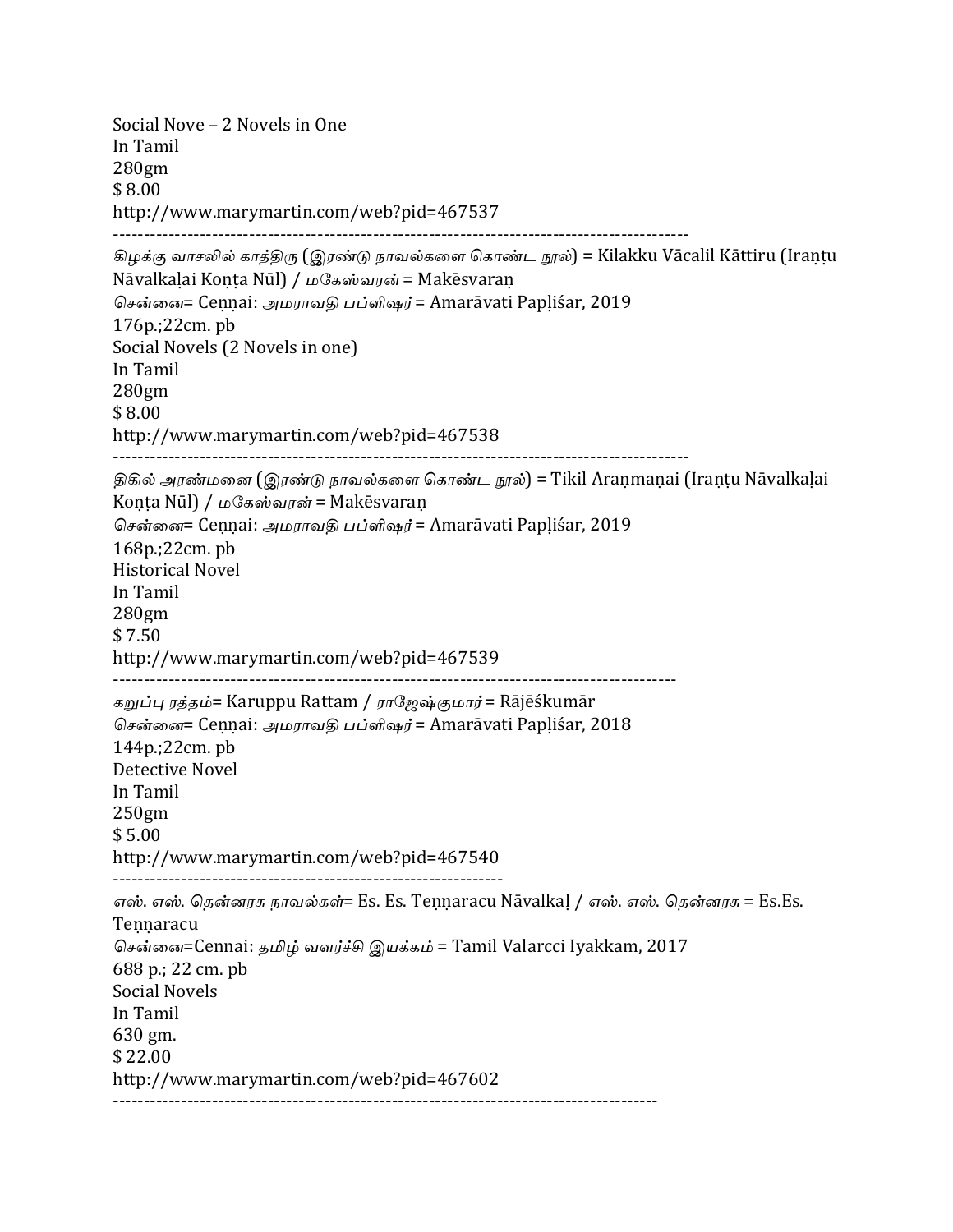Social Nove – 2 Novels in One
In Tamil
280gm
$ 8.00
http://www.marymartin.com/web?pid=467537

---

கிழக்கு வாசலில் காத்திரு (இரண்டு நாவல்களை கொண்ட நூல்) = Kilakku Vācalil Kāttiru (Iraṇṭu Nāvalkaḷai Koṇṭa Nūl) / மகேஸ்வரன் = Makēsvaraṇ
சென்னை= Ceṇṇai: அமராவதி பப்ளிஷர் = Amarāvati Papḷiśar, 2019
176p.;22cm. pb
Social Novels (2 Novels in one)
In Tamil
280gm
$ 8.00
http://www.marymartin.com/web?pid=467538

---

திகில் அரண்மனை (இரண்டு நாவல்களை கொண்ட நூல்) = Tikil Araṇmaṇai (Iraṇṭu Nāvalkaḷai Koṇṭa Nūl) / மகேஸ்வரன் = Makēsvaraṇ
சென்னை= Ceṇṇai: அமராவதி பப்ளிஷர் = Amarāvati Papḷiśar, 2019
168p.;22cm. pb
Historical Novel
In Tamil
280gm
$ 7.50
http://www.marymartin.com/web?pid=467539

---

கறுப்பு ரத்தம்= Karuppu Rattam / ராஜேஷ்குமார் = Rājēśkumār
சென்னை= Ceṇṇai: அமராவதி பப்ளிஷர் = Amarāvati Papḷiśar, 2018
144p.;22cm. pb
Detective Novel
In Tamil
250gm
$ 5.00
http://www.marymartin.com/web?pid=467540

---

எஸ். எஸ். தென்னரசு நாவல்கள்= Es. Es. Teṇṇaracu Nāvalkaḷ / எஸ். எஸ். தென்னரசு = Es.Es. Teṇṇaracu
சென்னை=Cennai: தமிழ் வளர்ச்சி இயக்கம் = Tamil Valarcci Iyakkam, 2017
688 p.; 22 cm. pb
Social Novels
In Tamil
630 gm.
$ 22.00
http://www.marymartin.com/web?pid=467602

---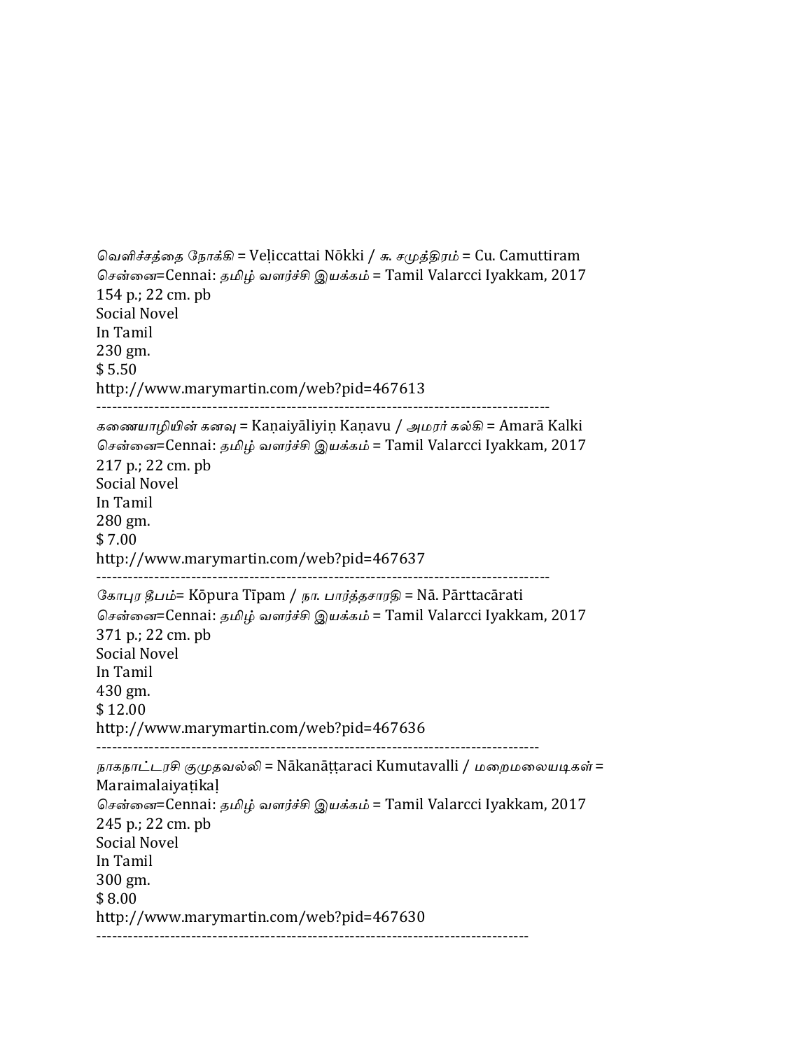வெளிச்சத்தை நோக்கி = Veḷiccattai Nōkki / சு. சமுத்திரம் = Cu. Camuttiram
சென்னை=Cennai: தமிழ் வளர்ச்சி இயக்கம் = Tamil Valarcci Iyakkam, 2017
154 p.; 22 cm. pb
Social Novel
In Tamil
230 gm.
$ 5.50
http://www.marymartin.com/web?pid=467613

---

கணையாழியின் கனவு = Kaṇaiyāliyiṉ Kaṇavu / அமரர் கல்கி = Amarā Kalki
சென்னை=Cennai: தமிழ் வளர்ச்சி இயக்கம் = Tamil Valarcci Iyakkam, 2017
217 p.; 22 cm. pb
Social Novel
In Tamil
280 gm.
$ 7.00
http://www.marymartin.com/web?pid=467637

---

கோபுர தீபம்= Kōpura Tīpam / நா. பார்த்தசாரதி = Nā. Pārttacārati
சென்னை=Cennai: தமிழ் வளர்ச்சி இயக்கம் = Tamil Valarcci Iyakkam, 2017
371 p.; 22 cm. pb
Social Novel
In Tamil
430 gm.
$ 12.00
http://www.marymartin.com/web?pid=467636

---

நாகநாட்டரசி குமுதவல்லி = Nākanāṭṭaraci Kumutavalli / மறைமலையடிகள் = Maraimalaiyaṭikaḷ
சென்னை=Cennai: தமிழ் வளர்ச்சி இயக்கம் = Tamil Valarcci Iyakkam, 2017
245 p.; 22 cm. pb
Social Novel
In Tamil
300 gm.
$ 8.00
http://www.marymartin.com/web?pid=467630

---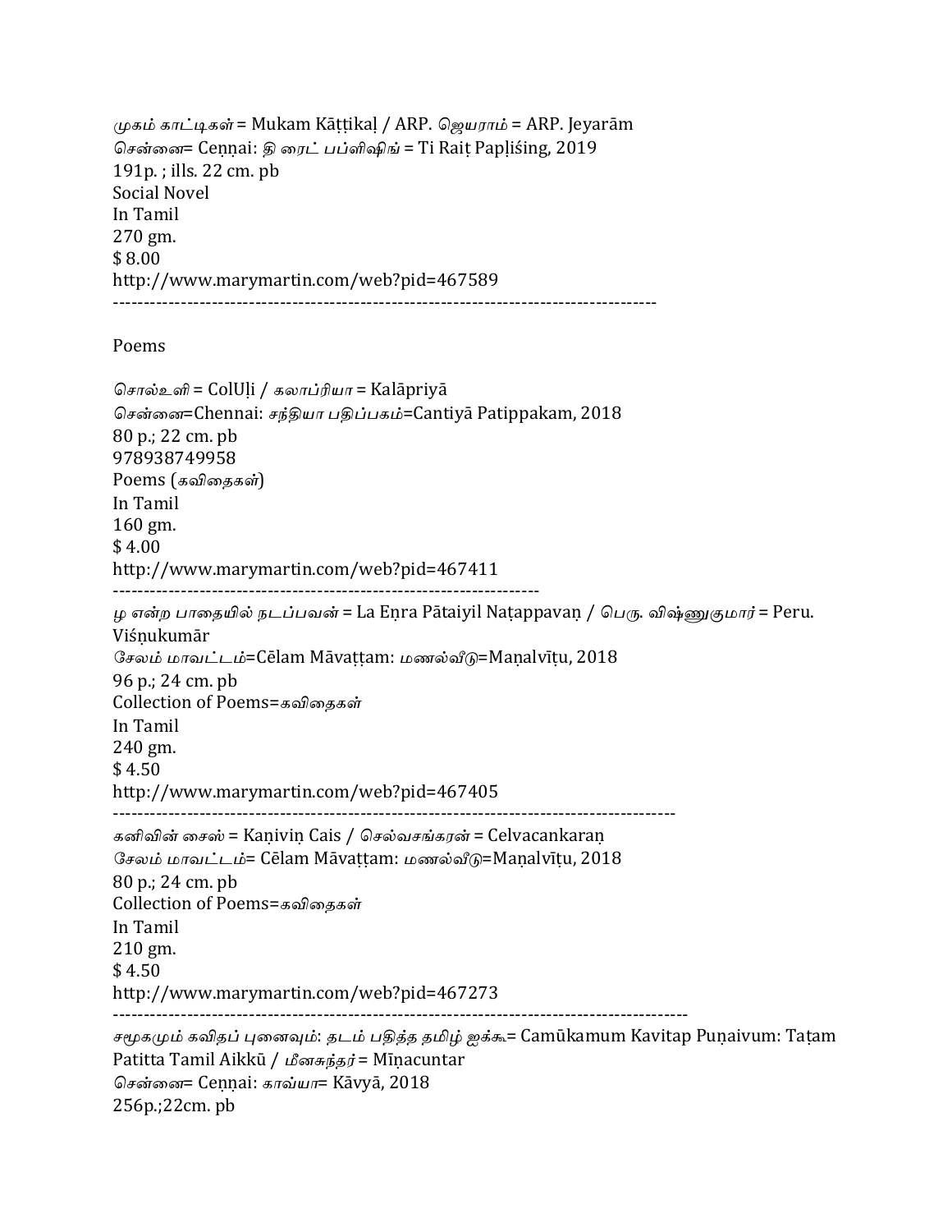முகம் காட்டிகள் = Mukam Kāṭṭikaḷ / ARP. ஜெயராம் = ARP. Jeyarām
சென்னை= Ceṇṇai: தி ரைட் பப்ளிஷிங் = Ti Raiṭ Papḷiśing, 2019
191p. ; ills. 22 cm. pb
Social Novel
In Tamil
270 gm.
$ 8.00
http://www.marymartin.com/web?pid=467589

---

Poems

சொல்உளி = ColUḷi / கலாப்ரியா = Kalāpriyā
சென்னை=Chennai: சந்தியா பதிப்பகம்=Cantiyā Patippakam, 2018
80 p.; 22 cm. pb
978938749958
Poems (கவிதைகள்)
In Tamil
160 gm.
$ 4.00
http://www.marymartin.com/web?pid=467411

---

ழ என்ற பாதையில் நடப்பவன் = La Eṇra Pātaiyil Naṭappavaṇ / பெரு. விஷ்ணுகுமார் = Peru. Viśṇukumār
சேலம் மாவட்டம்=Cēlam Māvaṭṭam: மணல்வீடு=Maṇalvīṭu, 2018
96 p.; 24 cm. pb
Collection of Poems=கவிதைகள்
In Tamil
240 gm.
$ 4.50
http://www.marymartin.com/web?pid=467405

---

கனிவின் சைஸ் = Kaṇiviṇ Cais / செல்வசங்கரன் = Celvacankaraṇ
சேலம் மாவட்டம்= Cēlam Māvaṭṭam: மணல்வீடு=Maṇalvīṭu, 2018
80 p.; 24 cm. pb
Collection of Poems=கவிதைகள்
In Tamil
210 gm.
$ 4.50
http://www.marymartin.com/web?pid=467273

---

சமூகமும் கவிதப் புனைவும்: தடம் பதித்த தமிழ் ஐக்கூ= Camūkamum Kavitap Puṇaivum: Taṭam Patitta Tamil Aikkū / மீனசுந்தர் = Mīṇacuntar
சென்னை= Ceṇṇai: காவ்யா= Kāvyā, 2018
256p.;22cm. pb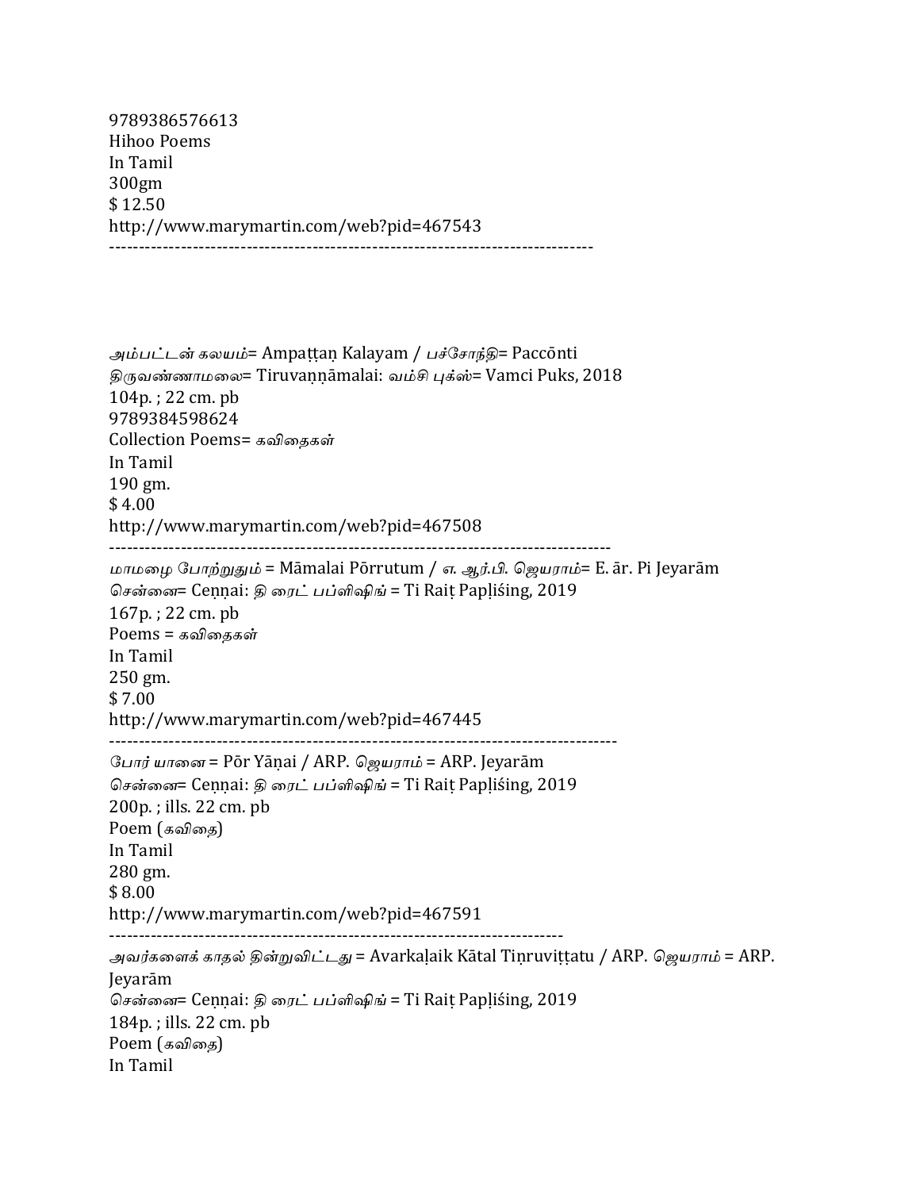9789386576613
Hihoo Poems
In Tamil
300gm
$ 12.50
http://www.marymartin.com/web?pid=467543
--------------------------------------------------------------------------------

அம்பட்டன் கலயம்= Ampaṭṭaṉ Kalayam / பச்சோந்தி= Paccōnti
திருவண்ணாமலை= Tiruvaṇṇāmalai: வம்சி புக்ஸ்= Vamci Puks, 2018
104p. ; 22 cm. pb
9789384598624
Collection Poems= கவிதைகள்
In Tamil
190 gm.
$ 4.00
http://www.marymartin.com/web?pid=467508
--------------------------------------------------------------------------------
மாமழை போற்றுதும் = Māmalai Pōrrutum / எ. ஆர்.பி. ஜெயராம்= E. ār. Pi Jeyarām
சென்னை= Ceṉṉai: தி ரைட் பப்ளிஷிங் = Ti Raiṭ Papḷiśing, 2019
167p. ; 22 cm. pb
Poems = கவிதைகள்
In Tamil
250 gm.
$ 7.00
http://www.marymartin.com/web?pid=467445
--------------------------------------------------------------------------------
போர் யானை = Pōr Yāṇai / ARP. ஜெயராம் = ARP. Jeyarām
சென்னை= Ceṉṉai: தி ரைட் பப்ளிஷிங் = Ti Raiṭ Papḷiśing, 2019
200p. ; ills. 22 cm. pb
Poem (கவிதை)
In Tamil
280 gm.
$ 8.00
http://www.marymartin.com/web?pid=467591
--------------------------------------------------------------------------------
அவர்களைக் காதல் தின்றுவிட்டது = Avarkaḷaik Kātal Tiṉruviṭṭatu / ARP. ஜெயராம் = ARP. Jeyarām
சென்னை= Ceṉṉai: தி ரைட் பப்ளிஷிங் = Ti Raiṭ Papḷiśing, 2019
184p. ; ills. 22 cm. pb
Poem (கவிதை)
In Tamil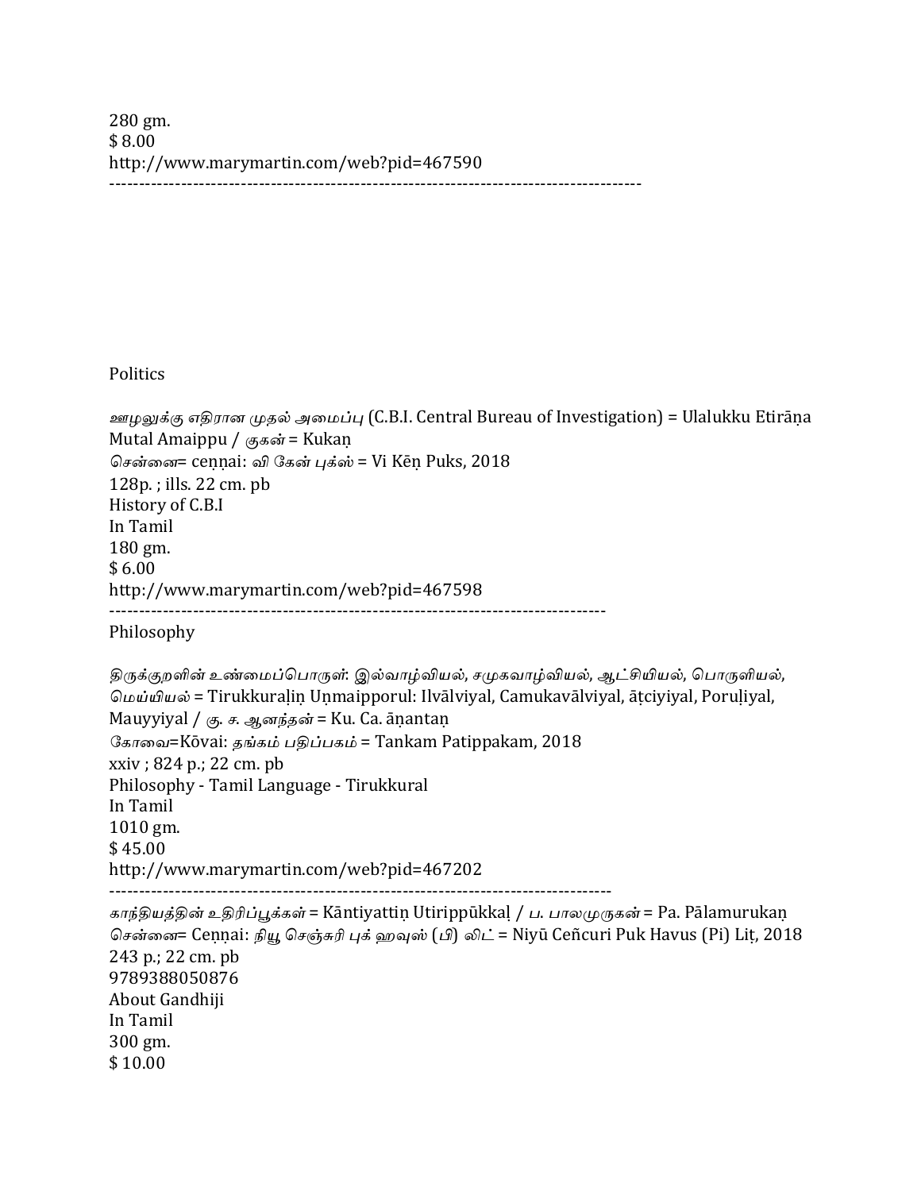280 gm.
$ 8.00
http://www.marymartin.com/web?pid=467590
------------------------------------------------------------------------------------------

Politics

*ஊழலுக்கு எதிரான முதல் அமைப்பு* (C.B.I. Central Bureau of Investigation) = Ulalukku Etirāṇa Mutal Amaippu / *குகன்* = Kukaṇ
*சென்னை*= ceṇṇai: *வி கேன் புக்ஸ்* = Vi Kēṇ Puks, 2018
128p. ; ills. 22 cm. pb
History of C.B.I
In Tamil
180 gm.
$ 6.00
http://www.marymartin.com/web?pid=467598
------------------------------------------------------------------------------------

Philosophy

*திருக்குறளின் உண்மைப்பொருள்: இல்வாழ்வியல், சமுகவாழ்வியல், ஆட்சியியல், பொருளியல், மெய்யியல்* = Tirukkuraḷiṇ Uṇmaipporul: Ilvālviyal, Camukavālviyal, āṭciyiyal, Poruḷiyal, Mauyyiyal / *கு. ச. ஆனந்தன்* = Ku. Ca. āṇantaṇ
*கோவை*=Kōvai: *தங்கம் பதிப்பகம்* = Tankam Patippakam, 2018
xxiv ; 824 p.; 22 cm. pb
Philosophy - Tamil Language - Tirukkural
In Tamil
1010 gm.
$ 45.00
http://www.marymartin.com/web?pid=467202
------------------------------------------------------------------------------------
*காந்தியத்தின் உதிரிப்பூக்கள்* = Kāntiyattiṇ Utirippūkkaḷ / *ப. பாலமுருகன்* = Pa. Pālamurukaṇ
*சென்னை*= Ceṇṇai: *நியூ செஞ்சுரி புக் ஹவுஸ் (பி) லிட்* = Niyū Ceñcuri Puk Havus (Pi) Liṭ, 2018
243 p.; 22 cm. pb
9789388050876
About Gandhiji
In Tamil
300 gm.
$ 10.00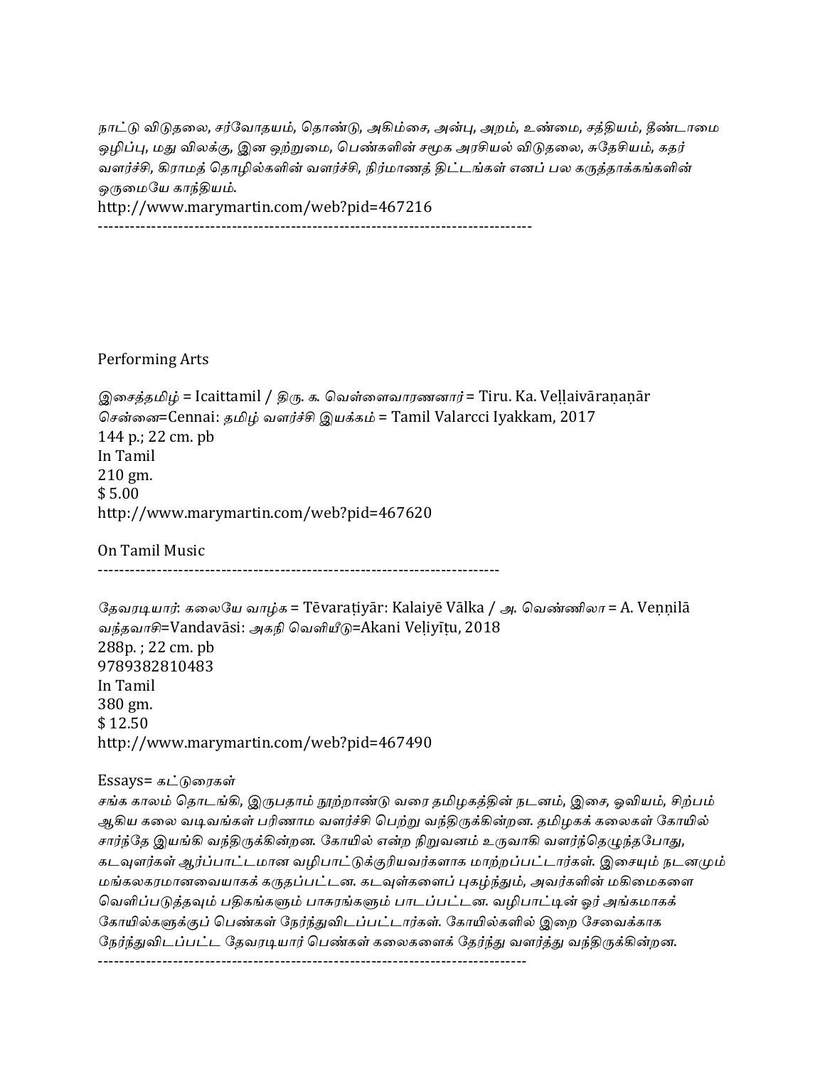*நாட்டு விடுதலை, சர்வோதயம், தொண்டு, அகிம்சை, அன்பு, அறம், உண்மை, சத்தியம், தீண்டாமை ஒழிப்பு, மது விலக்கு, இன ஒற்றுமை, பெண்களின் சமூக அரசியல் விடுதலை, சுதேசியம், கதர் வளர்ச்சி, கிராமத் தொழில்களின் வளர்ச்சி, நிர்மாணத் திட்டங்கள் எனப் பல கருத்தாக்கங்களின் ஒருமையே காந்தியம்.*

http://www.marymartin.com/web?pid=467216

--------------------------------------------------------------------------------

Performing Arts

*இசைத்தமிழ்* = Icaittamil / *திரு. க. வெள்ளைவாரணனார்* = Tiru. Ka. Veḷḷaivāraṇaṉār
*சென்னை*=Cennai: *தமிழ் வளர்ச்சி இயக்கம்* = Tamil Valarcci Iyakkam, 2017
144 p.; 22 cm. pb
In Tamil
210 gm.
$ 5.00
http://www.marymartin.com/web?pid=467620

On Tamil Music

---------------------------------------------------------------------------

*தேவரடியார்: கலையே வாழ்க* = Tēvaraṭiyār: Kalaiyē Vālka / *அ. வெண்ணிலா* = A. Veṇṇilā
*வந்தவாசி*=Vandavāsi: *அகநி வெளியீடு*=Akani Veḷiyīṭu, 2018
288p. ; 22 cm. pb
9789382810483
In Tamil
380 gm.
$ 12.50
http://www.marymartin.com/web?pid=467490

Essays= *கட்டுரைகள்*
*சங்க காலம் தொடங்கி, இருபதாம் நூற்றாண்டு வரை தமிழகத்தின் நடனம், இசை, ஓவியம், சிற்பம் ஆகிய கலை வடிவங்கள் பரிணாம வளர்ச்சி பெற்று வந்திருக்கின்றன. தமிழகக் கலைகள் கோயில் சார்ந்தே இயங்கி வந்திருக்கின்றன. கோயில் என்ற நிறுவனம் உருவாகி வளர்ந்தெழுந்தபோது, கடவுளர்கள் ஆர்ப்பாட்டமான வழிபாட்டுக்குரியவர்களாக மாற்றப்பட்டார்கள். இசையும் நடனமும் மங்கலகரமானவையாகக் கருதப்பட்டன. கடவுள்களைப் புகழ்ந்தும், அவர்களின் மகிமைகளை வெளிப்படுத்தவும் பதிகங்களும் பாசுரங்களும் பாடப்பட்டன. வழிபாட்டின் ஓர் அங்கமாகக் கோயில்களுக்குப் பெண்கள் நேர்ந்துவிடப்பட்டார்கள். கோயில்களில் இறை சேவைக்காக நேர்ந்துவிடப்பட்ட தேவரடியார் பெண்கள் கலைகளைத் தேர்ந்து வளர்த்து வந்திருக்கின்றன.*

--------------------------------------------------------------------------------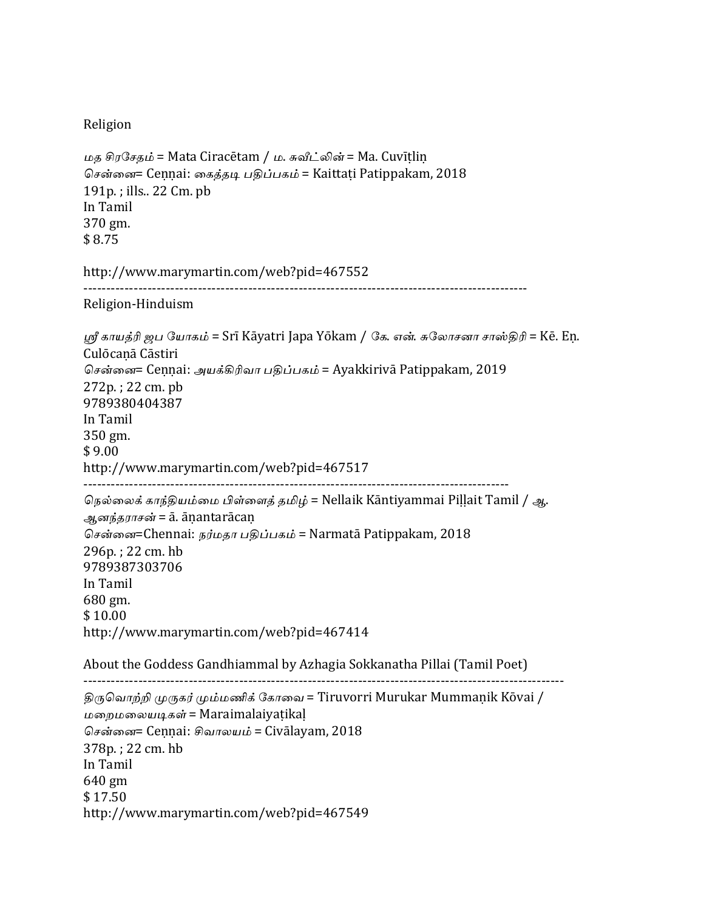Religion

*மத சிரசேதம்* = Mata Ciracētam / *ம. சுவீட்லின்* = Ma. Cuvīṭliṉ
*சென்னை*= Ceṉṉai: *கைத்தடி பதிப்பகம்* = Kaittaṭi Patippakam, 2018
191p. ; ills.. 22 Cm. pb
In Tamil
370 gm.
$ 8.75

http://www.marymartin.com/web?pid=467552

---

Religion-Hinduism

*ஸ்ரீ காயத்ரி ஜப யோகம்* = Srī Kāyatri Japa Yōkam / *கே. என். சுலோசனா சாஸ்திரி* = Kē. Eṉ. Culōcaṇā Cāstiri
*சென்னை*= Ceṉṉai: *அயக்கிரிவா பதிப்பகம்* = Ayakkirivā Patippakam, 2019
272p. ; 22 cm. pb
9789380404387
In Tamil
350 gm.
$ 9.00
http://www.marymartin.com/web?pid=467517

---

*நெல்லைக் காந்தியம்மை பிள்ளைத் தமிழ்* = Nellaik Kāntiyammai Piḷḷait Tamil / *ஆ. ஆனந்தராசன்* = ā. āṇantarācaṇ
*சென்னை*=Chennai: *நர்மதா பதிப்பகம்* = Narmatā Patippakam, 2018
296p. ; 22 cm. hb
9789387303706
In Tamil
680 gm.
$ 10.00
http://www.marymartin.com/web?pid=467414

About the Goddess Gandhiammal by Azhagia Sokkanatha Pillai (Tamil Poet)

---

*திருவொற்றி முருகர் மும்மணிக் கோவை* = Tiruvorri Murukar Mummaṇik Kōvai / *மறைமலையடிகள்* = Maraimalaiyaṭikaḷ
*சென்னை*= Ceṉṉai: *சிவாலயம்* = Civālayam, 2018
378p. ; 22 cm. hb
In Tamil
640 gm
$ 17.50
http://www.marymartin.com/web?pid=467549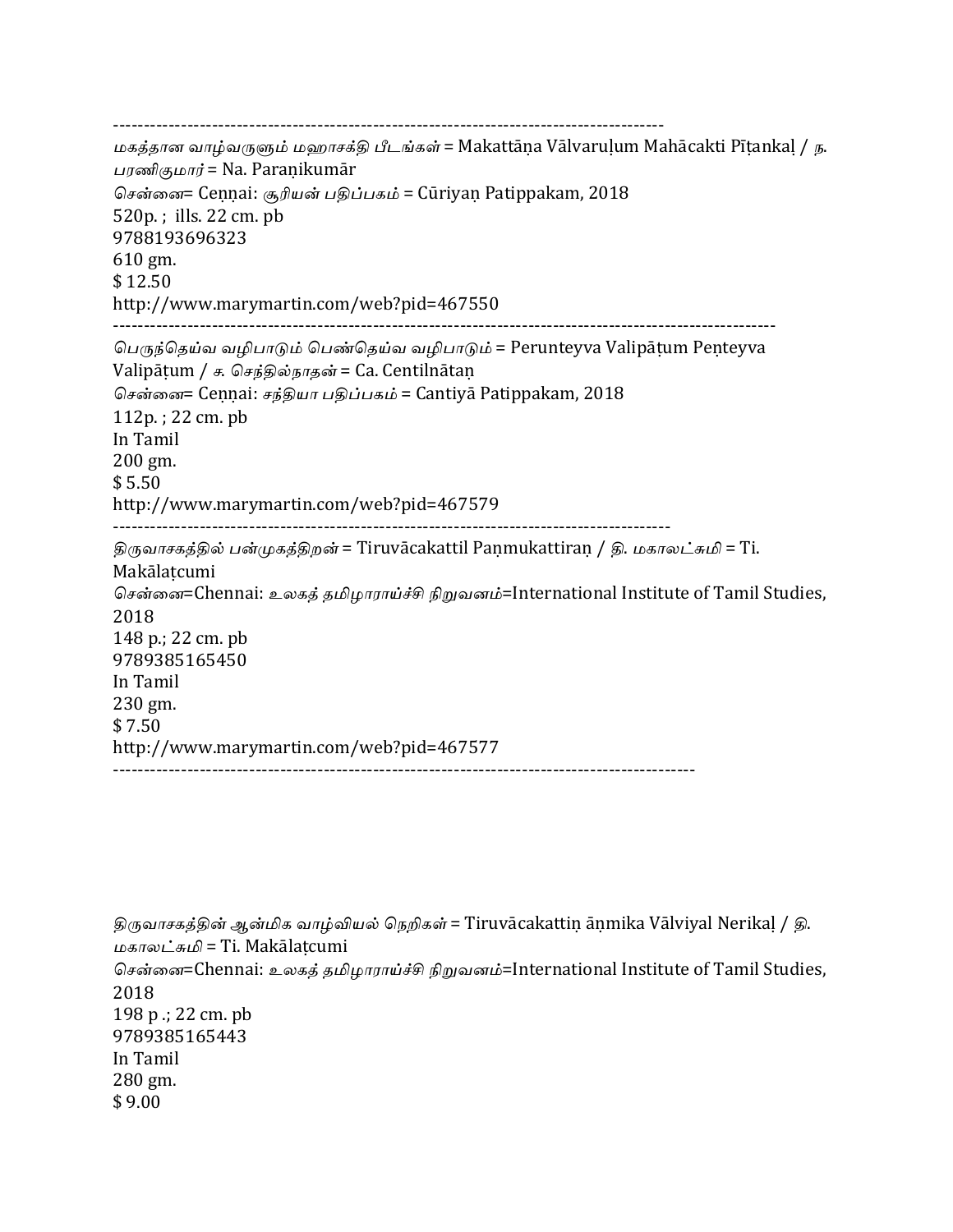------------------------------------------------------------------------------------------

*மகத்தான வாழ்வருளும் மஹாசக்தி பீடங்கள்* = Makattāṇa Vālvaruḷum Mahācakti Pīṭankaḷ / *ந. பரணிகுமார்* = Na. Paraṇikumār

*சென்னை*= Ceṇṇai: *சூரியன் பதிப்பகம்* = Cūriyaṇ Patippakam, 2018

520p. ; ills. 22 cm. pb

9788193696323

610 gm.

$ 12.50

http://www.marymartin.com/web?pid=467550

------------------------------------------------------------------------------------------------------------

*பெருந்தெய்வ வழிபாடும் பெண்தெய்வ வழிபாடும்* = Perunteyva Valipāṭum Peṇteyva Valipāṭum / *ச. செந்தில்நாதன்* = Ca. Centilnātaṇ

*சென்னை*= Ceṇṇai: *சந்தியா பதிப்பகம்* = Cantiyā Patippakam, 2018

112p. ; 22 cm. pb

In Tamil

200 gm.

$ 5.50

http://www.marymartin.com/web?pid=467579

------------------------------------------------------------------------------------------

*திருவாசகத்தில் பன்முகத்திறன்* = Tiruvācakattil Paṇmukattiraṇ / *தி. மகாலட்சுமி* = Ti. Makālaṭcumi

*சென்னை*=Chennai: *உலகத் தமிழாராய்ச்சி நிறுவனம்*=International Institute of Tamil Studies, 2018

148 p.; 22 cm. pb

9789385165450

In Tamil

230 gm.

$ 7.50

http://www.marymartin.com/web?pid=467577

---------------------------------------------------------------------------------------------

*திருவாசகத்தின் ஆன்மிக வாழ்வியல் நெறிகள்* = Tiruvācakattiṇ āṇmika Vālviyal Nerikaḷ / *தி. மகாலட்சுமி* = Ti. Makālaṭcumi

*சென்னை*=Chennai: *உலகத் தமிழாராய்ச்சி நிறுவனம்*=International Institute of Tamil Studies, 2018

198 p .; 22 cm. pb

9789385165443

In Tamil

280 gm.

$ 9.00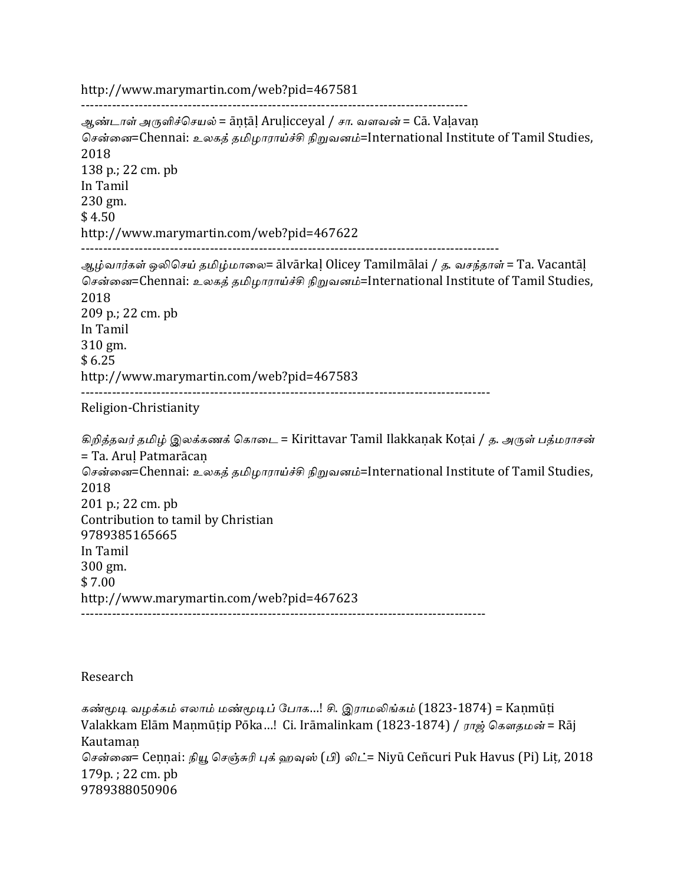http://www.marymartin.com/web?pid=467581

-----------------------------------------------------------------------------------------

*ஆண்டாள் அருளிச்செயல்* = āṇṭāḷ Aruḷicceyal / *சா. வளவன்* = Cā. Vaḷavaṇ
*சென்னை*=Chennai: *உலகத் தமிழாராய்ச்சி நிறுவனம்*=International Institute of Tamil Studies, 2018
138 p.; 22 cm. pb
In Tamil
230 gm.
$ 4.50
http://www.marymartin.com/web?pid=467622

-----------------------------------------------------------------------------------------

*ஆழ்வார்கள் ஒலிசெய் தமிழ்மாலை*= ālvārkaḷ Olicey Tamilmālai / *த. வசந்தாள்* = Ta. Vacantāḷ
*சென்னை*=Chennai: *உலகத் தமிழாராய்ச்சி நிறுவனம்*=International Institute of Tamil Studies, 2018
209 p.; 22 cm. pb
In Tamil
310 gm.
$ 6.25
http://www.marymartin.com/web?pid=467583

-----------------------------------------------------------------------------------------

Religion-Christianity

*கிறித்தவர் தமிழ் இலக்கணக் கொடை* = Kirittavar Tamil Ilakkaṇak Koṭai / *த. அருள் பத்மராசன்* = Ta. Aruḷ Patmarācaṇ
*சென்னை*=Chennai: *உலகத் தமிழாராய்ச்சி நிறுவனம்*=International Institute of Tamil Studies, 2018
201 p.; 22 cm. pb
Contribution to tamil by Christian
9789385165665
In Tamil
300 gm.
$ 7.00
http://www.marymartin.com/web?pid=467623

-----------------------------------------------------------------------------------------

Research

*கண்மூடி வழக்கம் எலாம் மண்மூடிப் போக...! சி. இராமலிங்கம்* (1823-1874) = Kaṇmūṭi Valakkam Elām Maṇmūṭip Pōka…! Ci. Irāmalinkam (1823-1874) / *ராஜ் கௌதமன்* = Rāj Kautamaṇ
*சென்னை*= Ceṇṇai: *நியூ செஞ்சுரி புக் ஹவுஸ் (பி) லிட்*= Niyū Ceñcuri Puk Havus (Pi) Liṭ, 2018
179p. ; 22 cm. pb
9789388050906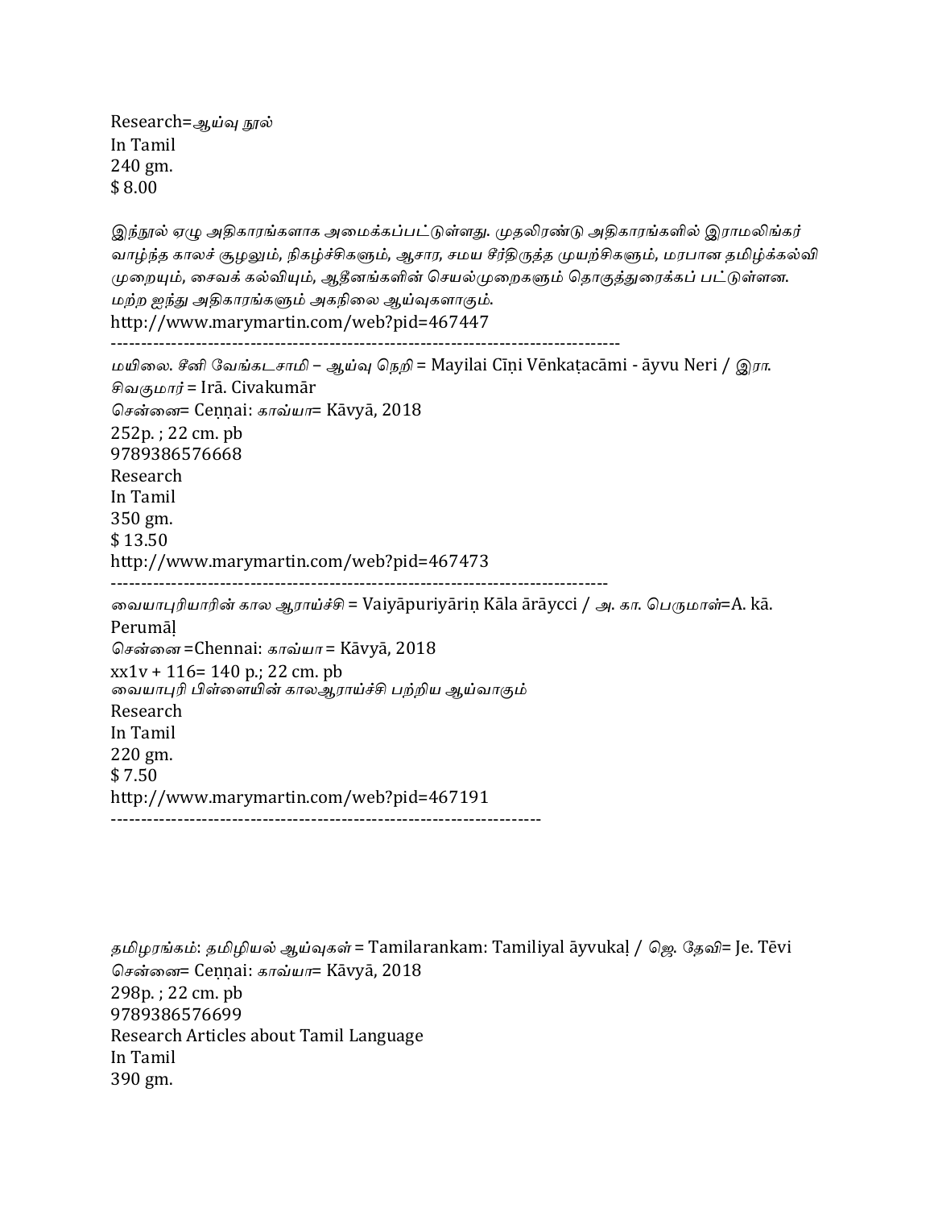Research=ஆய்வு நூல்
In Tamil
240 gm.
$ 8.00

*இந்நூல் ஏழு அதிகாரங்களாக அமைக்கப்பட்டுள்ளது. முதலிரண்டு அதிகாரங்களில் இராமலிங்கர் வாழ்ந்த காலச் சூழலும், நிகழ்ச்சிகளும், ஆசார, சமய சீர்திருத்த முயற்சிகளும், மரபான தமிழ்க்கல்வி முறையும், சைவக் கல்வியும், ஆதீனங்களின் செயல்முறைகளும் தொகுத்துரைக்கப் பட்டுள்ளன. மற்ற ஐந்து அதிகாரங்களும் அகநிலை ஆய்வுகளாகும்.*
http://www.marymartin.com/web?pid=467447
--------------------------------------------------------------------------------

*மயிலை. சீனி வேங்கடசாமி – ஆய்வு நெறி* = Mayilai Cīṇi Vēnkaṭacāmi - āyvu Neri / *இரா. சிவகுமார்* = Irā. Civakumār
*சென்னை*= Ceṇṇai: *காவ்யா*= Kāvyā, 2018
252p. ; 22 cm. pb
9789386576668
Research
In Tamil
350 gm.
$ 13.50
http://www.marymartin.com/web?pid=467473
--------------------------------------------------------------------------------

*வையாபுரியாரின் கால ஆராய்ச்சி* = Vaiyāpuriyāriṇ Kāla ārāycci / *அ. கா. பெருமாள்*=A. kā. Perumāḷ
*சென்னை* =Chennai: *காவ்யா* = Kāvyā, 2018
xx1v + 116= 140 p.; 22 cm. pb
*வையாபுரி பிள்ளையின் காலஆராய்ச்சி பற்றிய ஆய்வாகும்*
Research
In Tamil
220 gm.
$ 7.50
http://www.marymartin.com/web?pid=467191
----------------------------------------------------------------------

*தமிழரங்கம்: தமிழியல் ஆய்வுகள்* = Tamilarankam: Tamiliyal āyvukaḷ / *ஜெ. தேவி*= Je. Tēvi
*சென்னை*= Ceṇṇai: *காவ்யா*= Kāvyā, 2018
298p. ; 22 cm. pb
9789386576699
Research Articles about Tamil Language
In Tamil
390 gm.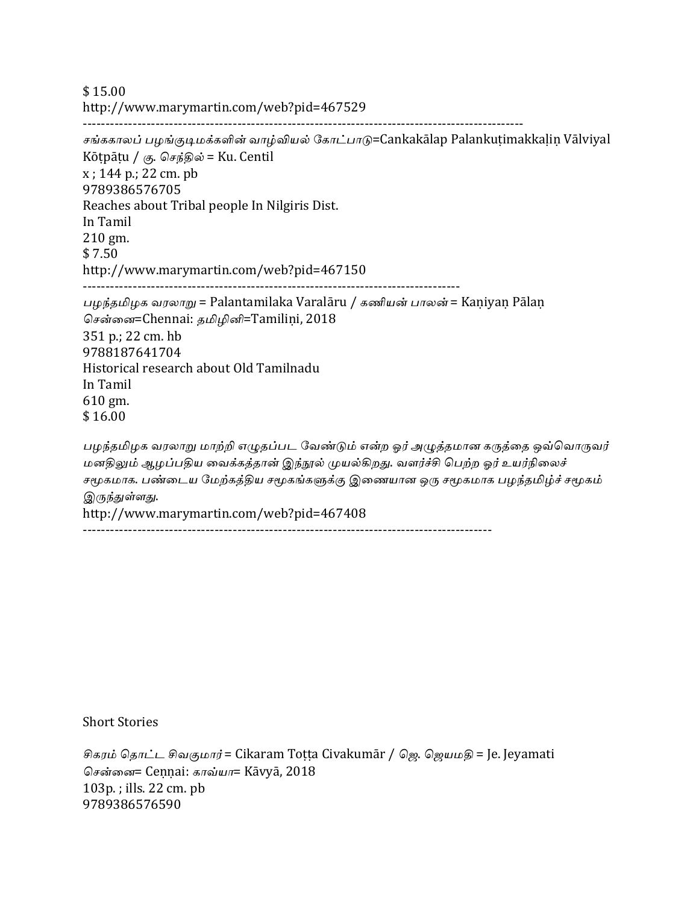$ 15.00
http://www.marymartin.com/web?pid=467529
----------------------------------------------------------------------------------------------
*சங்ககாலப் பழங்குடிமக்களின் வாழ்வியல் கோட்பாடு*=Cankakālap Palankuṭimakkaḷiṉ Vālviyal Kōṭpāṭu / *கு. செந்தில்* = Ku. Centil
x ; 144 p.; 22 cm. pb
9789386576705
Reaches about Tribal people In Nilgiris Dist.
In Tamil
210 gm.
$ 7.50
http://www.marymartin.com/web?pid=467150
----------------------------------------------------------------------------------
*பழந்தமிழக வரலாறு* = Palantamilaka Varalāru / *கணியன் பாலன்* = Kaṇiyaṉ Pālaṉ
*சென்னை*=Chennai: *தமிழினி*=Tamiliṇi, 2018
351 p.; 22 cm. hb
9788187641704
Historical research about Old Tamilnadu
In Tamil
610 gm.
$ 16.00

*பழந்தமிழக வரலாறு மாற்றி எழுதப்பட வேண்டும் என்ற ஓர் அழுத்தமான கருத்தை ஒவ்வொருவர் மனதிலும் ஆழப்பதிய வைக்கத்தான் இந்நூல் முயல்கிறது. வளர்ச்சி பெற்ற ஓர் உயர்நிலைச் சமூகமாக. பண்டைய மேற்கத்திய சமூகங்களுக்கு இணையான ஒரு சமூகமாக பழந்தமிழ்ச் சமூகம் இருந்துள்ளது.*
http://www.marymartin.com/web?pid=467408
-------------------------------------------------------------------------------------------

Short Stories

*சிகரம் தொட்ட சிவகுமார்* = Cikaram Toṭṭa Civakumār / *ஜெ. ஜெயமதி* = Je. Jeyamati
*சென்னை*= Ceṉṉai: *காவ்யா*= Kāvyā, 2018
103p. ; ills. 22 cm. pb
9789386576590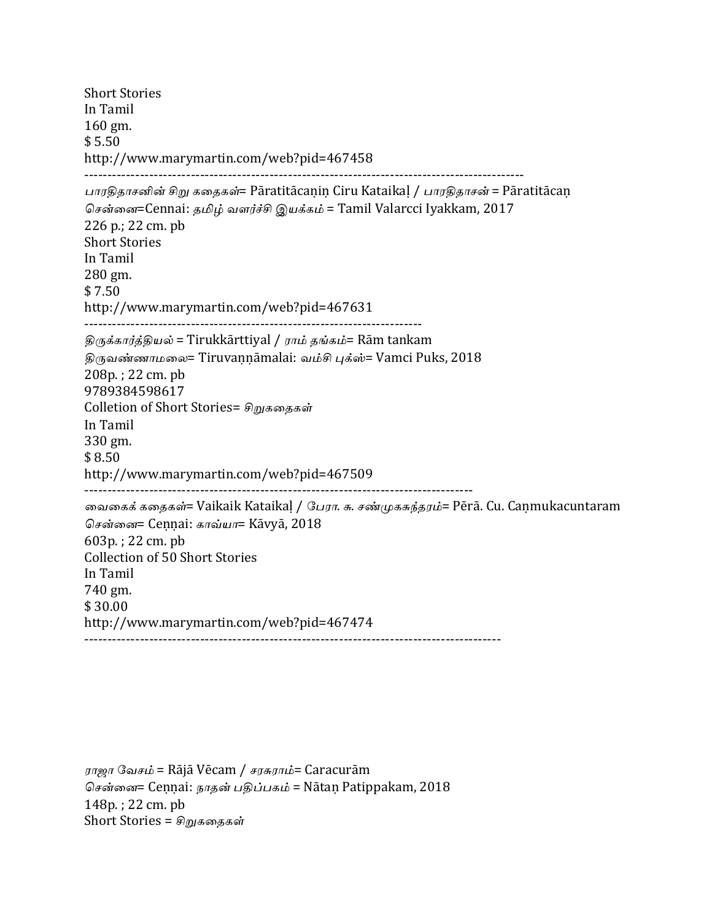Short Stories
In Tamil
160 gm.
$ 5.50
http://www.marymartin.com/web?pid=467458

-----------------------------------------------------------------------------------------------

*பாரதிதாசனின் சிறு கதைகள்*= Pāratitācaṇiṇ Ciru Kataikaḷ / *பாரதிதாசன்* = Pāratitācaṇ
*சென்னை*=Cennai: *தமிழ் வளர்ச்சி இயக்கம்* = Tamil Valarcci Iyakkam, 2017
226 p.; 22 cm. pb
Short Stories
In Tamil
280 gm.
$ 7.50
http://www.marymartin.com/web?pid=467631

------------------------------------------------------------------------

*திருக்கார்த்தியல்* = Tirukkārttiyal / *ராம் தங்கம்*= Rām tankam
*திருவண்ணாமலை*= Tiruvaṇṇāmalai: *வம்சி புக்ஸ்*= Vamci Puks, 2018
208p. ; 22 cm. pb
9789384598617
Colletion of Short Stories= *சிறுகதைகள்*
In Tamil
330 gm.
$ 8.50
http://www.marymartin.com/web?pid=467509

------------------------------------------------------------------------------------

*வைகைக் கதைகள்*= Vaikaik Kataikaḷ / *பேரா. சு. சண்முகசுந்தரம்*= Pērā. Cu. Caṇmukacuntaram
*சென்னை*= Ceṇṇai: *காவ்யா*= Kāvyā, 2018
603p. ; 22 cm. pb
Collection of 50 Short Stories
In Tamil
740 gm.
$ 30.00
http://www.marymartin.com/web?pid=467474

-------------------------------------------------------------------------------------------

*ராஜா வேசம்* = Rājā Vēcam / *சரசுராம்*= Caracurām
*சென்னை*= Ceṇṇai: *நாதன் பதிப்பகம்* = Nātaṇ Patippakam, 2018
148p. ; 22 cm. pb
Short Stories = *சிறுகதைகள்*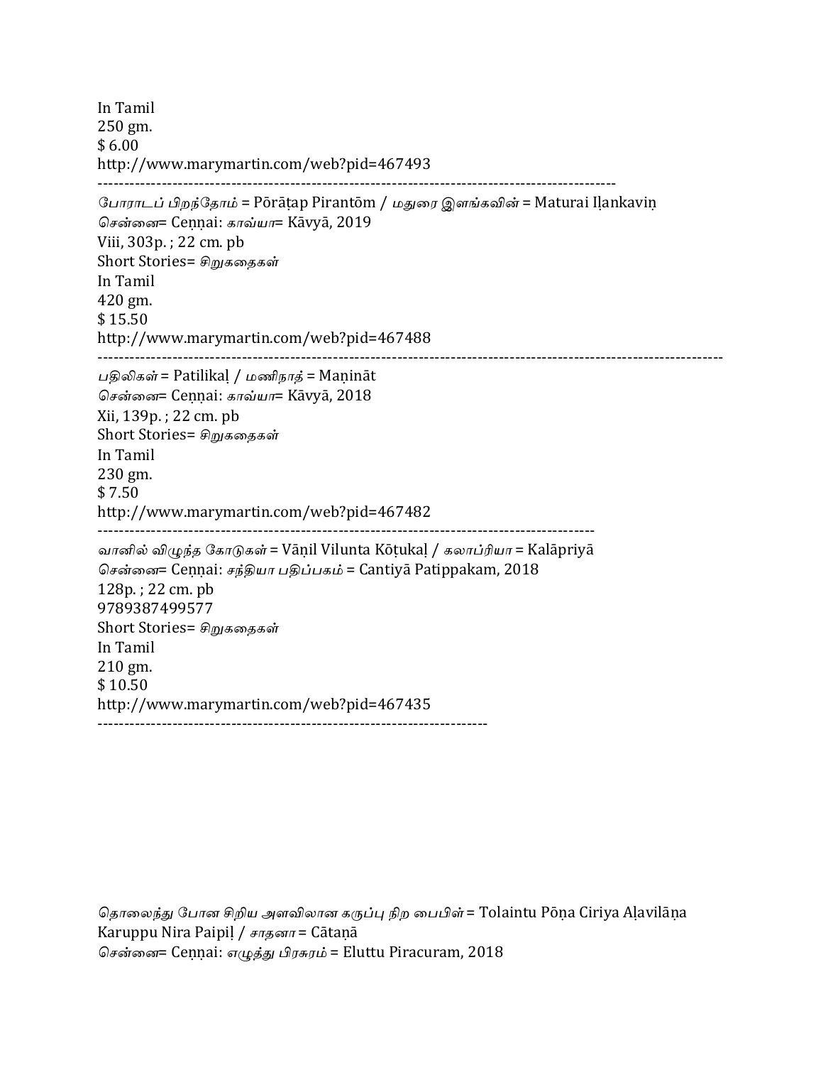In Tamil
250 gm.
$ 6.00
http://www.marymartin.com/web?pid=467493

---

போராடப் பிறந்தோம் = Pōrāṭap Pirantōm / மதுரை இளங்கவின் = Maturai Iḷankaviṉ
சென்னை= Ceṉṉai: காவ்யா= Kāvyā, 2019
Viii, 303p. ; 22 cm. pb
Short Stories= சிறுகதைகள்
In Tamil
420 gm.
$ 15.50
http://www.marymartin.com/web?pid=467488

---

பதிலிகள் = Patilikaḷ / மணிநாத் = Maṇināt
சென்னை= Ceṉṉai: காவ்யா= Kāvyā, 2018
Xii, 139p. ; 22 cm. pb
Short Stories= சிறுகதைகள்
In Tamil
230 gm.
$ 7.50
http://www.marymartin.com/web?pid=467482

---

வானில் விழுந்த கோடுகள் = Vāṉil Vilunta Kōṭukaḷ / கலாப்ரியா = Kalāpriyā
சென்னை= Ceṉṉai: சந்தியா பதிப்பகம் = Cantiyā Patippakam, 2018
128p. ; 22 cm. pb
9789387499577
Short Stories= சிறுகதைகள்
In Tamil
210 gm.
$ 10.50
http://www.marymartin.com/web?pid=467435

---

தொலைந்து போன சிறிய அளவிலான கருப்பு நிற பைபிள் = Tolaintu Pōṉa Ciriya Aḷavilāṉa Karuppu Nira Paipiḷ / சாதனா = Cātaṉā
சென்னை= Ceṉṉai: எழுத்து பிரசுரம் = Eluttu Piracuram, 2018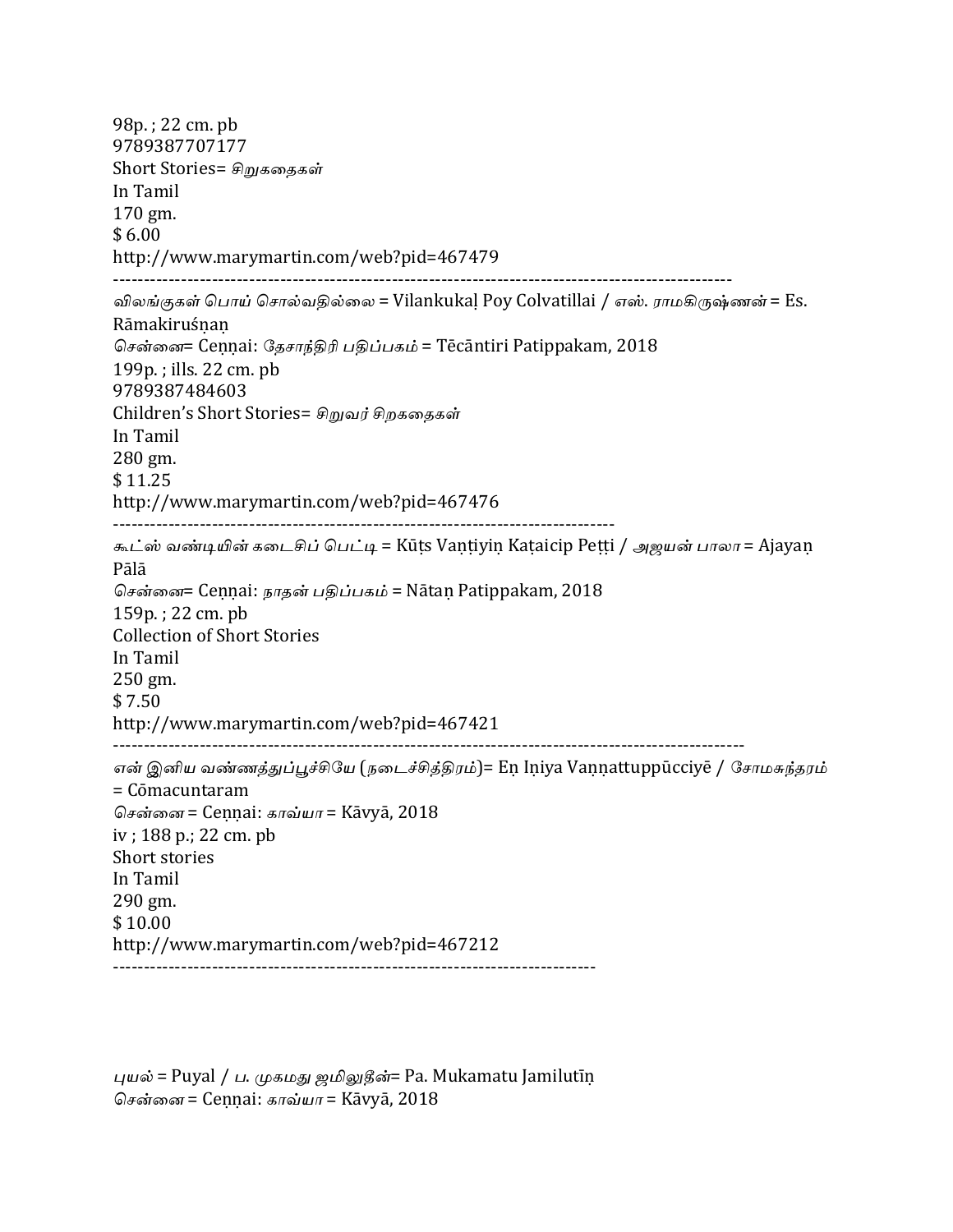98p. ; 22 cm. pb
9789387707177
Short Stories= *சிறுகதைகள்*
In Tamil
170 gm.
$ 6.00
http://www.marymartin.com/web?pid=467479

----------------------------------------------------------------------------------------------------

*விலங்குகள் பொய் சொல்வதில்லை* = Vilankukaḷ Poy Colvatillai / *எஸ். ராமகிருஷ்ணன்* = Es. Rāmakiruśṇaṇ
*சென்னை*= Ceṇṇai: *தேசாந்திரி பதிப்பகம்* = Tēcāntiri Patippakam, 2018
199p. ; ills. 22 cm. pb
9789387484603
Children's Short Stories= *சிறுவர் சிறகதைகள்*
In Tamil
280 gm.
$ 11.25
http://www.marymartin.com/web?pid=467476

--------------------------------------------------------------------------------

*கூட்ஸ் வண்டியின் கடைசிப் பெட்டி* = Kūṭs Vaṇṭiyiṇ Kaṭaicip Peṭṭi / *அஜயன் பாலா* = Ajayaṇ Pālā
*சென்னை*= Ceṇṇai: *நாதன் பதிப்பகம்* = Nātaṇ Patippakam, 2018
159p. ; 22 cm. pb
Collection of Short Stories
In Tamil
250 gm.
$ 7.50
http://www.marymartin.com/web?pid=467421

----------------------------------------------------------------------------------------------------

*என் இனிய வண்ணத்துப்பூச்சியே* (*நடைச்சித்திரம்*)= Eṇ Iṇiya Vaṇṇattuppūcciyē / *சோமசுந்தரம்* = Cōmacuntaram
*சென்னை* = Ceṇṇai: *காவ்யா* = Kāvyā, 2018
iv ; 188 p.; 22 cm. pb
Short stories
In Tamil
290 gm.
$ 10.00
http://www.marymartin.com/web?pid=467212

-----------------------------------------------------------------------------

*புயல்* = Puyal / *ப. முகமது ஜமிலுதீன்*= Pa. Mukamatu Jamilutīṇ
*சென்னை* = Ceṇṇai: *காவ்யா* = Kāvyā, 2018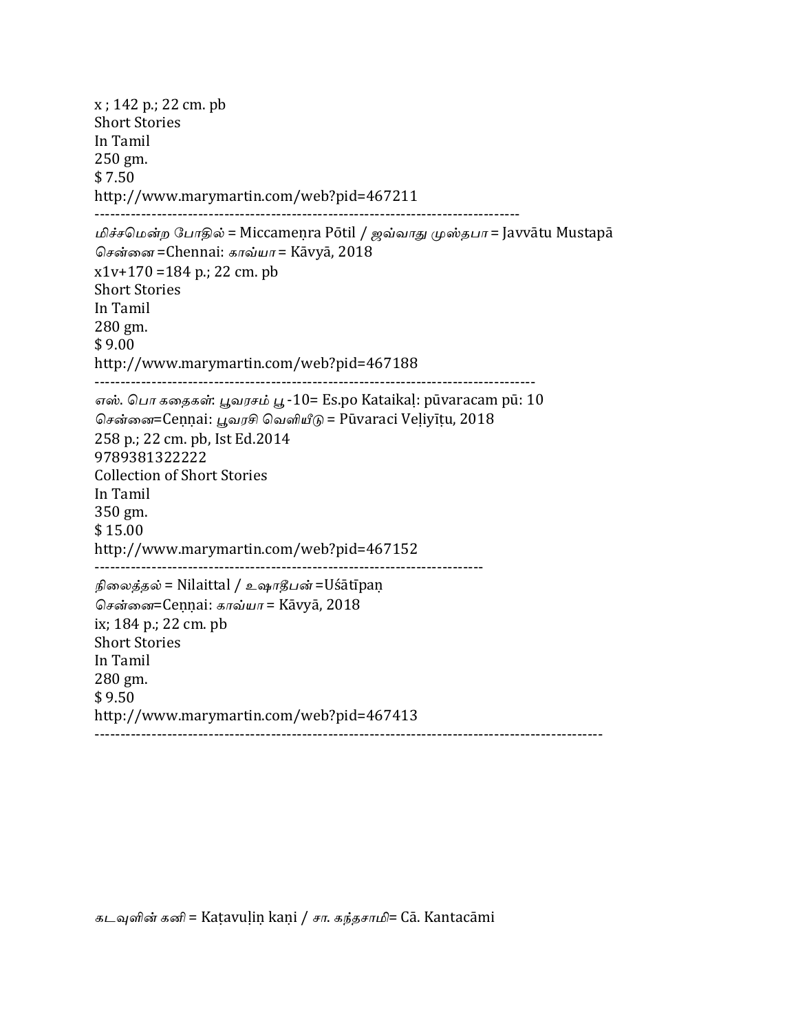x ; 142 p.; 22 cm. pb
Short Stories
In Tamil
250 gm.
$ 7.50
http://www.marymartin.com/web?pid=467211
--------------------------------------------------------------------------------
*மிச்சமென்ற போதில்* = Miccameṇra Pōtil / *ஜவ்வாது முஸ்தபா* = Javvātu Mustapā
*சென்னை* =Chennai: *காவ்யா* = Kāvyā, 2018
x1v+170 =184 p.; 22 cm. pb
Short Stories
In Tamil
280 gm.
$ 9.00
http://www.marymartin.com/web?pid=467188
----------------------------------------------------------------------------------
*எஸ். பொ கதைகள்: பூவரசம் பூ* -10= Es.po Kataikaḷ: pūvaracam pū: 10
*சென்னை*=Ceṇṇai: *பூவரசி வெளியீடு* = Pūvaraci Veḷiyīṭu, 2018
258 p.; 22 cm. pb, Ist Ed.2014
9789381322222
Collection of Short Stories
In Tamil
350 gm.
$ 15.00
http://www.marymartin.com/web?pid=467152
--------------------------------------------------------------------------
*நிலைத்தல்* = Nilaittal / *உஷாதீபன்* =Uśātīpaṇ
*சென்னை*=Ceṇṇai: *காவ்யா* = Kāvyā, 2018
ix; 184 p.; 22 cm. pb
Short Stories
In Tamil
280 gm.
$ 9.50
http://www.marymartin.com/web?pid=467413
-----------------------------------------------------------------------------------------------

*கடவுளின் கனி* = Kaṭavuḷiṇ kaṇi / *சா. கந்தசாமி*= Cā. Kantacāmi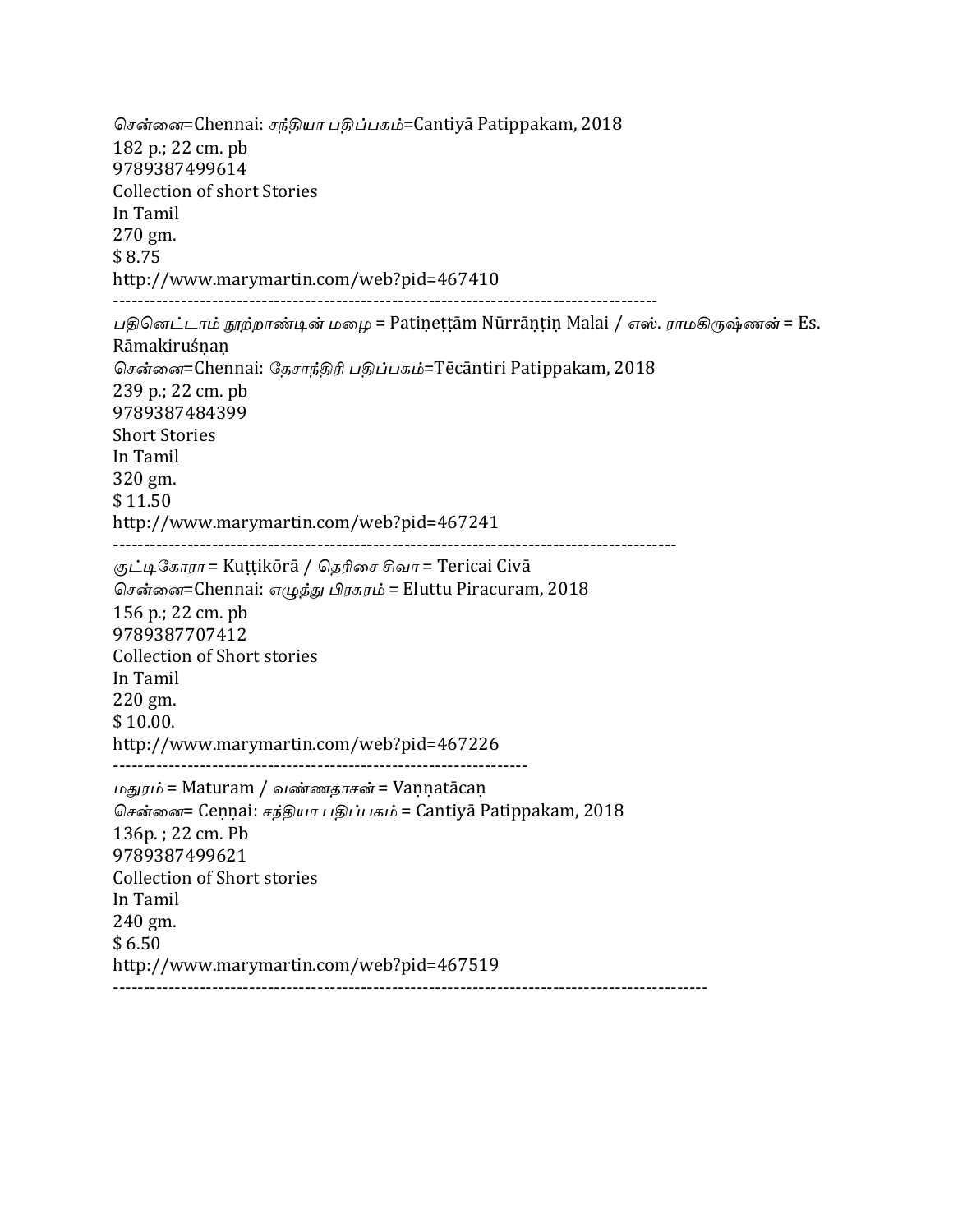சென்னை=Chennai: சந்தியா பதிப்பகம்=Cantiyā Patippakam, 2018
182 p.; 22 cm. pb
9789387499614
Collection of short Stories
In Tamil
270 gm.
$ 8.75
http://www.marymartin.com/web?pid=467410

---

பதினெட்டாம் நூற்றாண்டின் மழை = Patiṇeṭṭām Nūrrāṇṭiṇ Malai / எஸ். ராமகிருஷ்ணன் = Es. Rāmakiruśṇaṇ
சென்னை=Chennai: தேசாந்திரி பதிப்பகம்=Tēcāntiri Patippakam, 2018
239 p.; 22 cm. pb
9789387484399
Short Stories
In Tamil
320 gm.
$ 11.50
http://www.marymartin.com/web?pid=467241

---

குட்டிகோரா = Kuṭṭikōrā / தெரிசை சிவா = Tericai Civā
சென்னை=Chennai: எழுத்து பிரசுரம் = Eluttu Piracuram, 2018
156 p.; 22 cm. pb
9789387707412
Collection of Short stories
In Tamil
220 gm.
$ 10.00.
http://www.marymartin.com/web?pid=467226

---

மதுரம் = Maturam / வண்ணதாசன் = Vaṇṇatācaṇ
சென்னை= Ceṇṇai: சந்தியா பதிப்பகம் = Cantiyā Patippakam, 2018
136p. ; 22 cm. Pb
9789387499621
Collection of Short stories
In Tamil
240 gm.
$ 6.50
http://www.marymartin.com/web?pid=467519

---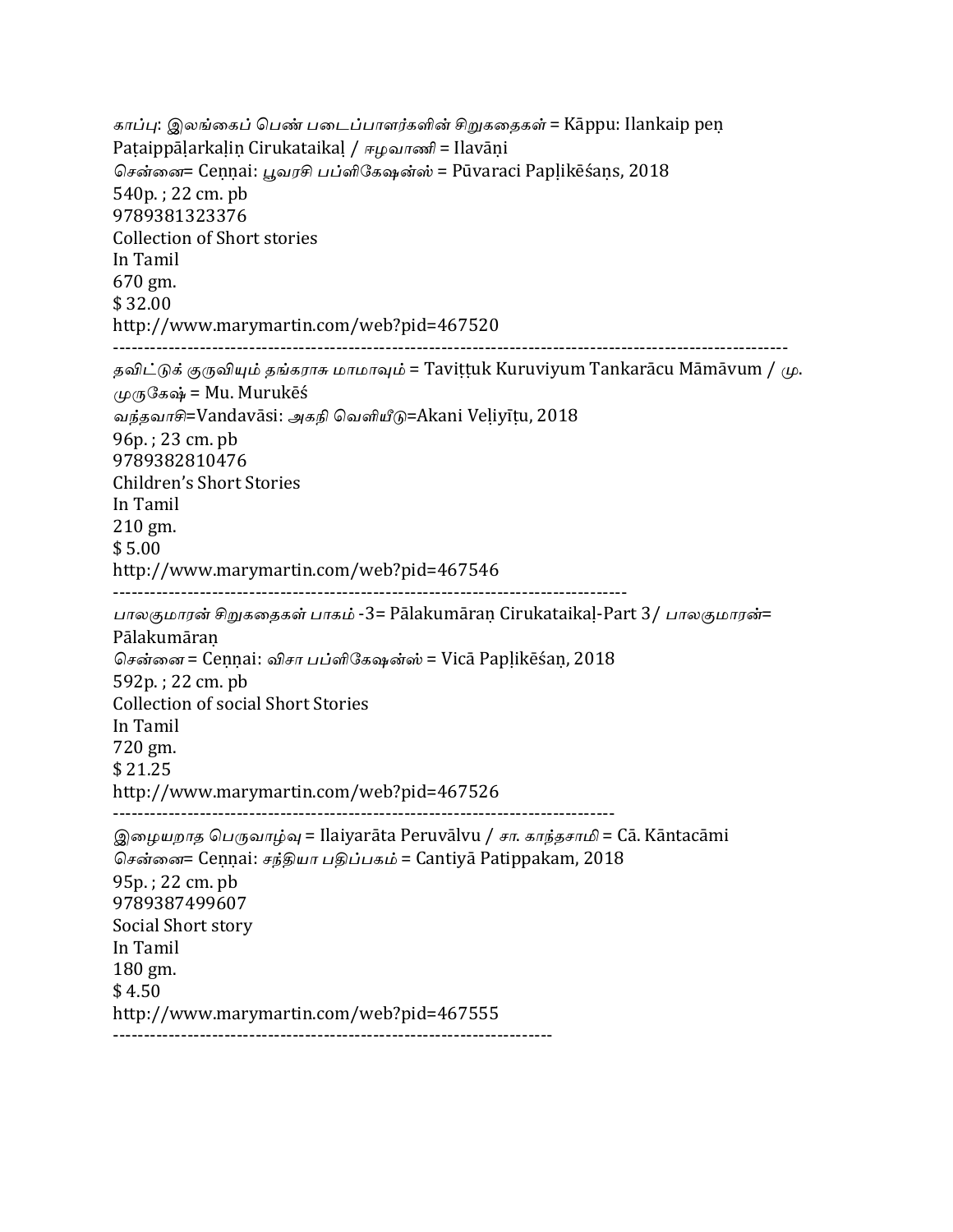*காப்பு: இலங்கைப் பெண் படைப்பாளர்களின் சிறுகதைகள்* = Kāppu: Ilankaip peṇ Paṭaippāḷarkaḷiṉ Cirukataikaḷ / *ஈழவாணி* = Ilavāṇi
*சென்னை*= Ceṇṇai: *பூவரசி பப்ளிகேஷன்ஸ்* = Pūvaraci Papḷikēśaṇs, 2018
540p. ; 22 cm. pb
9789381323376
Collection of Short stories
In Tamil
670 gm.
$ 32.00
http://www.marymartin.com/web?pid=467520

---

*தவிட்டுக் குருவியும் தங்கராசு மாமாவும்* = Taviṭṭuk Kuruviyum Tankarācu Māmāvum / *மு. முருகேஷ்* = Mu. Murukēś
*வந்தவாசி*=Vandavāsi: *அகநி வெளியீடு*=Akani Veḷiyīṭu, 2018
96p. ; 23 cm. pb
9789382810476
Children's Short Stories
In Tamil
210 gm.
$ 5.00
http://www.marymartin.com/web?pid=467546

---

*பாலகுமாரன் சிறுகதைகள் பாகம்* -3= Pālakumāraṇ Cirukataikaḷ-Part 3/ *பாலகுமாரன்*= Pālakumāraṇ
*சென்னை* = Ceṇṇai: *விசா பப்ளிகேஷன்ஸ்* = Vicā Papḷikēśaṇ, 2018
592p. ; 22 cm. pb
Collection of social Short Stories
In Tamil
720 gm.
$ 21.25
http://www.marymartin.com/web?pid=467526

---

*இழையறாத பெருவாழ்வு* = Ilaiyarāta Peruvālvu / *சா. காந்தசாமி* = Cā. Kāntacāmi
*சென்னை*= Ceṇṇai: *சந்தியா பதிப்பகம்* = Cantiyā Patippakam, 2018
95p. ; 22 cm. pb
9789387499607
Social Short story
In Tamil
180 gm.
$ 4.50
http://www.marymartin.com/web?pid=467555

---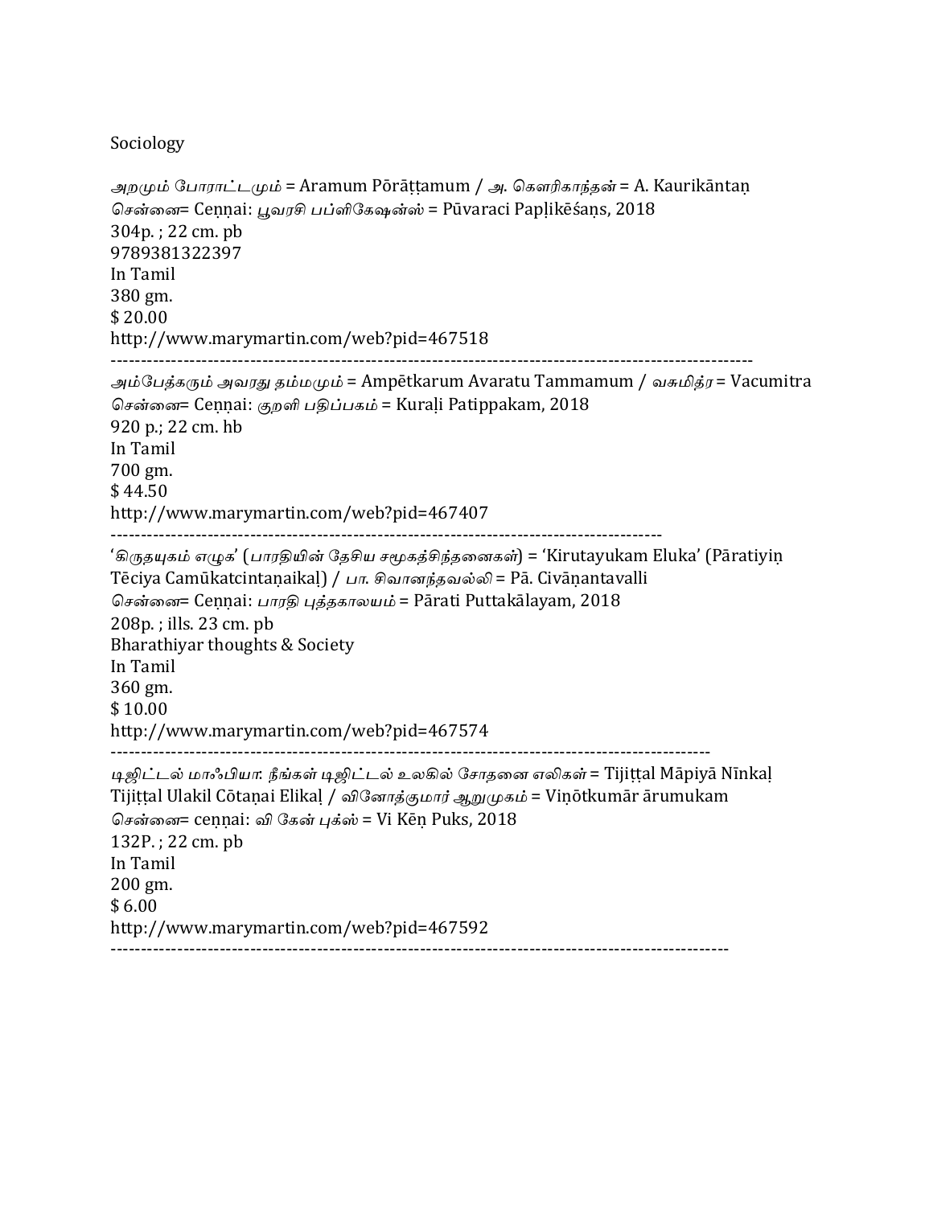Sociology

*அறமும் போராட்டமும்* = Aramum Pōrāṭṭamum / *அ. கௌரிகாந்தன்* = A. Kaurikāntaṇ
*சென்னை*= Ceṇṇai: *பூவரசி பப்ளிகேஷன்ஸ்* = Pūvaraci Papḷikēśaṇs, 2018
304p. ; 22 cm. pb
9789381322397
In Tamil
380 gm.
$ 20.00
http://www.marymartin.com/web?pid=467518

---

*அம்பேத்கரும் அவரது தம்மமும்* = Ampētkarum Avaratu Tammamum / *வசுமித்ர* = Vacumitra
*சென்னை*= Ceṇṇai: *குறளி பதிப்பகம்* = Kuraḷi Patippakam, 2018
920 p.; 22 cm. hb
In Tamil
700 gm.
$ 44.50
http://www.marymartin.com/web?pid=467407

---

'*கிருதயுகம் எழுக*' (*பாரதியின் தேசிய சமூகச்சிந்தனைகள்*) = 'Kirutayukam Eluka' (Pāratiyiṇ Tēciya Camūkatcintaṇaikaḷ) / *பா. சிவானந்தவல்லி* = Pā. Civāṇantavalli
*சென்னை*= Ceṇṇai: *பாரதி புத்தகாலயம்* = Pārati Puttakālayam, 2018
208p. ; ills. 23 cm. pb
Bharathiyar thoughts & Society
In Tamil
360 gm.
$ 10.00
http://www.marymartin.com/web?pid=467574

---

*டிஜிட்டல் மாஃபியா: நீங்கள் டிஜிட்டல் உலகில் சோதனை எலிகள்* = Tijiṭṭal Māpiyā Nīnkaḷ Tijiṭṭal Ulakil Cōtaṇai Elikaḷ / *வினோத்குமார் ஆறுமுகம்* = Viṇōtkumār ārumukam
*சென்னை*= ceṇṇai: *வி கேன் புக்ஸ்* = Vi Kēṇ Puks, 2018
132P. ; 22 cm. pb
In Tamil
200 gm.
$ 6.00
http://www.marymartin.com/web?pid=467592

---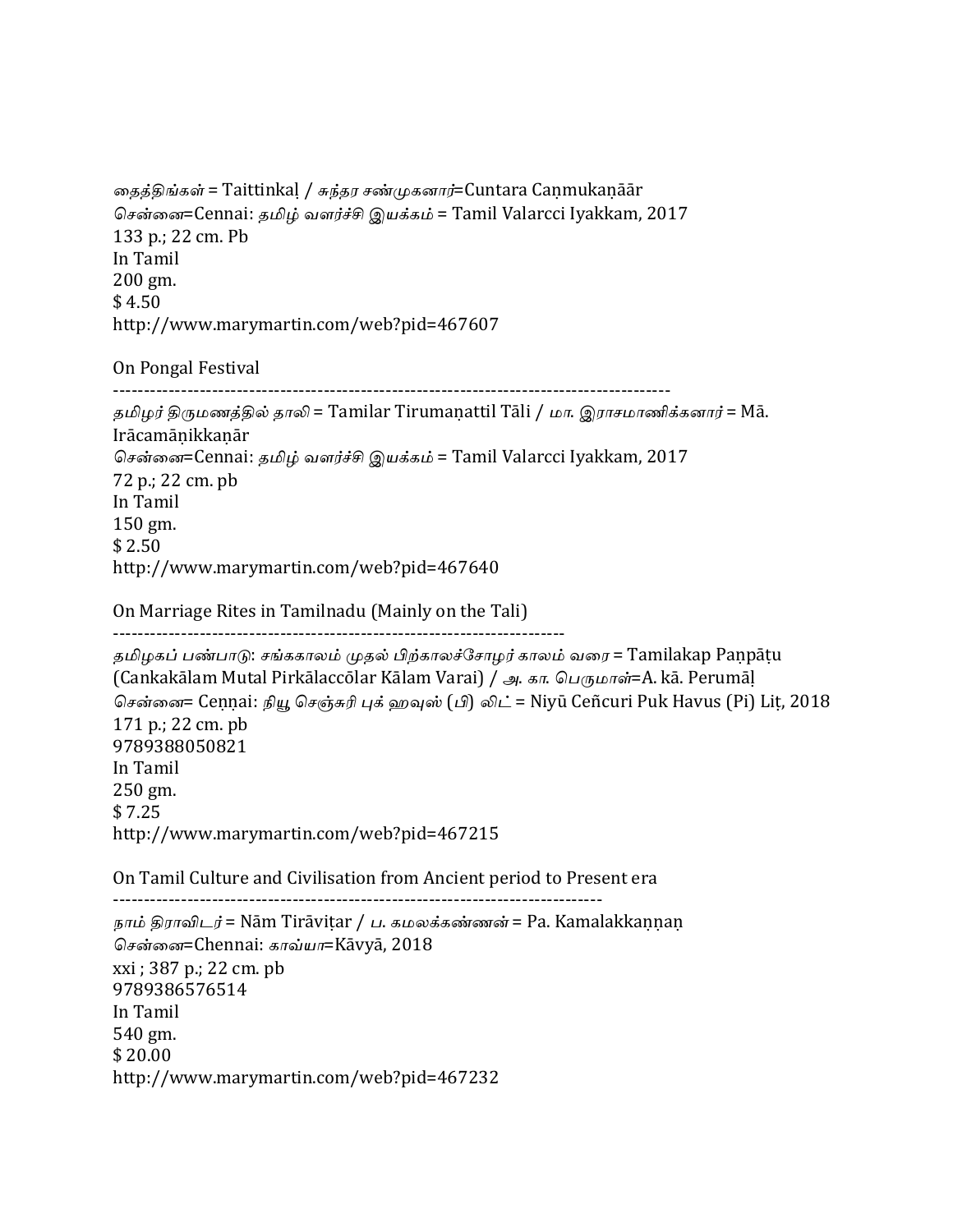*தைத்திங்கள்* = Taittinkaḷ / *சுந்தர சண்முகனார்*=Cuntara Caṇmukaṇāār
*சென்னை*=Cennai: *தமிழ் வளர்ச்சி இயக்கம்* = Tamil Valarcci Iyakkam, 2017
133 p.; 22 cm. Pb
In Tamil
200 gm.
$ 4.50
http://www.marymartin.com/web?pid=467607

On Pongal Festival

---

*தமிழர் திருமணத்தில் தாலி* = Tamilar Tirumaṇattil Tāli / *மா. இராசமாணிக்கனார்* = Mā. Irācamāṇikkaṇār
*சென்னை*=Cennai: *தமிழ் வளர்ச்சி இயக்கம்* = Tamil Valarcci Iyakkam, 2017
72 p.; 22 cm. pb
In Tamil
150 gm.
$ 2.50
http://www.marymartin.com/web?pid=467640

On Marriage Rites in Tamilnadu (Mainly on the Tali)

---

*தமிழகப் பண்பாடு: சங்ககாலம் முதல் பிற்காலச்சோழர் காலம் வரை* = Tamilakap Paṇpāṭu (Cankakālam Mutal Pirkālaccōlar Kālam Varai) / *அ. கா. பெருமாள்*=A. kā. Perumāḷ
*சென்னை*= Ceṇṇai: *நியூ செஞ்சுரி புக் ஹவுஸ் (பி) லிட்* = Niyū Ceñcuri Puk Havus (Pi) Liṭ, 2018
171 p.; 22 cm. pb
9789388050821
In Tamil
250 gm.
$ 7.25
http://www.marymartin.com/web?pid=467215

On Tamil Culture and Civilisation from Ancient period to Present era

---

*நாம் திராவிடர்* = Nām Tirāviṭar / *ப. கமலக்கண்ணன்* = Pa. Kamalakkaṇṇaṇ
*சென்னை*=Chennai: *காவ்யா*=Kāvyā, 2018
xxi ; 387 p.; 22 cm. pb
9789386576514
In Tamil
540 gm.
$ 20.00
http://www.marymartin.com/web?pid=467232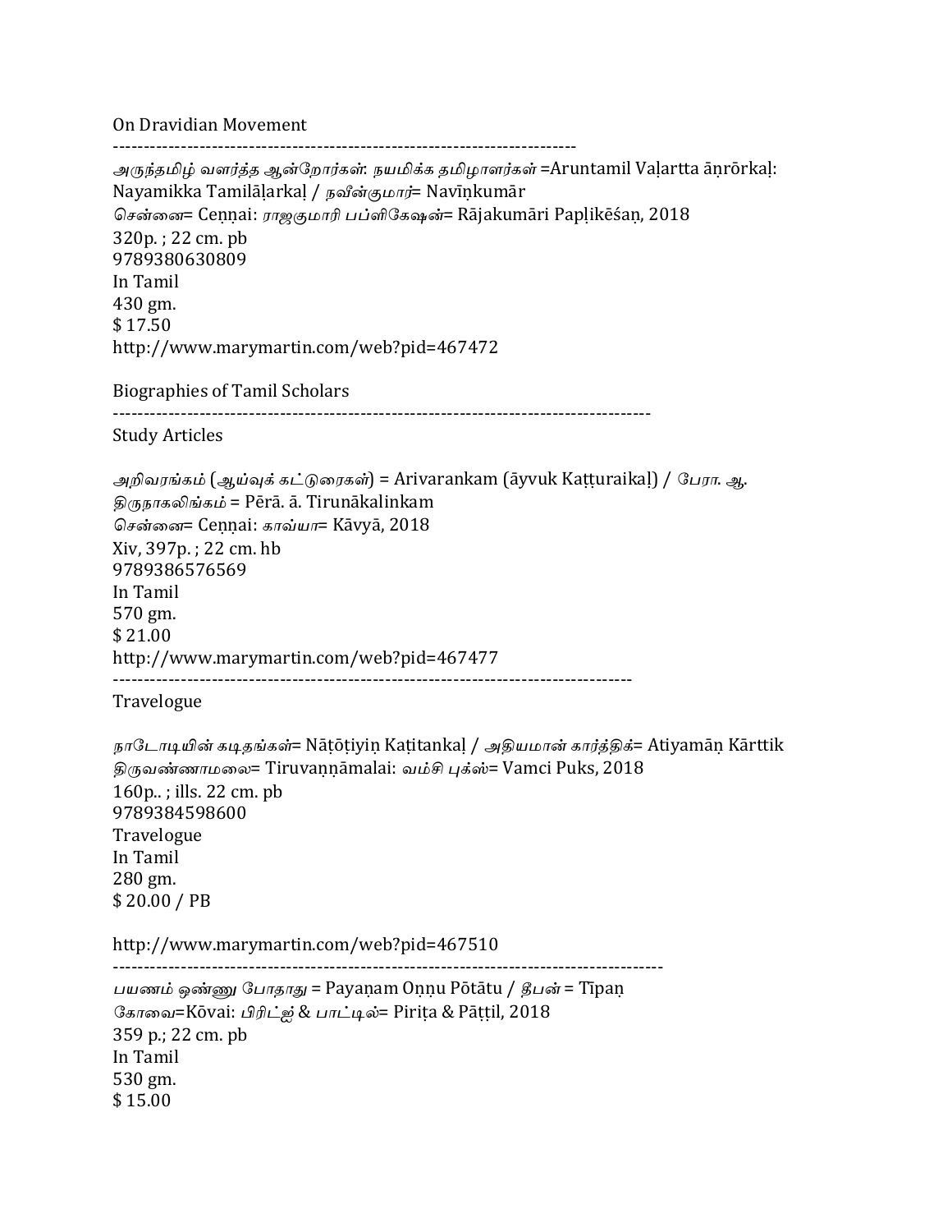On Dravidian Movement

---

*அருந்தமிழ் வளர்த்த ஆன்றோர்கள்: நயமிக்க தமிழாளர்கள்* =Aruntamil Vaḷartta āṉrōrkaḷ: Nayamikka Tamilāḷarkaḷ / *நவீன்குமார்*= Navīṉkumār
*சென்னை*= Ceṉṉai: *ராஜகுமாரி பப்ளிகேஷன்*= Rājakumāri Papḷikēśaṉ, 2018
320p. ; 22 cm. pb
9789380630809
In Tamil
430 gm.
$ 17.50
http://www.marymartin.com/web?pid=467472

Biographies of Tamil Scholars

---

Study Articles

*அறிவரங்கம்* (*ஆய்வுக் கட்டுரைகள்*) = Arivarankam (āyvuk Kaṭṭuraikaḷ) / *பேரா. ஆ. திருநாகலிங்கம்* = Pērā. ā. Tirunākalinkam
*சென்னை*= Ceṉṉai: *காவ்யா*= Kāvyā, 2018
Xiv, 397p. ; 22 cm. hb
9789386576569
In Tamil
570 gm.
$ 21.00
http://www.marymartin.com/web?pid=467477

---

Travelogue

*நாடோடியின் கடிதங்கள்*= Nāṭōṭiyiṉ Kaṭitankaḷ / *அதியமான் கார்த்திக்*= Atiyamāṉ Kārttik
*திருவண்ணாமலை*= Tiruvaṇṇāmalai: *வம்சி புக்ஸ்*= Vamci Puks, 2018
160p.. ; ills. 22 cm. pb
9789384598600
Travelogue
In Tamil
280 gm.
$ 20.00 / PB

http://www.marymartin.com/web?pid=467510

---

*பயணம் ஒண்ணு போதாது* = Payaṇam Oṇṇu Pōtātu / *தீபன்* = Tīpaṇ
*கோவை*=Kōvai: *பிரிட்ஜ் & பாட்டில்*= Piriṭa & Pāṭṭil, 2018
359 p.; 22 cm. pb
In Tamil
530 gm.
$ 15.00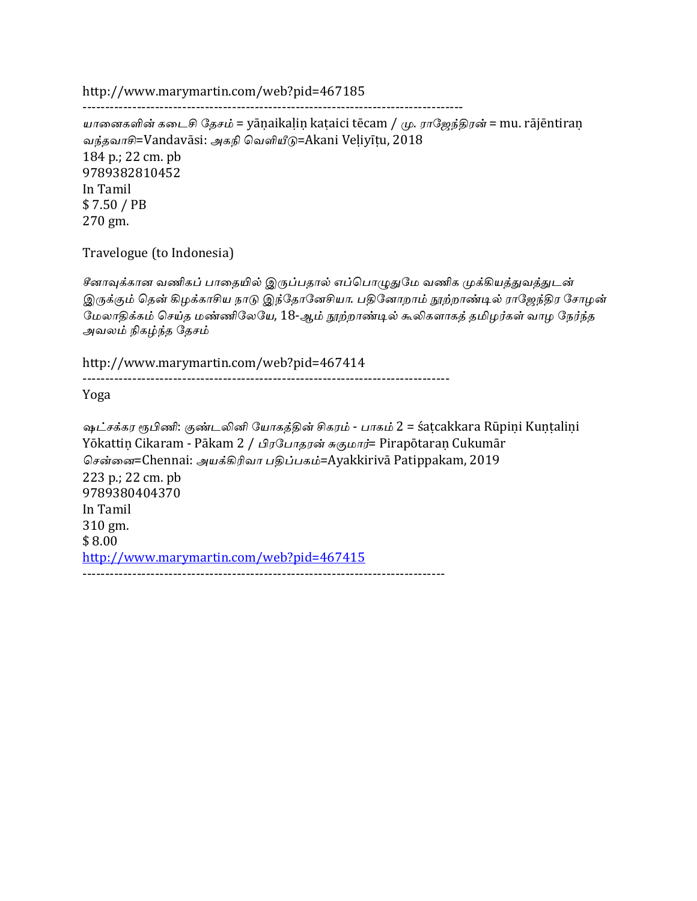http://www.marymartin.com/web?pid=467185

--------------------------------------------------------------------------------

*யானைகளின் கடைசி தேசம்* = yāṇaikaḷiṉ kaṭaici tēcam / *மு. ராஜேந்திரன்* = mu. rājēntiraṉ
*வந்தவாசி*=Vandavāsi: *அகநி வெளியீடு*=Akani Veḷiyīṭu, 2018
184 p.; 22 cm. pb
9789382810452
In Tamil
$ 7.50 / PB
270 gm.

Travelogue (to Indonesia)

*சீனாவுக்கான வணிகப் பாதையில் இருப்பதால் எப்பொழுதுமே வணிக முக்கியத்துவத்துடன் இருக்கும் தென் கிழக்காசிய நாடு இந்தோனேசியா. பதினோறாம் நூற்றாண்டில் ராஜேந்திர சோழன் மேலாதிக்கம் செய்த மண்ணிலேயே,* 18-*ஆம் நூற்றாண்டில் கூலிகளாகத் தமிழர்கள் வாழ நேர்ந்த அவலம் நிகழ்ந்த தேசம்*

http://www.marymartin.com/web?pid=467414

--------------------------------------------------------------------------------

Yoga

*ஷட்சக்கர ரூபிணி: குண்டலினி யோகத்தின் சிகரம் - பாகம்* 2 = śaṭcakkara Rūpiṇi Kuṇṭaliṇi Yōkattiṉ Cikaram - Pākam 2 / *பிரபோதரன் சுகுமார்*= Pirapōtaraṉ Cukumār
*சென்னை*=Chennai: *அயக்கிரிவா பதிப்பகம்*=Ayakkirivā Patippakam, 2019
223 p.; 22 cm. pb
9789380404370
In Tamil
310 gm.
$ 8.00
http://www.marymartin.com/web?pid=467415

--------------------------------------------------------------------------------